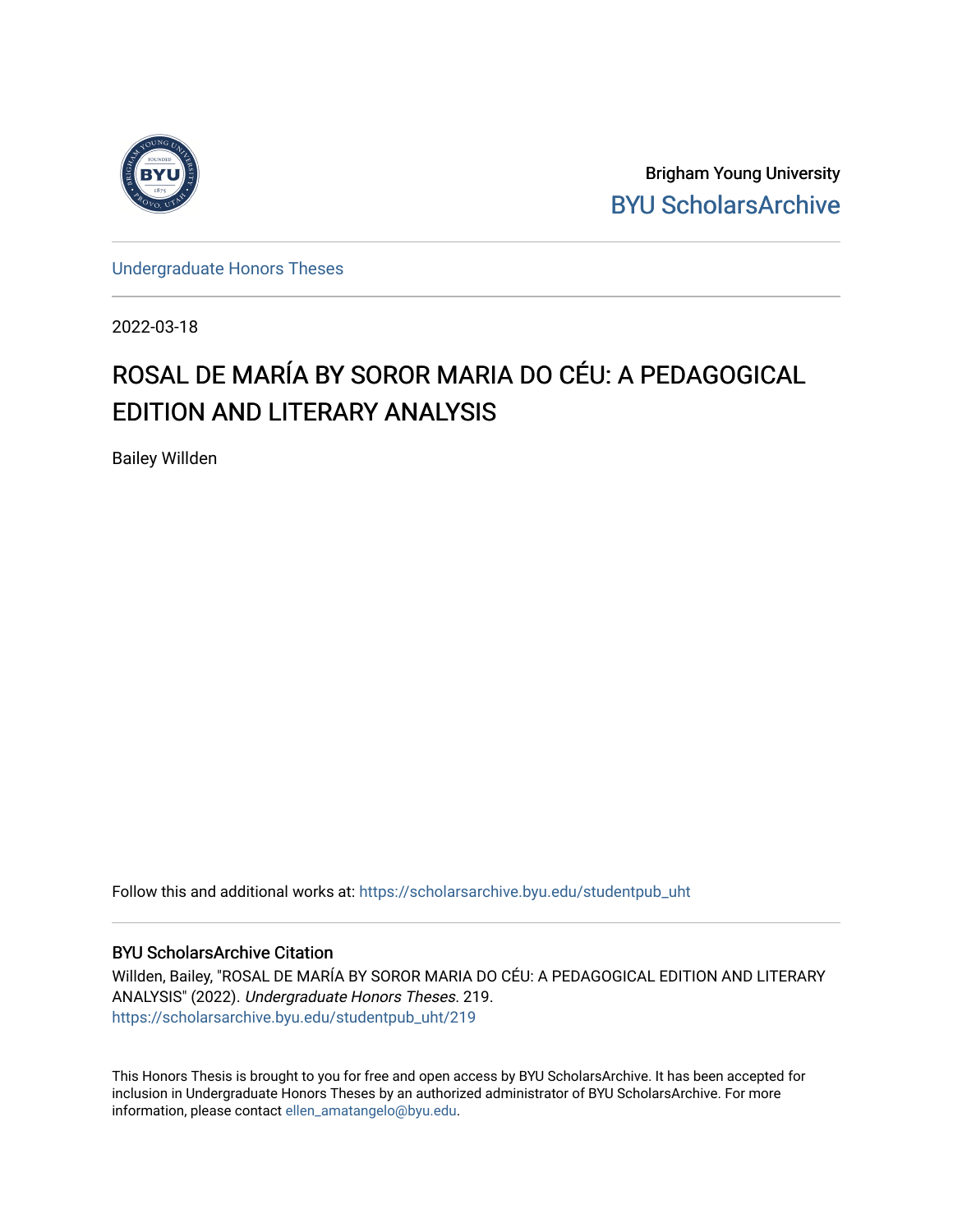Brigham Young University

BYU ScholarsArchive

Undergraduate Honors Theses

2022-03-18

# ROSAL DE MARÍA BY SOROR MARIA DO CÉU: A PEDAGOGICAL EDITION AND LITERARY ANALYSIS

Bailey Willden

Follow this and additional works at: https://scholarsarchive.byu.edu/studentpub_uht

## BYU ScholarsArchive Citation

Willden, Bailey, "ROSAL DE MARÍA BY SOROR MARIA DO CÉU: A PEDAGOGICAL EDITION AND LITERARY ANALYSIS" (2022). *Undergraduate Honors Theses*. 219.
https://scholarsarchive.byu.edu/studentpub_uht/219

This Honors Thesis is brought to you for free and open access by BYU ScholarsArchive. It has been accepted for inclusion in Undergraduate Honors Theses by an authorized administrator of BYU ScholarsArchive. For more information, please contact ellen_amatangelo@byu.edu.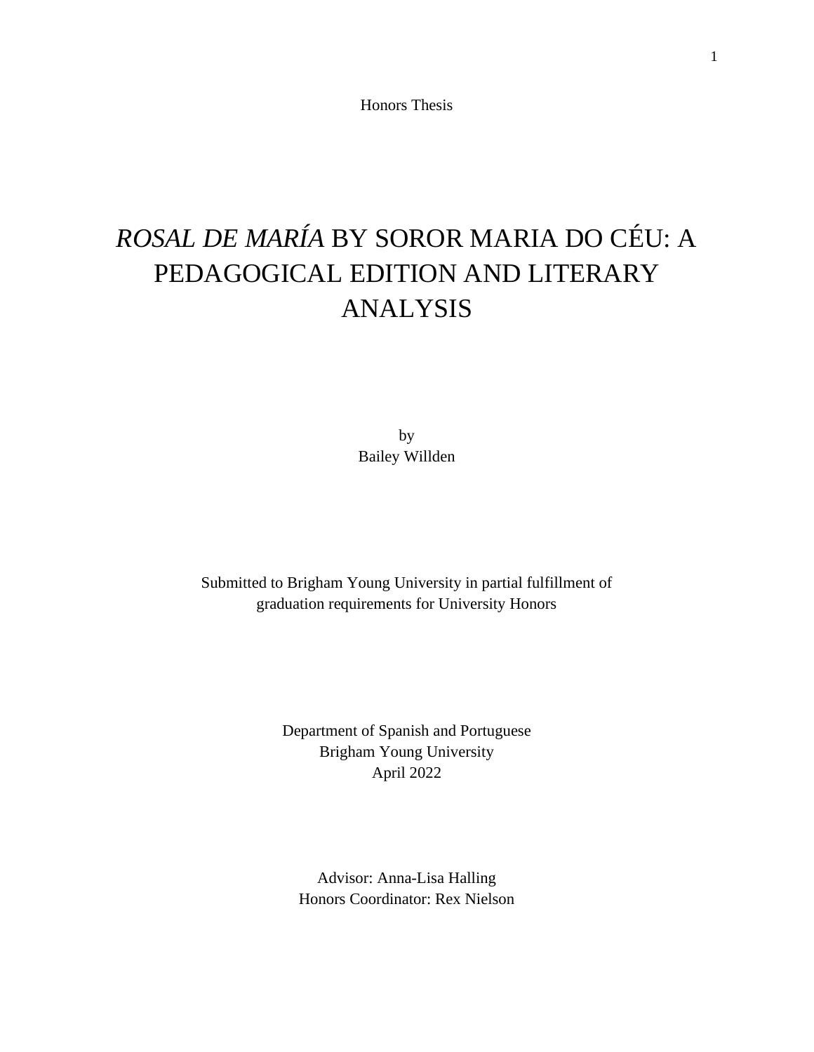Honors Thesis

# *ROSAL DE MARÍA* BY SOROR MARIA DO CÉU: A PEDAGOGICAL EDITION AND LITERARY ANALYSIS

by
Bailey Willden

Submitted to Brigham Young University in partial fulfillment of graduation requirements for University Honors

Department of Spanish and Portuguese
Brigham Young University
April 2022

Advisor: Anna-Lisa Halling
Honors Coordinator: Rex Nielson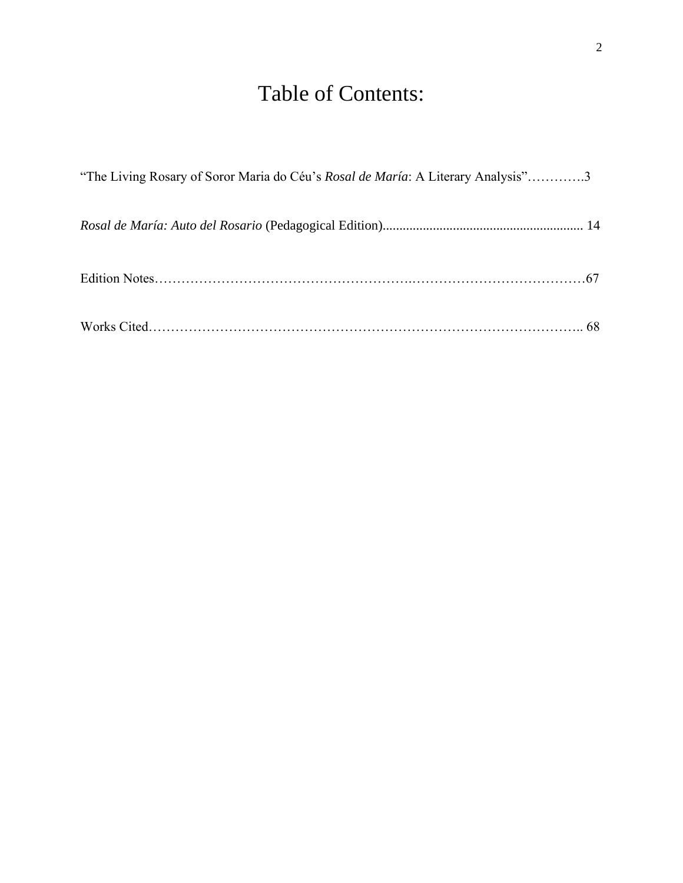# Table of Contents:

"The Living Rosary of Soror Maria do Céu's *Rosal de María*: A Literary Analysis"………….3

*Rosal de María: Auto del Rosario* (Pedagogical Edition)........................................................... 14

Edition Notes…………………………………………………….…………………………………67

Works Cited…………………………………………………………………………………….. 68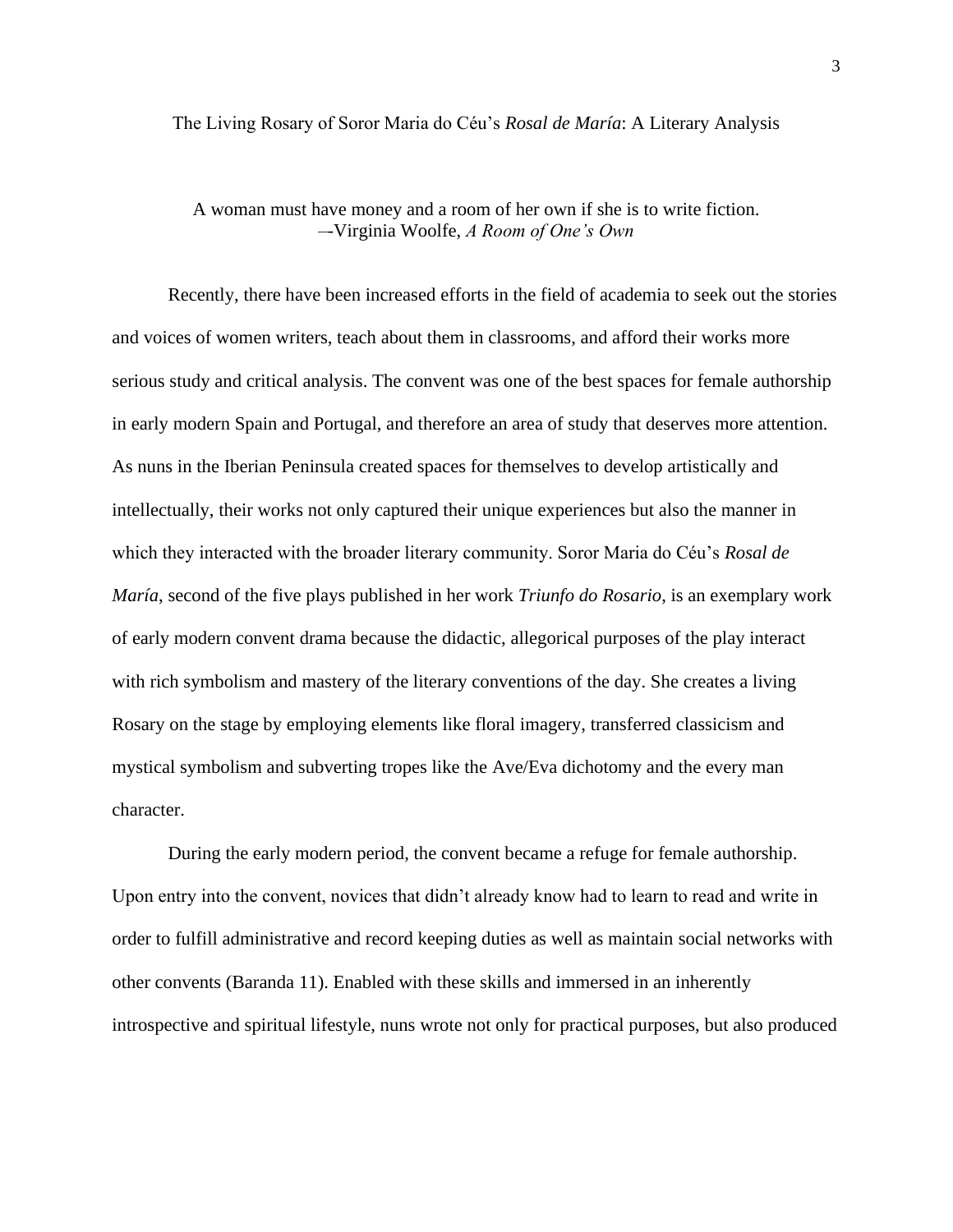# The Living Rosary of Soror Maria do Céu's *Rosal de María*: A Literary Analysis

> A woman must have money and a room of her own if she is to write fiction.
> –-Virginia Woolfe, *A Room of One's Own*

Recently, there have been increased efforts in the field of academia to seek out the stories and voices of women writers, teach about them in classrooms, and afford their works more serious study and critical analysis. The convent was one of the best spaces for female authorship in early modern Spain and Portugal, and therefore an area of study that deserves more attention. As nuns in the Iberian Peninsula created spaces for themselves to develop artistically and intellectually, their works not only captured their unique experiences but also the manner in which they interacted with the broader literary community. Soror Maria do Céu's *Rosal de María*, second of the five plays published in her work *Triunfo do Rosario*, is an exemplary work of early modern convent drama because the didactic, allegorical purposes of the play interact with rich symbolism and mastery of the literary conventions of the day. She creates a living Rosary on the stage by employing elements like floral imagery, transferred classicism and mystical symbolism and subverting tropes like the Ave/Eva dichotomy and the every man character.

During the early modern period, the convent became a refuge for female authorship. Upon entry into the convent, novices that didn't already know had to learn to read and write in order to fulfill administrative and record keeping duties as well as maintain social networks with other convents (Baranda 11). Enabled with these skills and immersed in an inherently introspective and spiritual lifestyle, nuns wrote not only for practical purposes, but also produced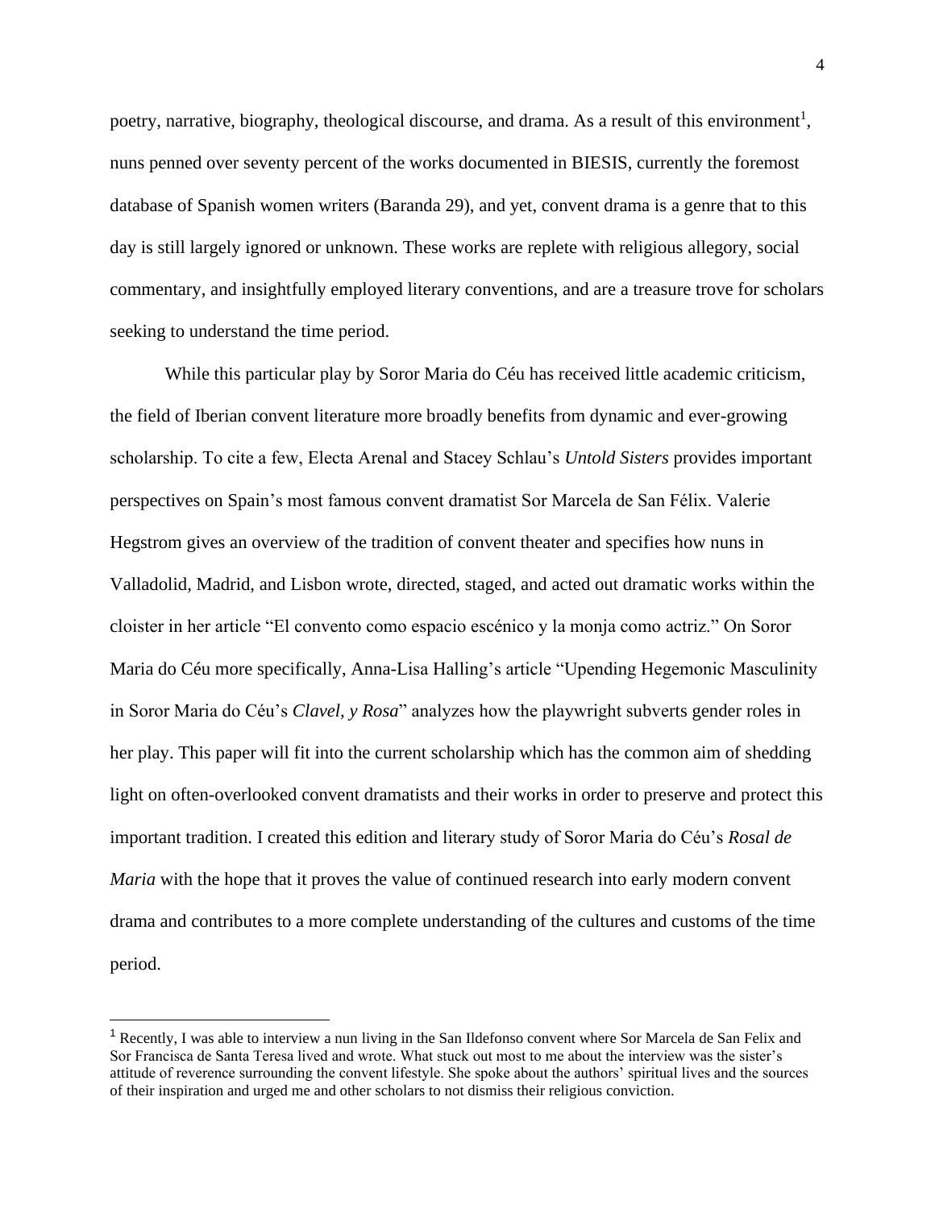poetry, narrative, biography, theological discourse, and drama. As a result of this environment[1], nuns penned over seventy percent of the works documented in BIESIS, currently the foremost database of Spanish women writers (Baranda 29), and yet, convent drama is a genre that to this day is still largely ignored or unknown. These works are replete with religious allegory, social commentary, and insightfully employed literary conventions, and are a treasure trove for scholars seeking to understand the time period.

While this particular play by Soror Maria do Céu has received little academic criticism, the field of Iberian convent literature more broadly benefits from dynamic and ever-growing scholarship. To cite a few, Electa Arenal and Stacey Schlau's *Untold Sisters* provides important perspectives on Spain's most famous convent dramatist Sor Marcela de San Félix. Valerie Hegstrom gives an overview of the tradition of convent theater and specifies how nuns in Valladolid, Madrid, and Lisbon wrote, directed, staged, and acted out dramatic works within the cloister in her article "El convento como espacio escénico y la monja como actriz." On Soror Maria do Céu more specifically, Anna-Lisa Halling's article "Upending Hegemonic Masculinity in Soror Maria do Céu's *Clavel, y Rosa*" analyzes how the playwright subverts gender roles in her play. This paper will fit into the current scholarship which has the common aim of shedding light on often-overlooked convent dramatists and their works in order to preserve and protect this important tradition. I created this edition and literary study of Soror Maria do Céu's *Rosal de Maria* with the hope that it proves the value of continued research into early modern convent drama and contributes to a more complete understanding of the cultures and customs of the time period.

[1] Recently, I was able to interview a nun living in the San Ildefonso convent where Sor Marcela de San Felix and Sor Francisca de Santa Teresa lived and wrote. What stuck out most to me about the interview was the sister's attitude of reverence surrounding the convent lifestyle. She spoke about the authors' spiritual lives and the sources of their inspiration and urged me and other scholars to not dismiss their religious conviction.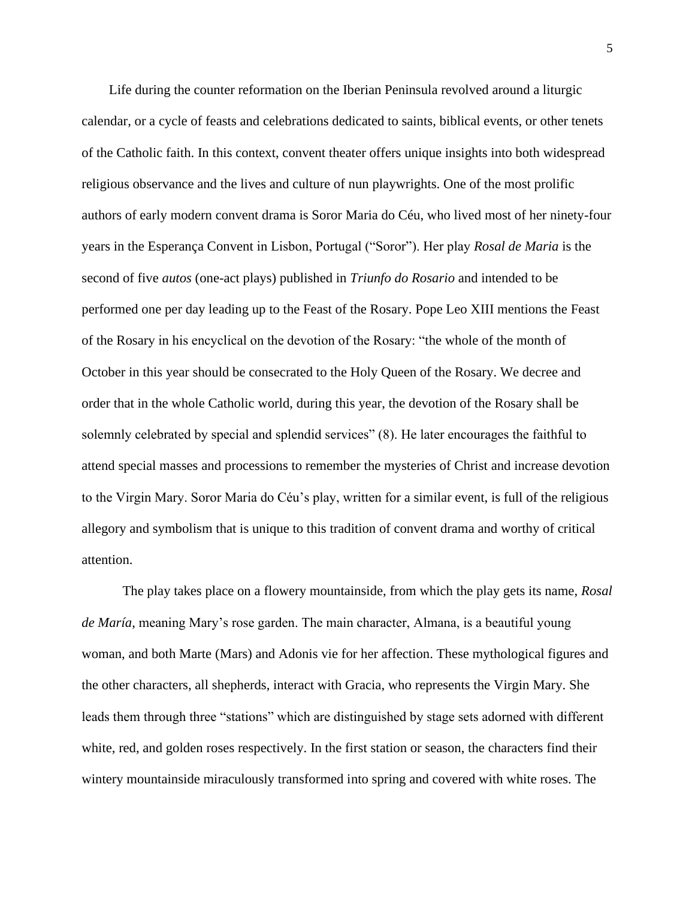Life during the counter reformation on the Iberian Peninsula revolved around a liturgic calendar, or a cycle of feasts and celebrations dedicated to saints, biblical events, or other tenets of the Catholic faith. In this context, convent theater offers unique insights into both widespread religious observance and the lives and culture of nun playwrights. One of the most prolific authors of early modern convent drama is Soror Maria do Céu, who lived most of her ninety-four years in the Esperança Convent in Lisbon, Portugal ("Soror"). Her play *Rosal de Maria* is the second of five *autos* (one-act plays) published in *Triunfo do Rosario* and intended to be performed one per day leading up to the Feast of the Rosary. Pope Leo XIII mentions the Feast of the Rosary in his encyclical on the devotion of the Rosary: "the whole of the month of October in this year should be consecrated to the Holy Queen of the Rosary. We decree and order that in the whole Catholic world, during this year, the devotion of the Rosary shall be solemnly celebrated by special and splendid services" (8). He later encourages the faithful to attend special masses and processions to remember the mysteries of Christ and increase devotion to the Virgin Mary. Soror Maria do Céu's play, written for a similar event, is full of the religious allegory and symbolism that is unique to this tradition of convent drama and worthy of critical attention.

The play takes place on a flowery mountainside, from which the play gets its name, *Rosal de María*, meaning Mary's rose garden. The main character, Almana, is a beautiful young woman, and both Marte (Mars) and Adonis vie for her affection. These mythological figures and the other characters, all shepherds, interact with Gracia, who represents the Virgin Mary. She leads them through three "stations" which are distinguished by stage sets adorned with different white, red, and golden roses respectively. In the first station or season, the characters find their wintery mountainside miraculously transformed into spring and covered with white roses. The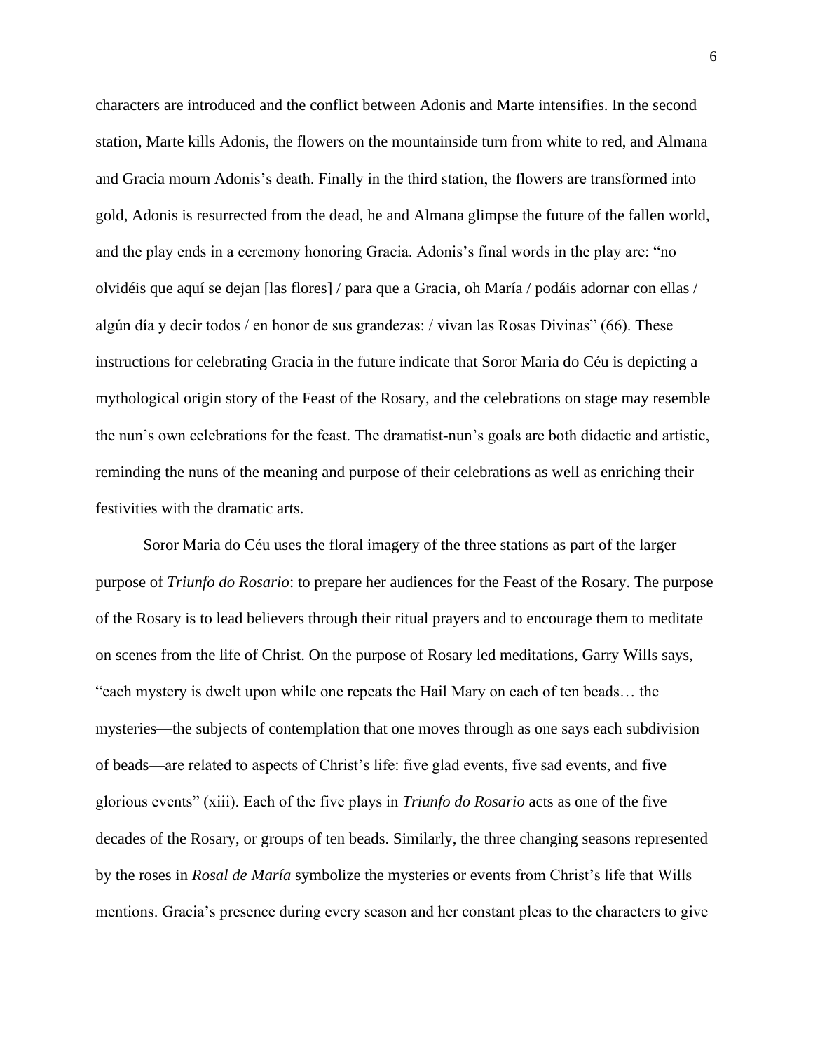characters are introduced and the conflict between Adonis and Marte intensifies. In the second station, Marte kills Adonis, the flowers on the mountainside turn from white to red, and Almana and Gracia mourn Adonis's death. Finally in the third station, the flowers are transformed into gold, Adonis is resurrected from the dead, he and Almana glimpse the future of the fallen world, and the play ends in a ceremony honoring Gracia. Adonis's final words in the play are: "no olvidéis que aquí se dejan [las flores] / para que a Gracia, oh María / podáis adornar con ellas / algún día y decir todos / en honor de sus grandezas: / vivan las Rosas Divinas" (66). These instructions for celebrating Gracia in the future indicate that Soror Maria do Céu is depicting a mythological origin story of the Feast of the Rosary, and the celebrations on stage may resemble the nun's own celebrations for the feast. The dramatist-nun's goals are both didactic and artistic, reminding the nuns of the meaning and purpose of their celebrations as well as enriching their festivities with the dramatic arts.

Soror Maria do Céu uses the floral imagery of the three stations as part of the larger purpose of *Triunfo do Rosario*: to prepare her audiences for the Feast of the Rosary. The purpose of the Rosary is to lead believers through their ritual prayers and to encourage them to meditate on scenes from the life of Christ. On the purpose of Rosary led meditations, Garry Wills says, "each mystery is dwelt upon while one repeats the Hail Mary on each of ten beads… the mysteries—the subjects of contemplation that one moves through as one says each subdivision of beads—are related to aspects of Christ's life: five glad events, five sad events, and five glorious events" (xiii). Each of the five plays in *Triunfo do Rosario* acts as one of the five decades of the Rosary, or groups of ten beads. Similarly, the three changing seasons represented by the roses in *Rosal de María* symbolize the mysteries or events from Christ's life that Wills mentions. Gracia's presence during every season and her constant pleas to the characters to give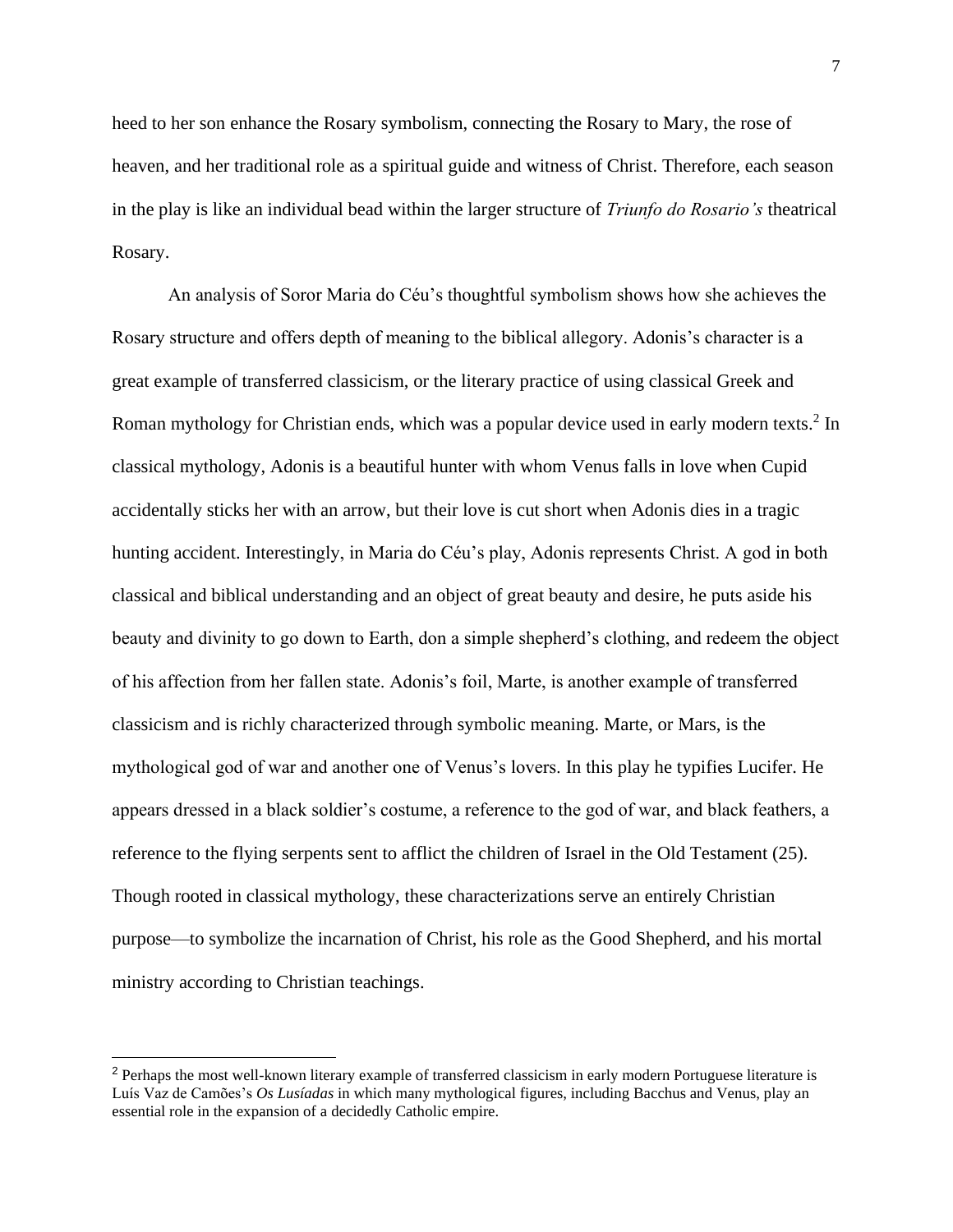heed to her son enhance the Rosary symbolism, connecting the Rosary to Mary, the rose of heaven, and her traditional role as a spiritual guide and witness of Christ. Therefore, each season in the play is like an individual bead within the larger structure of *Triunfo do Rosario's* theatrical Rosary.

An analysis of Soror Maria do Céu's thoughtful symbolism shows how she achieves the Rosary structure and offers depth of meaning to the biblical allegory. Adonis's character is a great example of transferred classicism, or the literary practice of using classical Greek and Roman mythology for Christian ends, which was a popular device used in early modern texts.[2] In classical mythology, Adonis is a beautiful hunter with whom Venus falls in love when Cupid accidentally sticks her with an arrow, but their love is cut short when Adonis dies in a tragic hunting accident. Interestingly, in Maria do Céu's play, Adonis represents Christ. A god in both classical and biblical understanding and an object of great beauty and desire, he puts aside his beauty and divinity to go down to Earth, don a simple shepherd's clothing, and redeem the object of his affection from her fallen state. Adonis's foil, Marte, is another example of transferred classicism and is richly characterized through symbolic meaning. Marte, or Mars, is the mythological god of war and another one of Venus's lovers. In this play he typifies Lucifer. He appears dressed in a black soldier's costume, a reference to the god of war, and black feathers, a reference to the flying serpents sent to afflict the children of Israel in the Old Testament (25). Though rooted in classical mythology, these characterizations serve an entirely Christian purpose—to symbolize the incarnation of Christ, his role as the Good Shepherd, and his mortal ministry according to Christian teachings.

[2] Perhaps the most well-known literary example of transferred classicism in early modern Portuguese literature is Luís Vaz de Camões's *Os Lusíadas* in which many mythological figures, including Bacchus and Venus, play an essential role in the expansion of a decidedly Catholic empire.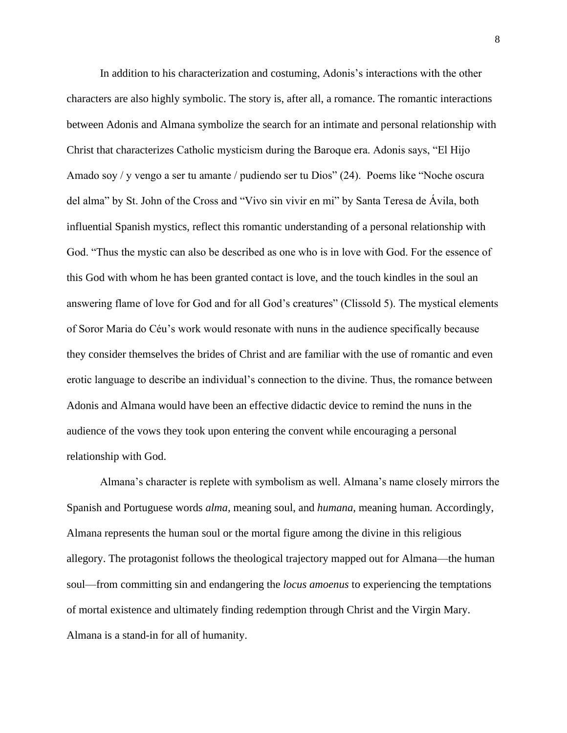In addition to his characterization and costuming, Adonis's interactions with the other characters are also highly symbolic. The story is, after all, a romance. The romantic interactions between Adonis and Almana symbolize the search for an intimate and personal relationship with Christ that characterizes Catholic mysticism during the Baroque era. Adonis says, "El Hijo Amado soy / y vengo a ser tu amante / pudiendo ser tu Dios" (24). Poems like "Noche oscura del alma" by St. John of the Cross and "Vivo sin vivir en mi" by Santa Teresa de Ávila, both influential Spanish mystics, reflect this romantic understanding of a personal relationship with God. "Thus the mystic can also be described as one who is in love with God. For the essence of this God with whom he has been granted contact is love, and the touch kindles in the soul an answering flame of love for God and for all God's creatures" (Clissold 5). The mystical elements of Soror Maria do Céu's work would resonate with nuns in the audience specifically because they consider themselves the brides of Christ and are familiar with the use of romantic and even erotic language to describe an individual's connection to the divine. Thus, the romance between Adonis and Almana would have been an effective didactic device to remind the nuns in the audience of the vows they took upon entering the convent while encouraging a personal relationship with God.

Almana's character is replete with symbolism as well. Almana's name closely mirrors the Spanish and Portuguese words *alma*, meaning soul, and *humana*, meaning human. Accordingly, Almana represents the human soul or the mortal figure among the divine in this religious allegory. The protagonist follows the theological trajectory mapped out for Almana—the human soul—from committing sin and endangering the *locus amoenus* to experiencing the temptations of mortal existence and ultimately finding redemption through Christ and the Virgin Mary. Almana is a stand-in for all of humanity.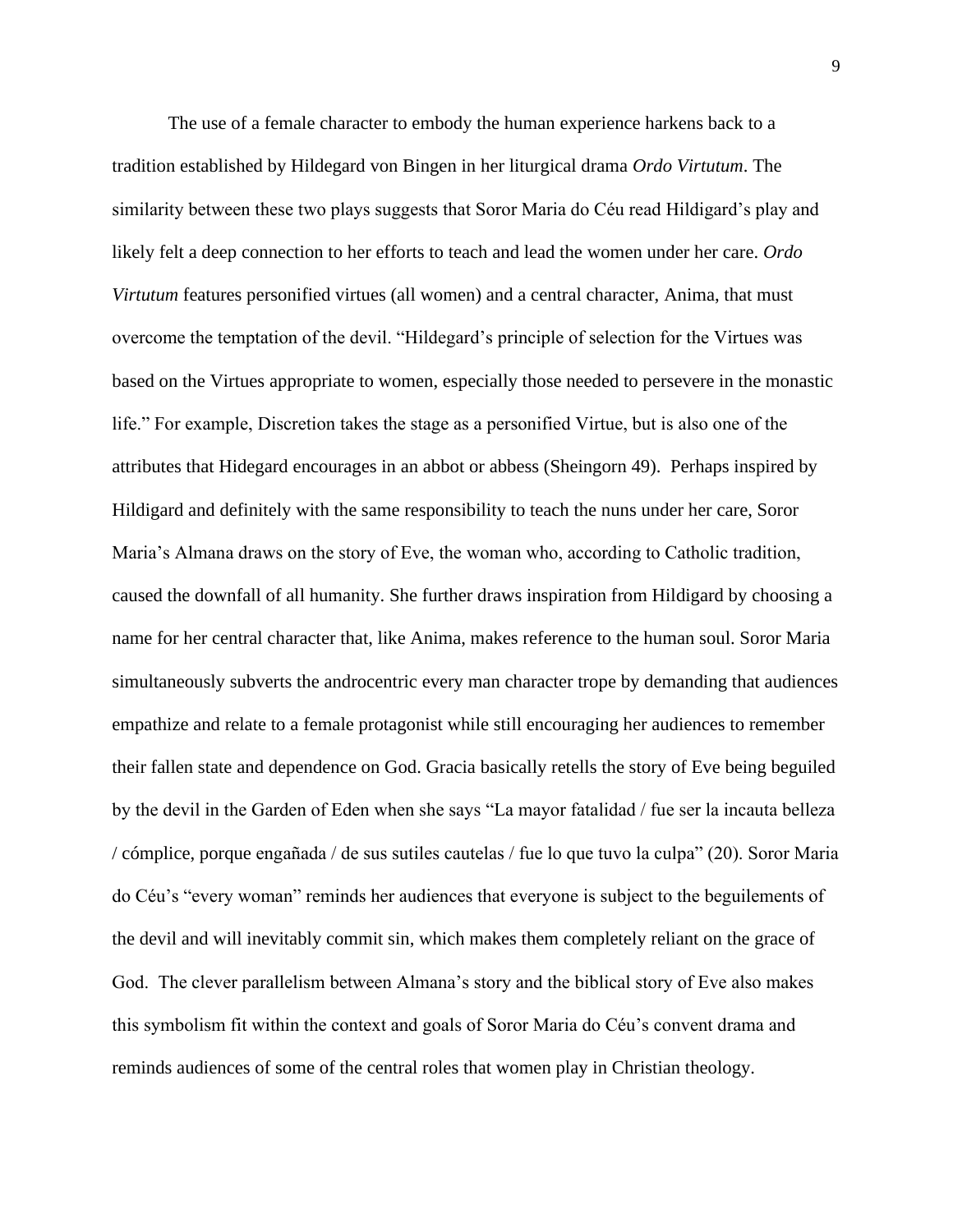The use of a female character to embody the human experience harkens back to a tradition established by Hildegard von Bingen in her liturgical drama *Ordo Virtutum*. The similarity between these two plays suggests that Soror Maria do Céu read Hildigard's play and likely felt a deep connection to her efforts to teach and lead the women under her care. *Ordo Virtutum* features personified virtues (all women) and a central character, Anima, that must overcome the temptation of the devil. "Hildegard's principle of selection for the Virtues was based on the Virtues appropriate to women, especially those needed to persevere in the monastic life." For example, Discretion takes the stage as a personified Virtue, but is also one of the attributes that Hidegard encourages in an abbot or abbess (Sheingorn 49). Perhaps inspired by Hildigard and definitely with the same responsibility to teach the nuns under her care, Soror Maria's Almana draws on the story of Eve, the woman who, according to Catholic tradition, caused the downfall of all humanity. She further draws inspiration from Hildigard by choosing a name for her central character that, like Anima, makes reference to the human soul. Soror Maria simultaneously subverts the androcentric every man character trope by demanding that audiences empathize and relate to a female protagonist while still encouraging her audiences to remember their fallen state and dependence on God. Gracia basically retells the story of Eve being beguiled by the devil in the Garden of Eden when she says "La mayor fatalidad / fue ser la incauta belleza / cómplice, porque engañada / de sus sutiles cautelas / fue lo que tuvo la culpa" (20). Soror Maria do Céu's "every woman" reminds her audiences that everyone is subject to the beguilements of the devil and will inevitably commit sin, which makes them completely reliant on the grace of God. The clever parallelism between Almana's story and the biblical story of Eve also makes this symbolism fit within the context and goals of Soror Maria do Céu's convent drama and reminds audiences of some of the central roles that women play in Christian theology.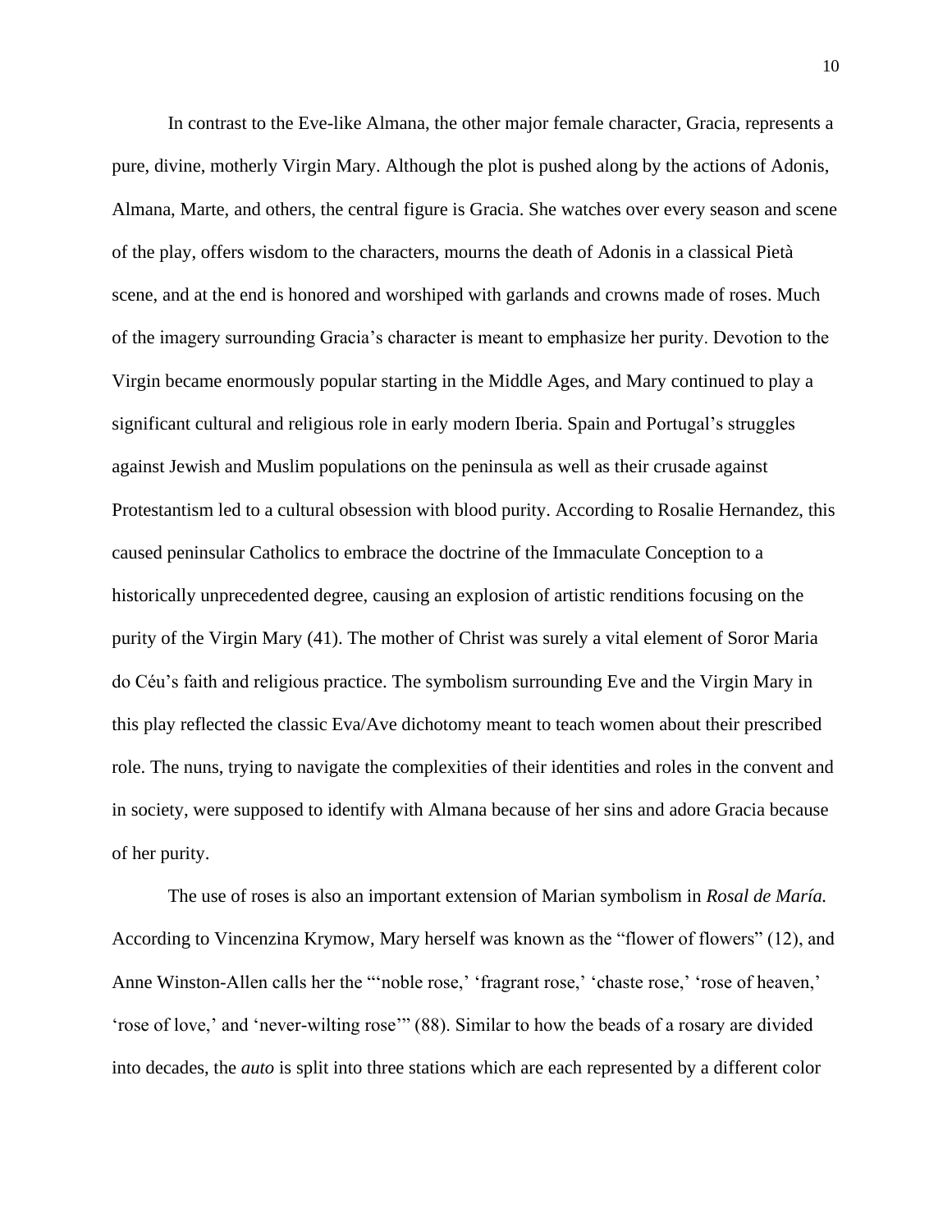In contrast to the Eve-like Almana, the other major female character, Gracia, represents a pure, divine, motherly Virgin Mary. Although the plot is pushed along by the actions of Adonis, Almana, Marte, and others, the central figure is Gracia. She watches over every season and scene of the play, offers wisdom to the characters, mourns the death of Adonis in a classical Pietà scene, and at the end is honored and worshiped with garlands and crowns made of roses. Much of the imagery surrounding Gracia's character is meant to emphasize her purity. Devotion to the Virgin became enormously popular starting in the Middle Ages, and Mary continued to play a significant cultural and religious role in early modern Iberia. Spain and Portugal's struggles against Jewish and Muslim populations on the peninsula as well as their crusade against Protestantism led to a cultural obsession with blood purity. According to Rosalie Hernandez, this caused peninsular Catholics to embrace the doctrine of the Immaculate Conception to a historically unprecedented degree, causing an explosion of artistic renditions focusing on the purity of the Virgin Mary (41). The mother of Christ was surely a vital element of Soror Maria do Céu's faith and religious practice. The symbolism surrounding Eve and the Virgin Mary in this play reflected the classic Eva/Ave dichotomy meant to teach women about their prescribed role. The nuns, trying to navigate the complexities of their identities and roles in the convent and in society, were supposed to identify with Almana because of her sins and adore Gracia because of her purity.

The use of roses is also an important extension of Marian symbolism in *Rosal de María.* According to Vincenzina Krymow, Mary herself was known as the "flower of flowers" (12), and Anne Winston-Allen calls her the "'noble rose,' 'fragrant rose,' 'chaste rose,' 'rose of heaven,' 'rose of love,' and 'never-wilting rose'" (88). Similar to how the beads of a rosary are divided into decades, the *auto* is split into three stations which are each represented by a different color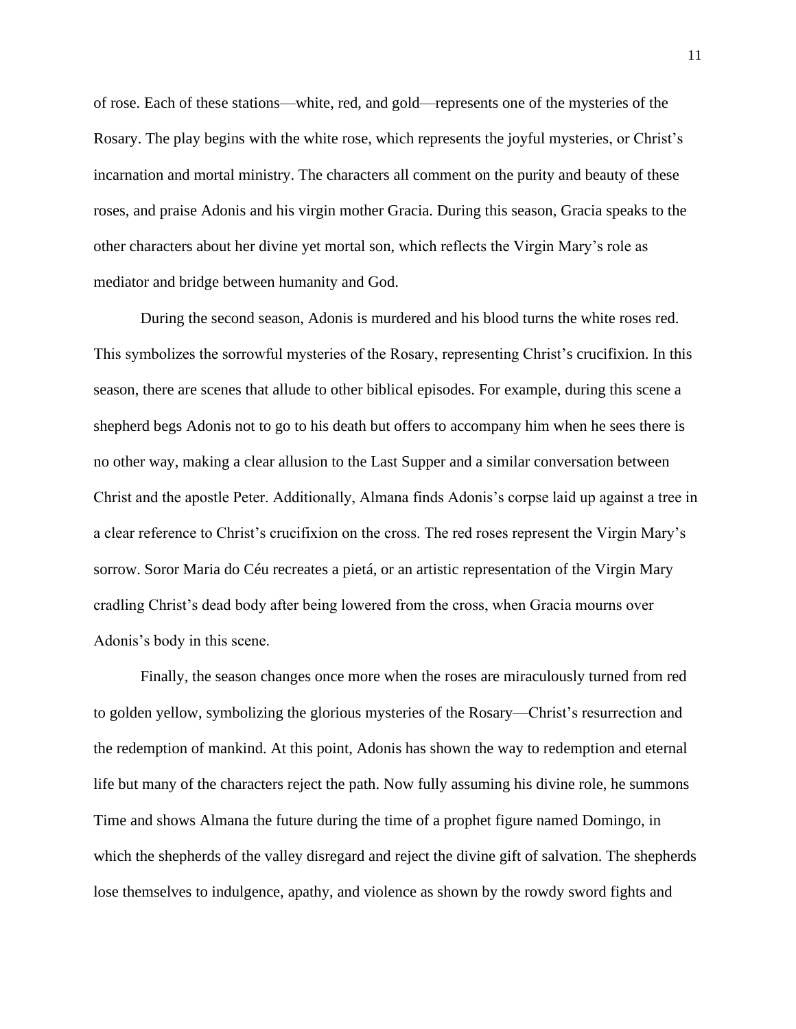of rose. Each of these stations—white, red, and gold—represents one of the mysteries of the Rosary. The play begins with the white rose, which represents the joyful mysteries, or Christ's incarnation and mortal ministry. The characters all comment on the purity and beauty of these roses, and praise Adonis and his virgin mother Gracia. During this season, Gracia speaks to the other characters about her divine yet mortal son, which reflects the Virgin Mary's role as mediator and bridge between humanity and God.

During the second season, Adonis is murdered and his blood turns the white roses red. This symbolizes the sorrowful mysteries of the Rosary, representing Christ's crucifixion. In this season, there are scenes that allude to other biblical episodes. For example, during this scene a shepherd begs Adonis not to go to his death but offers to accompany him when he sees there is no other way, making a clear allusion to the Last Supper and a similar conversation between Christ and the apostle Peter. Additionally, Almana finds Adonis's corpse laid up against a tree in a clear reference to Christ's crucifixion on the cross. The red roses represent the Virgin Mary's sorrow. Soror Maria do Céu recreates a pietá, or an artistic representation of the Virgin Mary cradling Christ's dead body after being lowered from the cross, when Gracia mourns over Adonis's body in this scene.

Finally, the season changes once more when the roses are miraculously turned from red to golden yellow, symbolizing the glorious mysteries of the Rosary—Christ's resurrection and the redemption of mankind. At this point, Adonis has shown the way to redemption and eternal life but many of the characters reject the path. Now fully assuming his divine role, he summons Time and shows Almana the future during the time of a prophet figure named Domingo, in which the shepherds of the valley disregard and reject the divine gift of salvation. The shepherds lose themselves to indulgence, apathy, and violence as shown by the rowdy sword fights and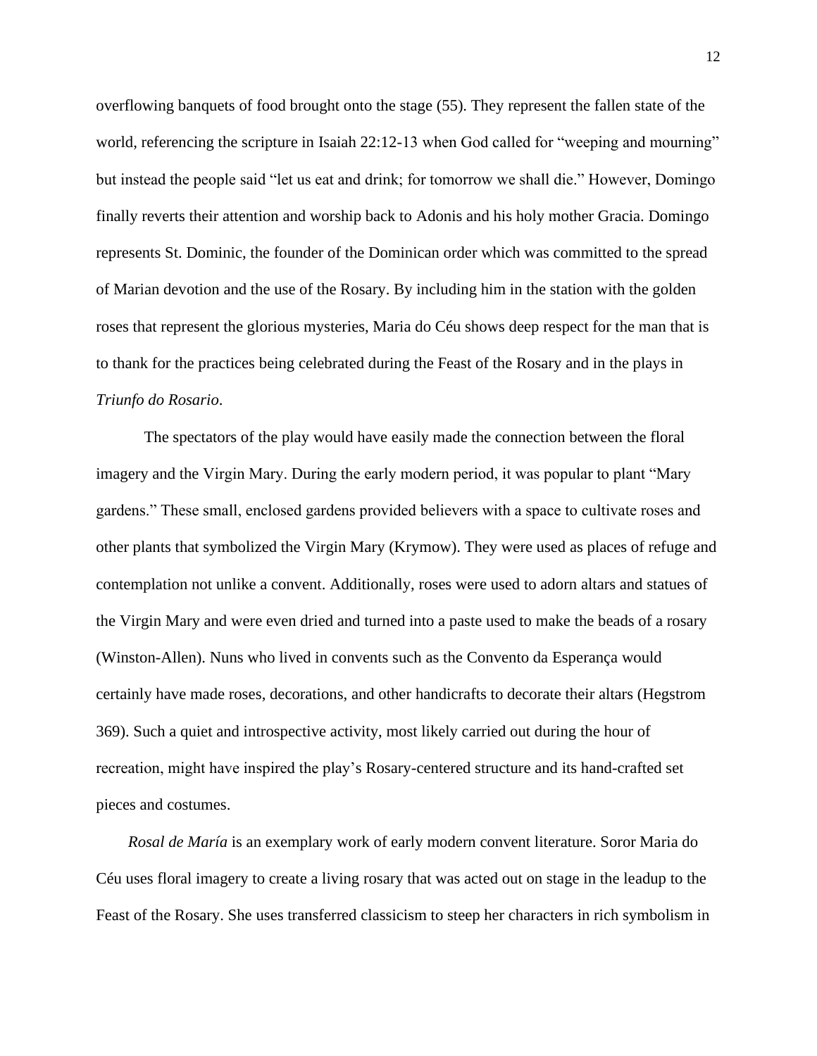overflowing banquets of food brought onto the stage (55). They represent the fallen state of the world, referencing the scripture in Isaiah 22:12-13 when God called for "weeping and mourning" but instead the people said "let us eat and drink; for tomorrow we shall die." However, Domingo finally reverts their attention and worship back to Adonis and his holy mother Gracia. Domingo represents St. Dominic, the founder of the Dominican order which was committed to the spread of Marian devotion and the use of the Rosary. By including him in the station with the golden roses that represent the glorious mysteries, Maria do Céu shows deep respect for the man that is to thank for the practices being celebrated during the Feast of the Rosary and in the plays in *Triunfo do Rosario*.

The spectators of the play would have easily made the connection between the floral imagery and the Virgin Mary. During the early modern period, it was popular to plant "Mary gardens." These small, enclosed gardens provided believers with a space to cultivate roses and other plants that symbolized the Virgin Mary (Krymow). They were used as places of refuge and contemplation not unlike a convent. Additionally, roses were used to adorn altars and statues of the Virgin Mary and were even dried and turned into a paste used to make the beads of a rosary (Winston-Allen). Nuns who lived in convents such as the Convento da Esperança would certainly have made roses, decorations, and other handicrafts to decorate their altars (Hegstrom 369). Such a quiet and introspective activity, most likely carried out during the hour of recreation, might have inspired the play's Rosary-centered structure and its hand-crafted set pieces and costumes.

*Rosal de María* is an exemplary work of early modern convent literature. Soror Maria do Céu uses floral imagery to create a living rosary that was acted out on stage in the leadup to the Feast of the Rosary. She uses transferred classicism to steep her characters in rich symbolism in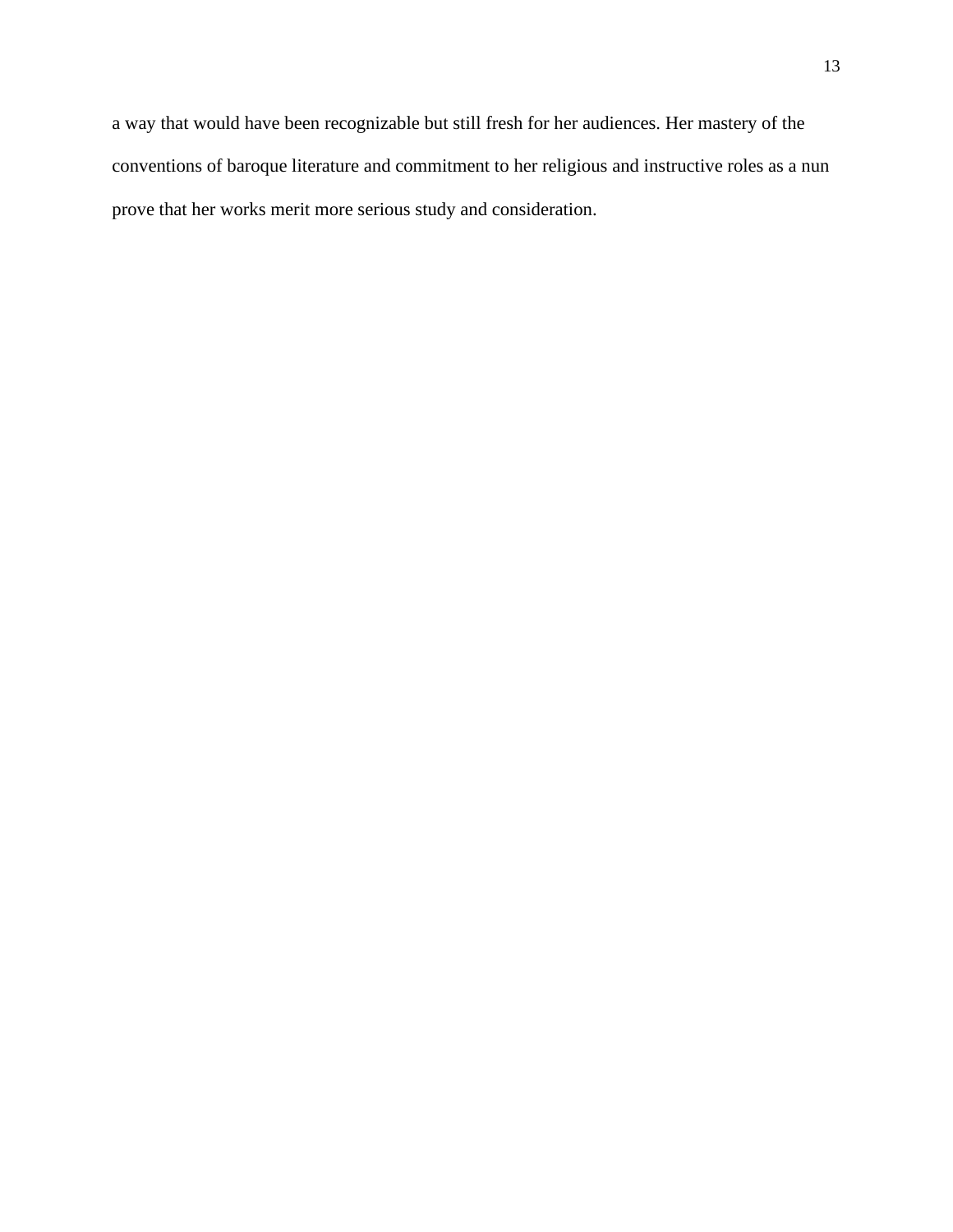a way that would have been recognizable but still fresh for her audiences. Her mastery of the conventions of baroque literature and commitment to her religious and instructive roles as a nun prove that her works merit more serious study and consideration.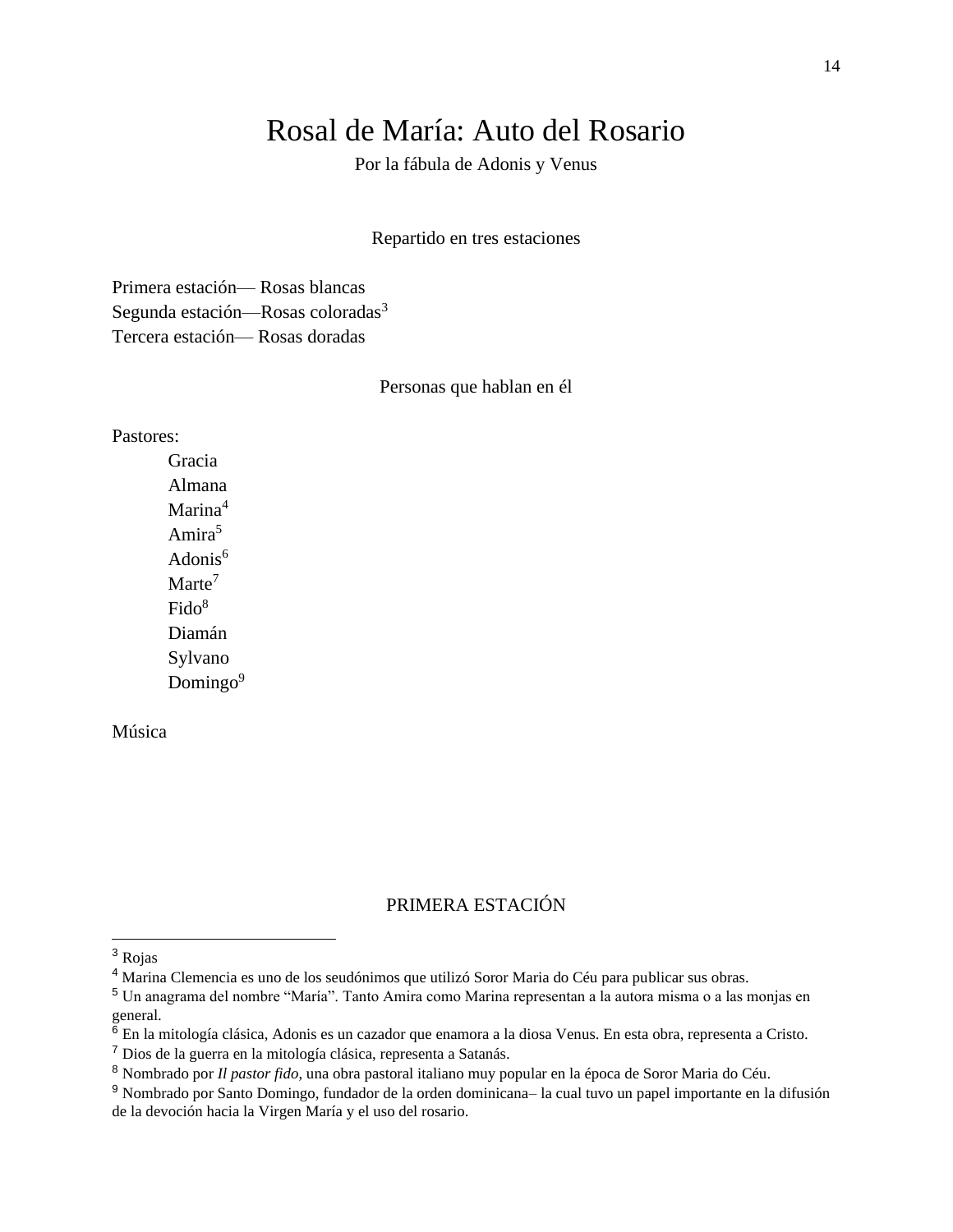# Rosal de María: Auto del Rosario

Por la fábula de Adonis y Venus

Repartido en tres estaciones

Primera estación— Rosas blancas
Segunda estación—Rosas coloradas[3]
Tercera estación— Rosas doradas

Personas que hablan en él

Pastores:

- Gracia
- Almana
- Marina[4]
- Amira[5]
- Adonis[6]
- Marte[7]
- Fido[8]
- Diamán
- Sylvano
- Domingo[9]

Música

## PRIMERA ESTACIÓN

---

[3] Rojas

[4] Marina Clemencia es uno de los seudónimos que utilizó Soror Maria do Céu para publicar sus obras.

[5] Un anagrama del nombre "María". Tanto Amira como Marina representan a la autora misma o a las monjas en general.

[6] En la mitología clásica, Adonis es un cazador que enamora a la diosa Venus. En esta obra, representa a Cristo.

[7] Dios de la guerra en la mitología clásica, representa a Satanás.

[8] Nombrado por *Il pastor fido*, una obra pastoral italiano muy popular en la época de Soror Maria do Céu.

[9] Nombrado por Santo Domingo, fundador de la orden dominicana– la cual tuvo un papel importante en la difusión de la devoción hacia la Virgen María y el uso del rosario.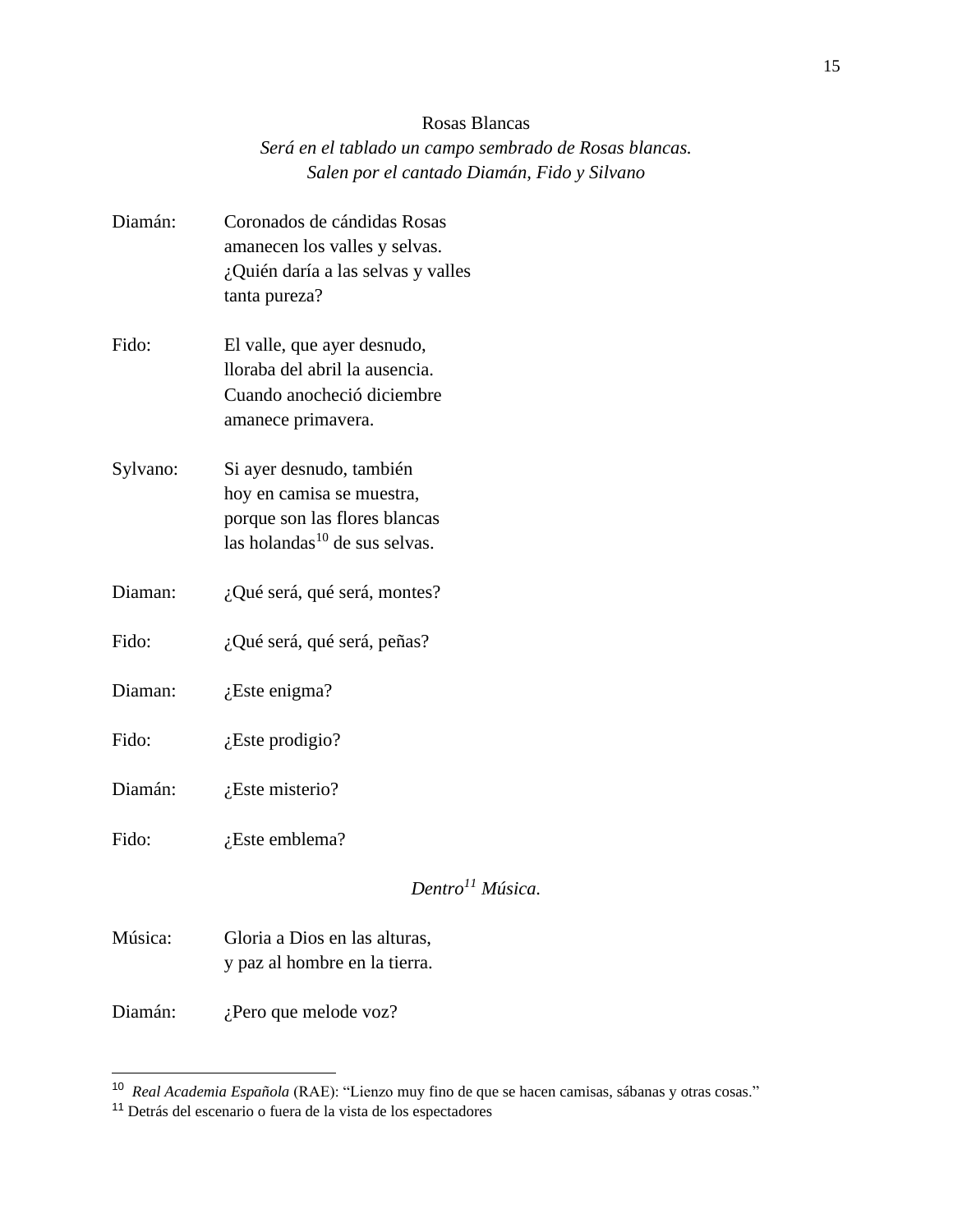Rosas Blancas

*Será en el tablado un campo sembrado de Rosas blancas.*
*Salen por el cantado Diamán, Fido y Silvano*

Diamán: Coronados de cándidas Rosas
amanecen los valles y selvas.
¿Quién daría a las selvas y valles
tanta pureza?

Fido: El valle, que ayer desnudo,
lloraba del abril la ausencia.
Cuando anocheció diciembre
amanece primavera.

Sylvano: Si ayer desnudo, también
hoy en camisa se muestra,
porque son las flores blancas
las holandas[10] de sus selvas.

Diaman: ¿Qué será, qué será, montes?

Fido: ¿Qué será, qué será, peñas?

Diaman: ¿Este enigma?

Fido: ¿Este prodigio?

Diamán: ¿Este misterio?

Fido: ¿Este emblema?

*Dentro[11] Música.*

Música: Gloria a Dios en las alturas,
y paz al hombre en la tierra.

Diamán: ¿Pero que melode voz?

---

[10] *Real Academia Española* (RAE): "Lienzo muy fino de que se hacen camisas, sábanas y otras cosas."

[11] Detrás del escenario o fuera de la vista de los espectadores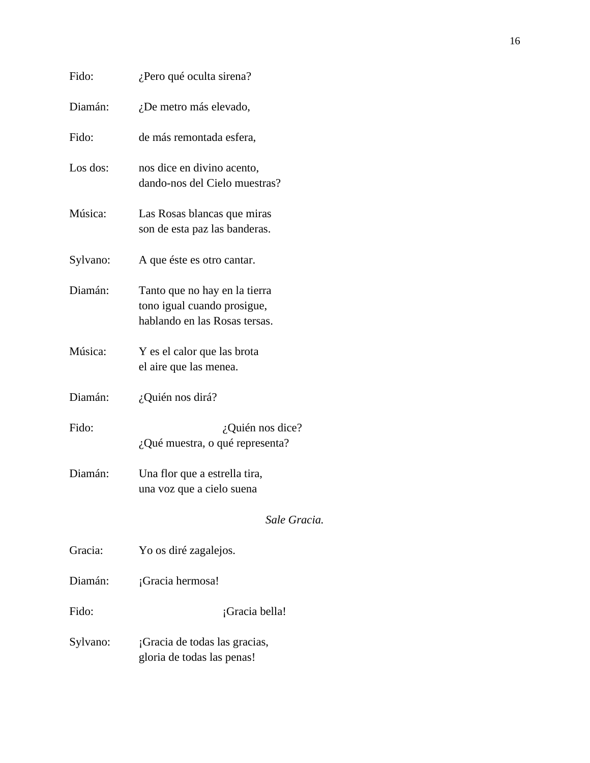Fido: ¿Pero qué oculta sirena?

Diamán: ¿De metro más elevado,

Fido: de más remontada esfera,

Los dos: nos dice en divino acento,
dando-nos del Cielo muestras?

Música: Las Rosas blancas que miras
son de esta paz las banderas.

Sylvano: A que éste es otro cantar.

Diamán: Tanto que no hay en la tierra
tono igual cuando prosigue,
hablando en las Rosas tersas.

Música: Y es el calor que las brota
el aire que las menea.

Diamán: ¿Quién nos dirá?

Fido: ¿Quién nos dice?
¿Qué muestra, o qué representa?

Diamán: Una flor que a estrella tira,
una voz que a cielo suena

*Sale Gracia.*

Gracia: Yo os diré zagalejos.

Diamán: ¡Gracia hermosa!

Fido: ¡Gracia bella!

Sylvano: ¡Gracia de todas las gracias,
gloria de todas las penas!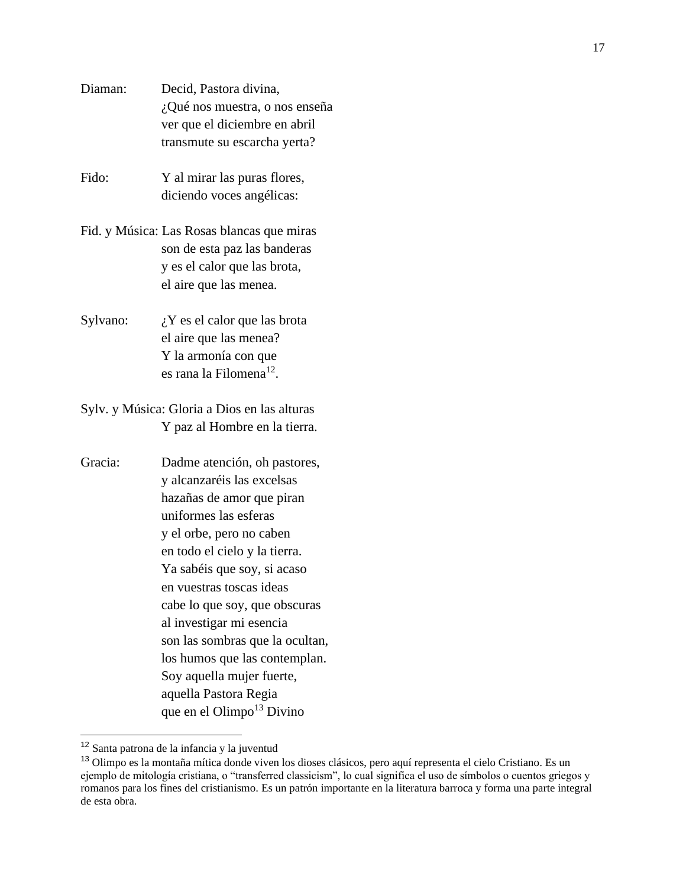Diaman: Decid, Pastora divina,
¿Qué nos muestra, o nos enseña
ver que el diciembre en abril
transmute su escarcha yerta?

Fido: Y al mirar las puras flores,
diciendo voces angélicas:

Fid. y Música: Las Rosas blancas que miras
son de esta paz las banderas
y es el calor que las brota,
el aire que las menea.

Sylvano: ¿Y es el calor que las brota
el aire que las menea?
Y la armonía con que
es rana la Filomena[12].

Sylv. y Música: Gloria a Dios en las alturas
Y paz al Hombre en la tierra.

Gracia: Dadme atención, oh pastores,
y alcanzaréis las excelsas
hazañas de amor que piran
uniformes las esferas
y el orbe, pero no caben
en todo el cielo y la tierra.
Ya sabéis que soy, si acaso
en vuestras toscas ideas
cabe lo que soy, que obscuras
al investigar mi esencia
son las sombras que la ocultan,
los humos que las contemplan.
Soy aquella mujer fuerte,
aquella Pastora Regia
que en el Olimpo[13] Divino

---

[12] Santa patrona de la infancia y la juventud

[13] Olimpo es la montaña mítica donde viven los dioses clásicos, pero aquí representa el cielo Cristiano. Es un ejemplo de mitología cristiana, o "transferred classicism", lo cual significa el uso de símbolos o cuentos griegos y romanos para los fines del cristianismo. Es un patrón importante en la literatura barroca y forma una parte integral de esta obra.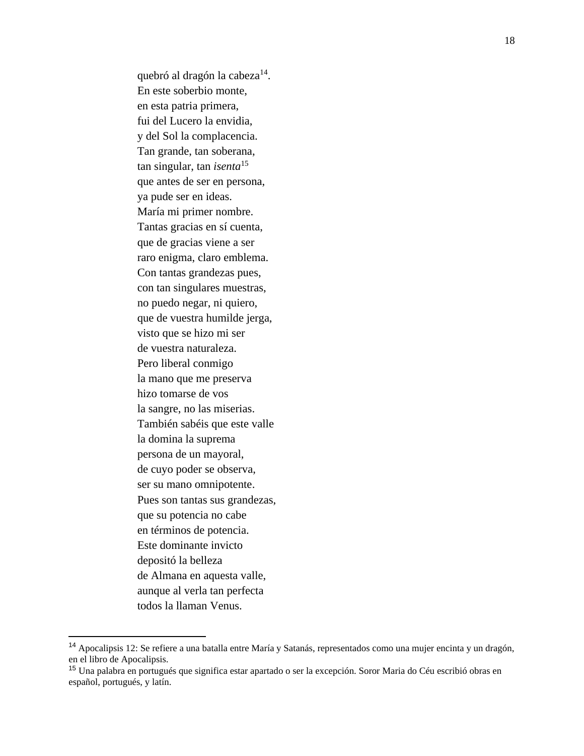quebró al dragón la cabeza[14].  
En este soberbio monte,  
en esta patria primera,  
fui del Lucero la envidia,  
y del Sol la complacencia.  
Tan grande, tan soberana,  
tan singular, tan *isenta*[15]  
que antes de ser en persona,  
ya pude ser en ideas.  
María mi primer nombre.  
Tantas gracias en sí cuenta,  
que de gracias viene a ser  
raro enigma, claro emblema.  
Con tantas grandezas pues,  
con tan singulares muestras,  
no puedo negar, ni quiero,  
que de vuestra humilde jerga,  
visto que se hizo mi ser  
de vuestra naturaleza.  
Pero liberal conmigo  
la mano que me preserva  
hizo tomarse de vos  
la sangre, no las miserias.  
También sabéis que este valle  
la domina la suprema  
persona de un mayoral,  
de cuyo poder se observa,  
ser su mano omnipotente.  
Pues son tantas sus grandezas,  
que su potencia no cabe  
en términos de potencia.  
Este dominante invicto  
depositó la belleza  
de Almana en aquesta valle,  
aunque al verla tan perfecta  
todos la llaman Venus.

---

[14] Apocalipsis 12: Se refiere a una batalla entre María y Satanás, representados como una mujer encinta y un dragón, en el libro de Apocalipsis.

[15] Una palabra en portugués que significa estar apartado o ser la excepción. Soror Maria do Céu escribió obras en español, portugués, y latín.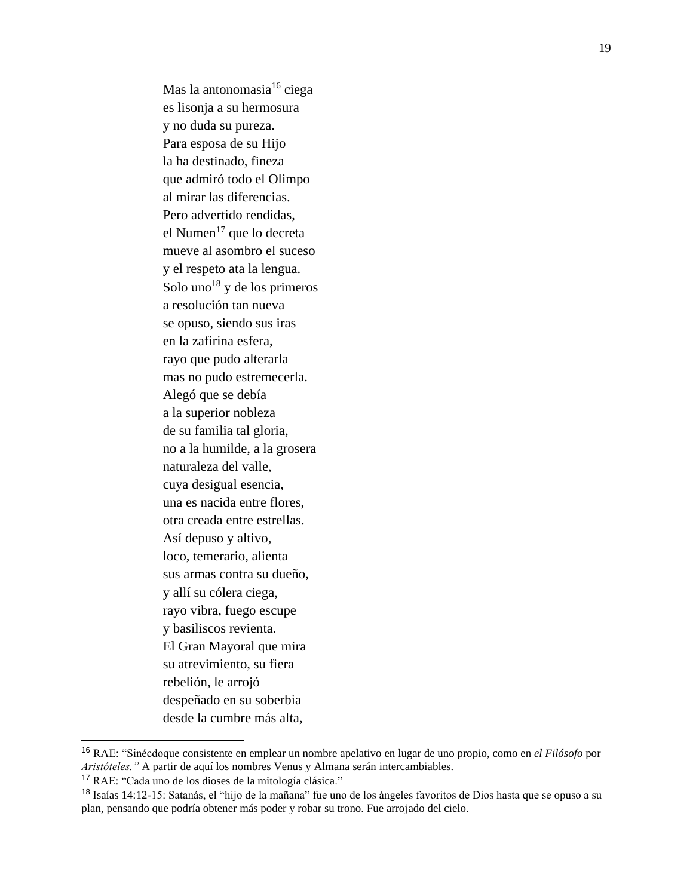Mas la antonomasia[16] ciega  
es lisonja a su hermosura  
y no duda su pureza.  
Para esposa de su Hijo  
la ha destinado, fineza  
que admiró todo el Olimpo  
al mirar las diferencias.  
Pero advertido rendidas,  
el Numen[17] que lo decreta  
mueve al asombro el suceso  
y el respeto ata la lengua.  
Solo uno[18] y de los primeros  
a resolución tan nueva  
se opuso, siendo sus iras  
en la zafirina esfera,  
rayo que pudo alterarla  
mas no pudo estremecerla.  
Alegó que se debía  
a la superior nobleza  
de su familia tal gloria,  
no a la humilde, a la grosera  
naturaleza del valle,  
cuya desigual esencia,  
una es nacida entre flores,  
otra creada entre estrellas.  
Así depuso y altivo,  
loco, temerario, alienta  
sus armas contra su dueño,  
y allí su cólera ciega,  
rayo vibra, fuego escupe  
y basiliscos revienta.  
El Gran Mayoral que mira  
su atrevimiento, su fiera  
rebelión, le arrojó  
despeñado en su soberbia  
desde la cumbre más alta,

---

[16] RAE: "Sinécdoque consistente en emplear un nombre apelativo en lugar de uno propio, como en *el Filósofo* por *Aristóteles.*" A partir de aquí los nombres Venus y Almana serán intercambiables.

[17] RAE: "Cada uno de los dioses de la mitología clásica."

[18] Isaías 14:12-15: Satanás, el "hijo de la mañana" fue uno de los ángeles favoritos de Dios hasta que se opuso a su plan, pensando que podría obtener más poder y robar su trono. Fue arrojado del cielo.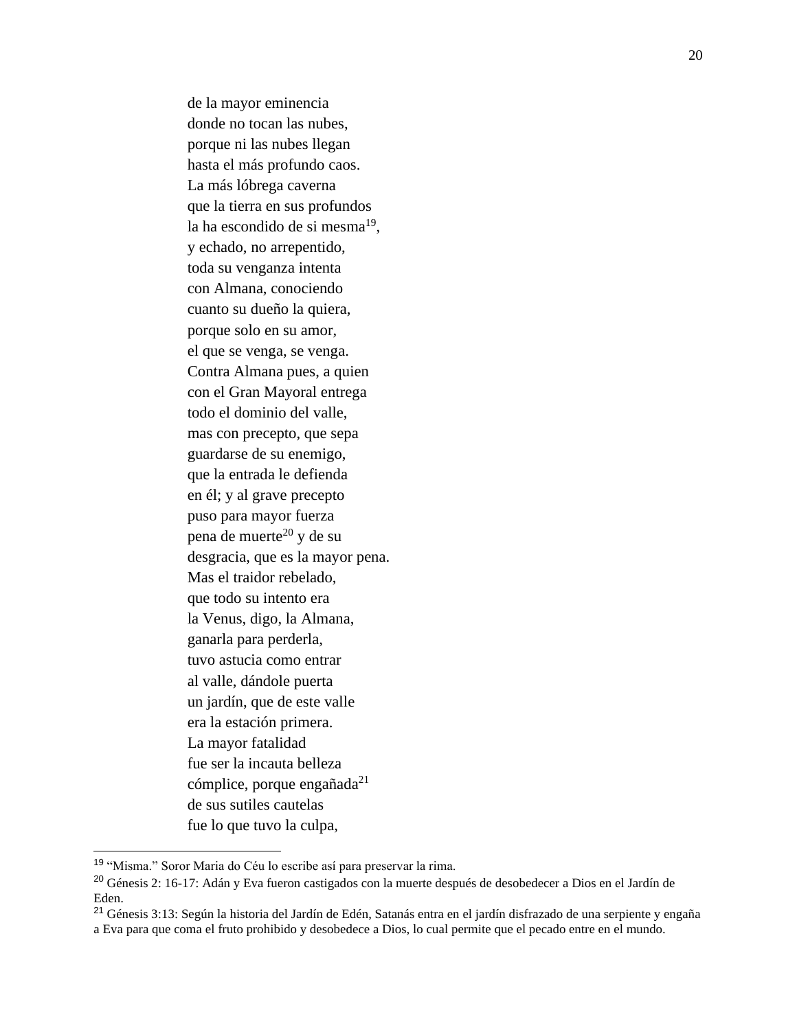de la mayor eminencia  
donde no tocan las nubes,  
porque ni las nubes llegan  
hasta el más profundo caos.  
La más lóbrega caverna  
que la tierra en sus profundos  
la ha escondido de si mesma[19],  
y echado, no arrepentido,  
toda su venganza intenta  
con Almana, conociendo  
cuanto su dueño la quiera,  
porque solo en su amor,  
el que se venga, se venga.  
Contra Almana pues, a quien  
con el Gran Mayoral entrega  
todo el dominio del valle,  
mas con precepto, que sepa  
guardarse de su enemigo,  
que la entrada le defienda  
en él; y al grave precepto  
puso para mayor fuerza  
pena de muerte[20] y de su  
desgracia, que es la mayor pena.  
Mas el traidor rebelado,  
que todo su intento era  
la Venus, digo, la Almana,  
ganarla para perderla,  
tuvo astucia como entrar  
al valle, dándole puerta  
un jardín, que de este valle  
era la estación primera.  
La mayor fatalidad  
fue ser la incauta belleza  
cómplice, porque engañada[21]  
de sus sutiles cautelas  
fue lo que tuvo la culpa,

---

[19] "Misma." Soror Maria do Céu lo escribe así para preservar la rima.

[20] Génesis 2: 16-17: Adán y Eva fueron castigados con la muerte después de desobedecer a Dios en el Jardín de Eden.

[21] Génesis 3:13: Según la historia del Jardín de Edén, Satanás entra en el jardín disfrazado de una serpiente y engaña a Eva para que coma el fruto prohibido y desobedece a Dios, lo cual permite que el pecado entre en el mundo.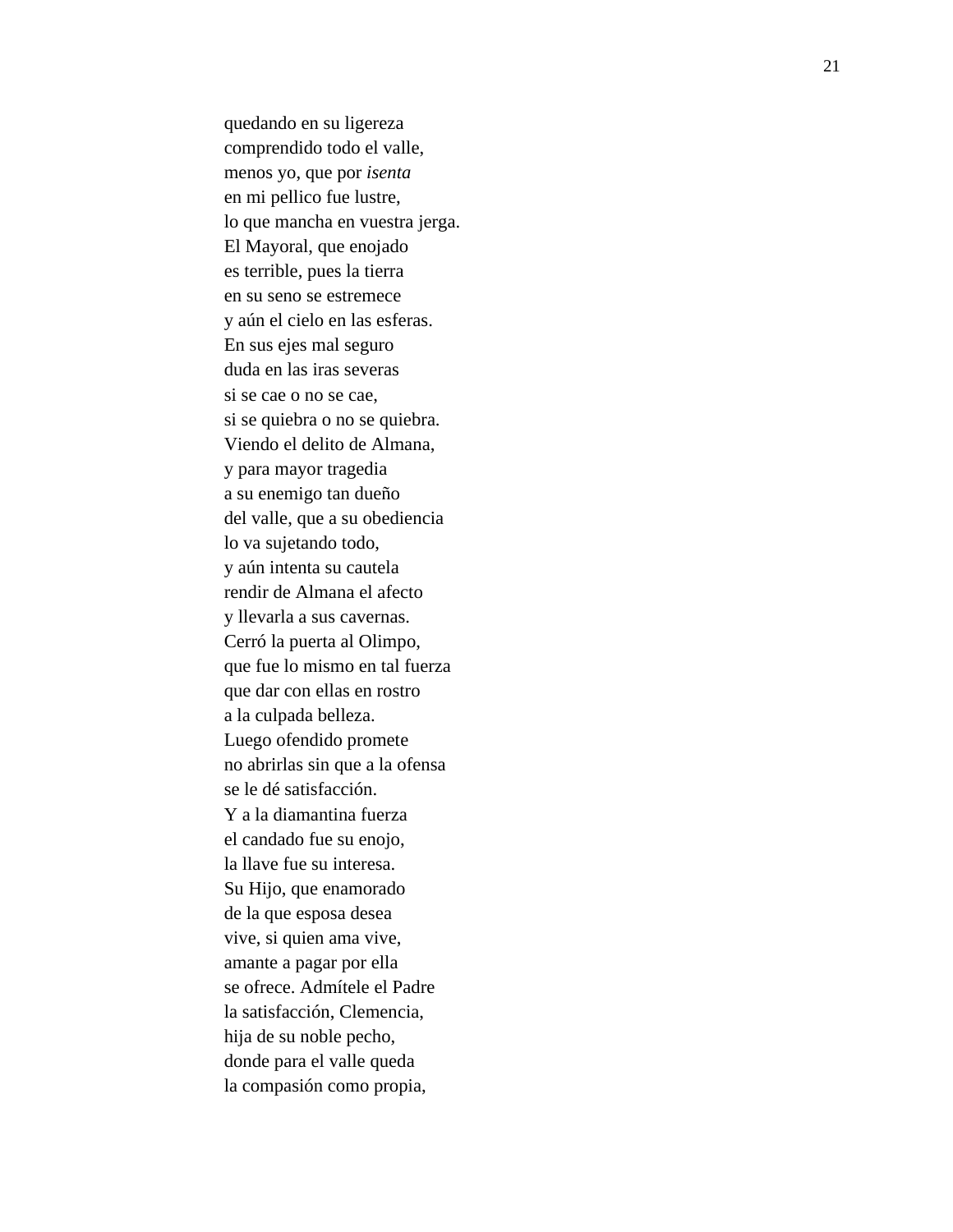quedando en su ligereza
comprendido todo el valle,
menos yo, que por *isenta*
en mi pellico fue lustre,
lo que mancha en vuestra jerga.
El Mayoral, que enojado
es terrible, pues la tierra
en su seno se estremece
y aún el cielo en las esferas.
En sus ejes mal seguro
duda en las iras severas
si se cae o no se cae,
si se quiebra o no se quiebra.
Viendo el delito de Almana,
y para mayor tragedia
a su enemigo tan dueño
del valle, que a su obediencia
lo va sujetando todo,
y aún intenta su cautela
rendir de Almana el afecto
y llevarla a sus cavernas.
Cerró la puerta al Olimpo,
que fue lo mismo en tal fuerza
que dar con ellas en rostro
a la culpada belleza.
Luego ofendido promete
no abrirlas sin que a la ofensa
se le dé satisfacción.
Y a la diamantina fuerza
el candado fue su enojo,
la llave fue su interesa.
Su Hijo, que enamorado
de la que esposa desea
vive, si quien ama vive,
amante a pagar por ella
se ofrece. Admítele el Padre
la satisfacción, Clemencia,
hija de su noble pecho,
donde para el valle queda
la compasión como propia,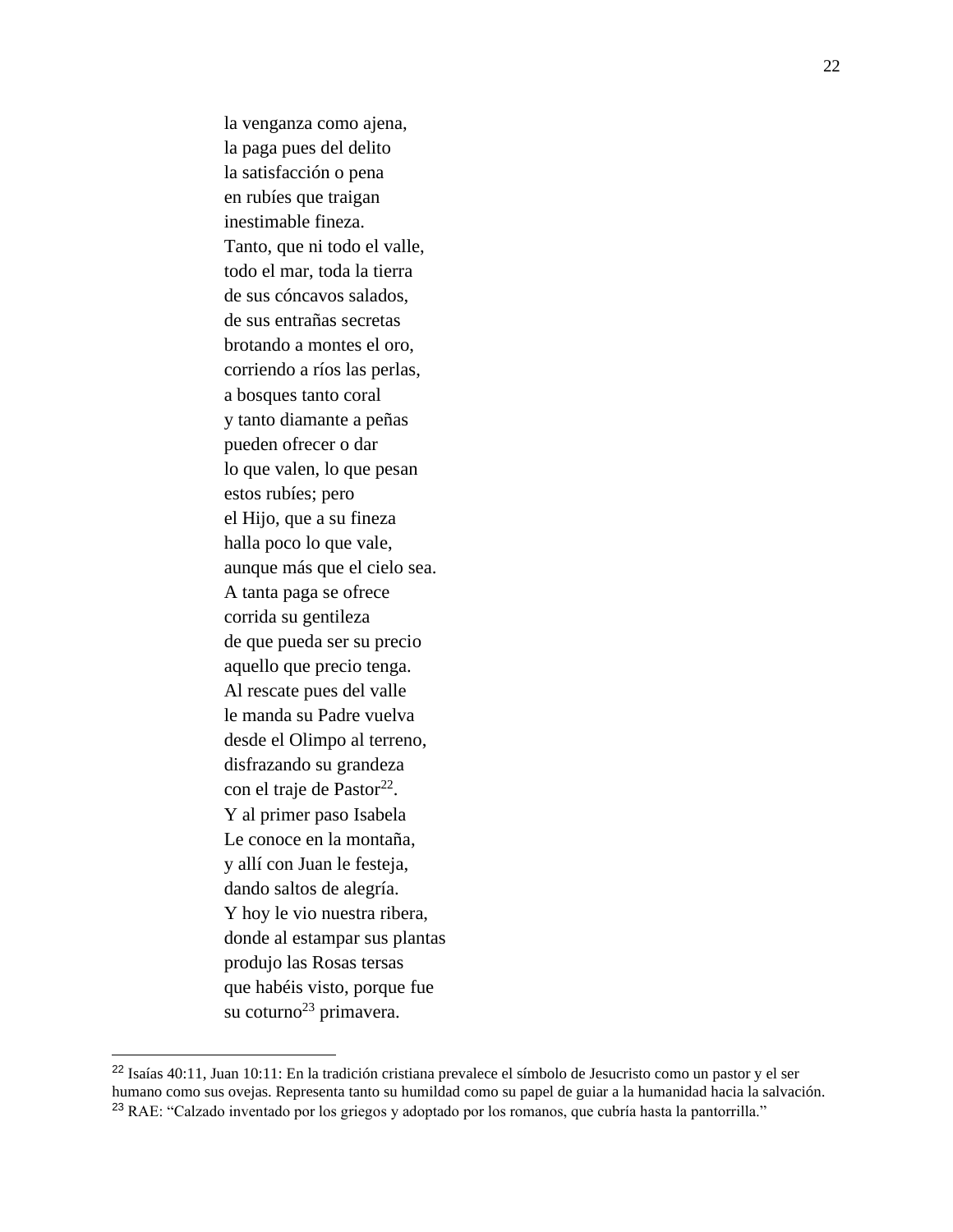la venganza como ajena,
la paga pues del delito
la satisfacción o pena
en rubíes que traigan
inestimable fineza.
Tanto, que ni todo el valle,
todo el mar, toda la tierra
de sus cóncavos salados,
de sus entrañas secretas
brotando a montes el oro,
corriendo a ríos las perlas,
a bosques tanto coral
y tanto diamante a peñas
pueden ofrecer o dar
lo que valen, lo que pesan
estos rubíes; pero
el Hijo, que a su fineza
halla poco lo que vale,
aunque más que el cielo sea.
A tanta paga se ofrece
corrida su gentileza
de que pueda ser su precio
aquello que precio tenga.
Al rescate pues del valle
le manda su Padre vuelva
desde el Olimpo al terreno,
disfrazando su grandeza
con el traje de Pastor[22].
Y al primer paso Isabela
Le conoce en la montaña,
y allí con Juan le festeja,
dando saltos de alegría.
Y hoy le vio nuestra ribera,
donde al estampar sus plantas
produjo las Rosas tersas
que habéis visto, porque fue
su coturno[23] primavera.

---

[22] Isaías 40:11, Juan 10:11: En la tradición cristiana prevalece el símbolo de Jesucristo como un pastor y el ser humano como sus ovejas. Representa tanto su humildad como su papel de guiar a la humanidad hacia la salvación.
[23] RAE: "Calzado inventado por los griegos y adoptado por los romanos, que cubría hasta la pantorrilla."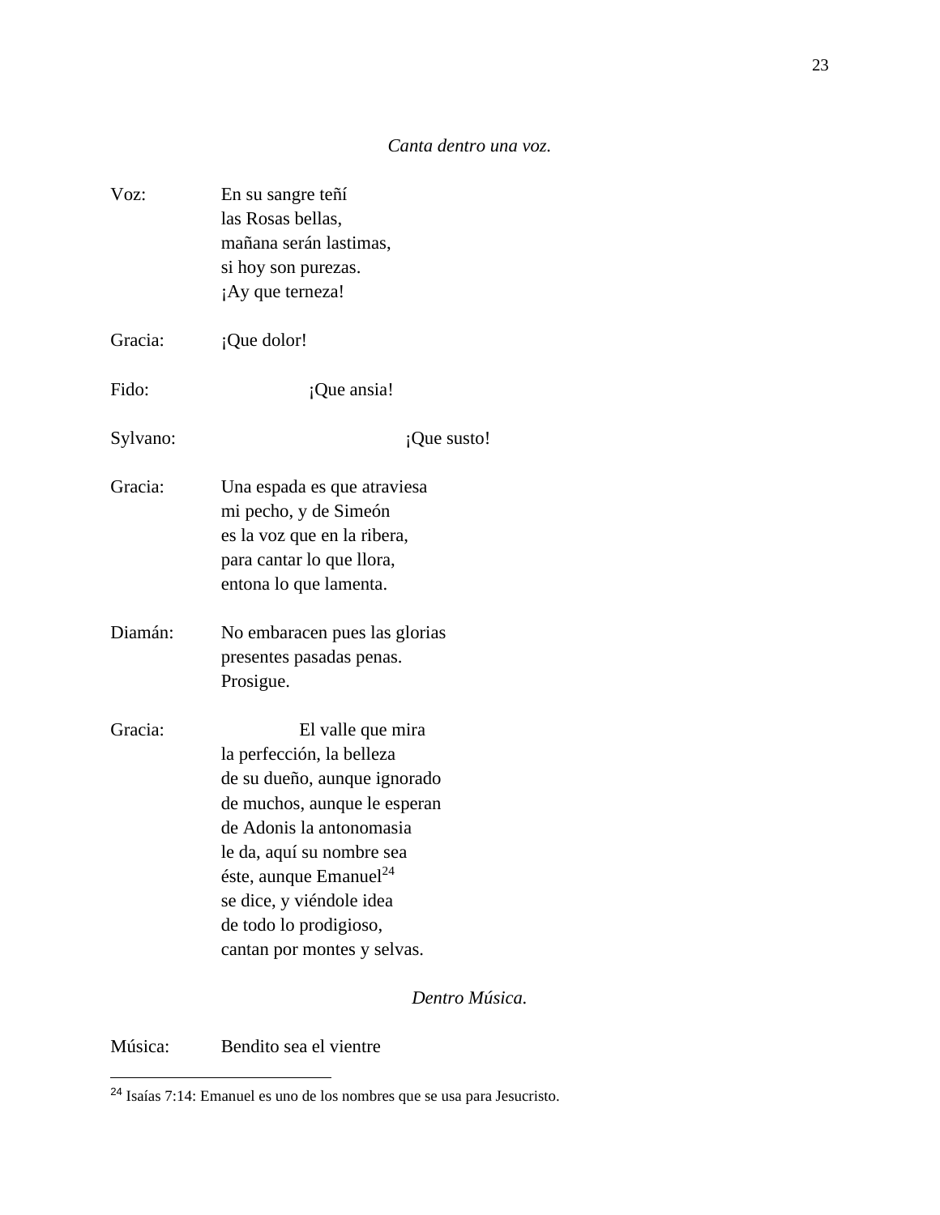*Canta dentro una voz.*

Voz: En su sangre teñí
las Rosas bellas,
mañana serán lastimas,
si hoy son purezas.
¡Ay que terneza!

Gracia: ¡Que dolor!

Fido: ¡Que ansia!

Sylvano: ¡Que susto!

Gracia: Una espada es que atraviesa
mi pecho, y de Simeón
es la voz que en la ribera,
para cantar lo que llora,
entona lo que lamenta.

Diamán: No embaracen pues las glorias
presentes pasadas penas.
Prosigue.

Gracia: El valle que mira
la perfección, la belleza
de su dueño, aunque ignorado
de muchos, aunque le esperan
de Adonis la antonomasia
le da, aquí su nombre sea
éste, aunque Emanuel[24]
se dice, y viéndole idea
de todo lo prodigioso,
cantan por montes y selvas.

*Dentro Música.*

Música: Bendito sea el vientre

---

[24] Isaías 7:14: Emanuel es uno de los nombres que se usa para Jesucristo.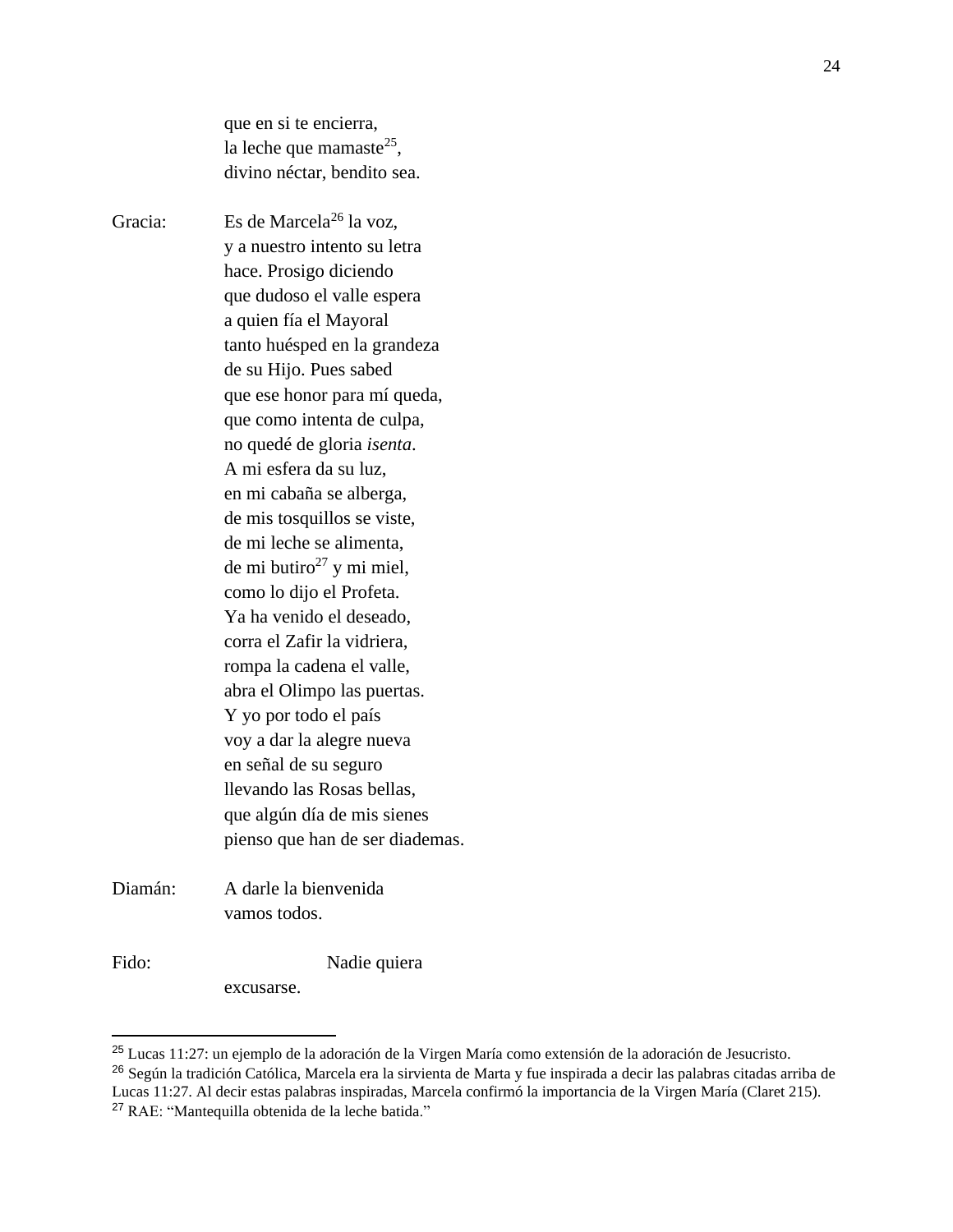que en si te encierra,
la leche que mamaste[25],
divino néctar, bendito sea.

Gracia: Es de Marcela[26] la voz,
y a nuestro intento su letra
hace. Prosigo diciendo
que dudoso el valle espera
a quien fía el Mayoral
tanto huésped en la grandeza
de su Hijo. Pues sabed
que ese honor para mí queda,
que como intenta de culpa,
no quedé de gloria *isenta*.
A mi esfera da su luz,
en mi cabaña se alberga,
de mis tosquillos se viste,
de mi leche se alimenta,
de mi butiro[27] y mi miel,
como lo dijo el Profeta.
Ya ha venido el deseado,
corra el Zafir la vidriera,
rompa la cadena el valle,
abra el Olimpo las puertas.
Y yo por todo el país
voy a dar la alegre nueva
en señal de su seguro
llevando las Rosas bellas,
que algún día de mis sienes
pienso que han de ser diademas.

Diamán: A darle la bienvenida
vamos todos.

Fido: Nadie quiera
excusarse.

---

[25] Lucas 11:27: un ejemplo de la adoración de la Virgen María como extensión de la adoración de Jesucristo.
[26] Según la tradición Católica, Marcela era la sirvienta de Marta y fue inspirada a decir las palabras citadas arriba de Lucas 11:27. Al decir estas palabras inspiradas, Marcela confirmó la importancia de la Virgen María (Claret 215).
[27] RAE: "Mantequilla obtenida de la leche batida."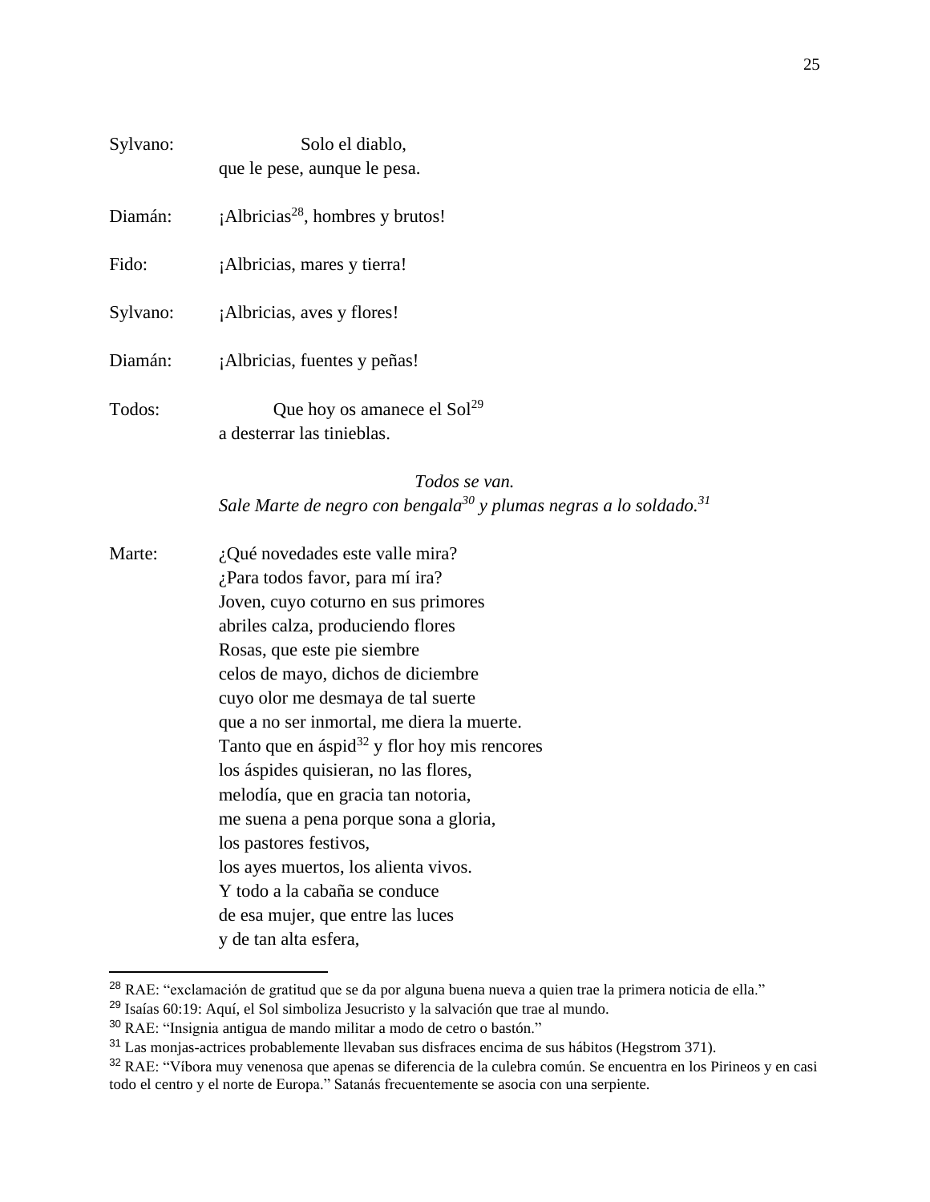Sylvano: Solo el diablo,
que le pese, aunque le pesa.

Diamán: ¡Albricias[28], hombres y brutos!

Fido: ¡Albricias, mares y tierra!

Sylvano: ¡Albricias, aves y flores!

Diamán: ¡Albricias, fuentes y peñas!

Todos: Que hoy os amanece el Sol[29]
a desterrar las tinieblas.

*Todos se van.*
*Sale Marte de negro con bengala[30] y plumas negras a lo soldado.[31]*

Marte: ¿Qué novedades este valle mira?
¿Para todos favor, para mí ira?
Joven, cuyo coturno en sus primores
abriles calza, produciendo flores
Rosas, que este pie siembre
celos de mayo, dichos de diciembre
cuyo olor me desmaya de tal suerte
que a no ser inmortal, me diera la muerte.
Tanto que en áspid[32] y flor hoy mis rencores
los áspides quisieran, no las flores,
melodía, que en gracia tan notoria,
me suena a pena porque sona a gloria,
los pastores festivos,
los ayes muertos, los alienta vivos.
Y todo a la cabaña se conduce
de esa mujer, que entre las luces
y de tan alta esfera,

---

[28] RAE: "exclamación de gratitud que se da por alguna buena nueva a quien trae la primera noticia de ella."
[29] Isaías 60:19: Aquí, el Sol simboliza Jesucristo y la salvación que trae al mundo.
[30] RAE: "Insignia antigua de mando militar a modo de cetro o bastón."
[31] Las monjas-actrices probablemente llevaban sus disfraces encima de sus hábitos (Hegstrom 371).
[32] RAE: "Víbora muy venenosa que apenas se diferencia de la culebra común. Se encuentra en los Pirineos y en casi todo el centro y el norte de Europa." Satanás frecuentemente se asocia con una serpiente.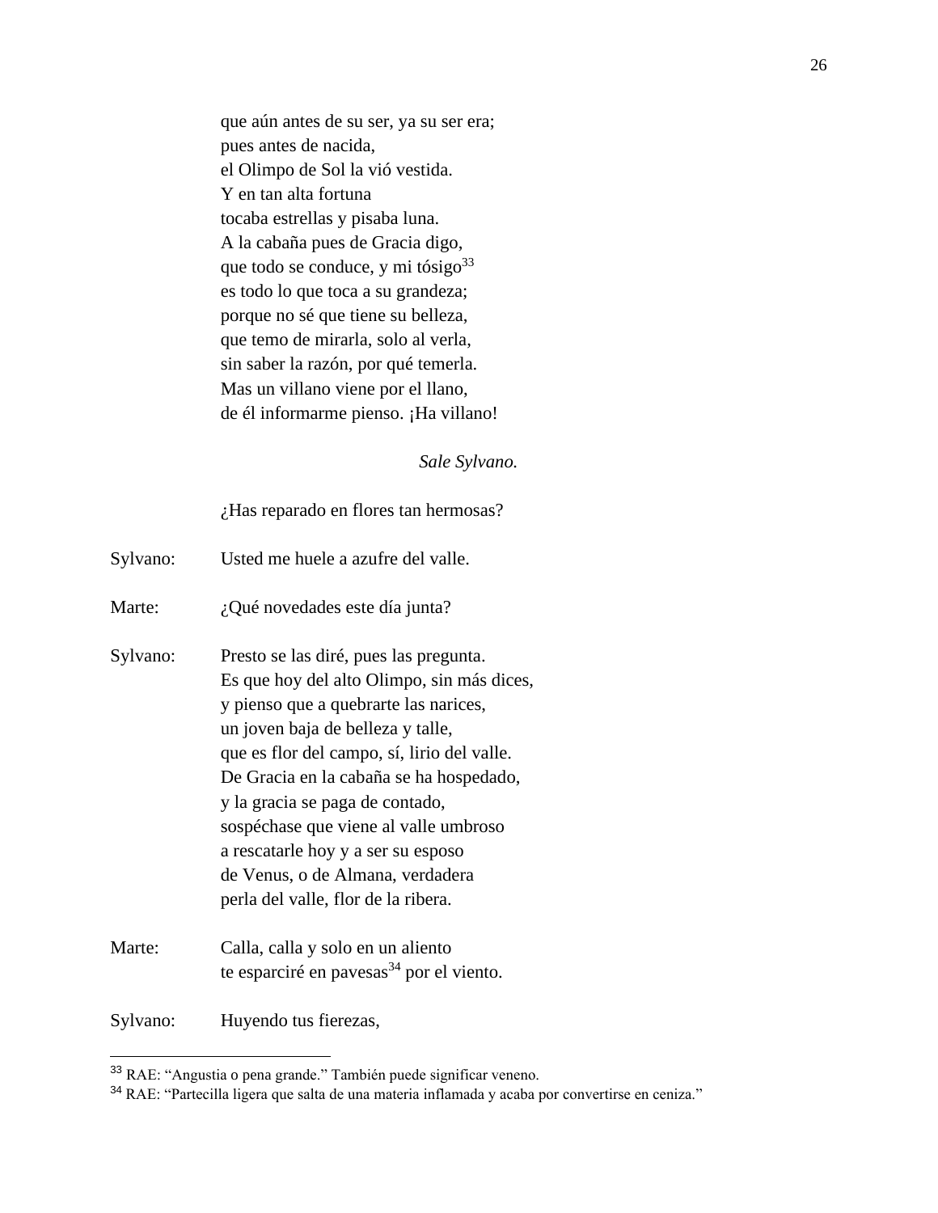que aún antes de su ser, ya su ser era;  
pues antes de nacida,  
el Olimpo de Sol la vió vestida.  
Y en tan alta fortuna  
tocaba estrellas y pisaba luna.  
A la cabaña pues de Gracia digo,  
que todo se conduce, y mi tósigo[33]  
es todo lo que toca a su grandeza;  
porque no sé que tiene su belleza,  
que temo de mirarla, solo al verla,  
sin saber la razón, por qué temerla.  
Mas un villano viene por el llano,  
de él informarme pienso. ¡Ha villano!

*Sale Sylvano.*

¿Has reparado en flores tan hermosas?

Sylvano: Usted me huele a azufre del valle.

Marte: ¿Qué novedades este día junta?

Sylvano: Presto se las diré, pues las pregunta.  
Es que hoy del alto Olimpo, sin más dices,  
y pienso que a quebrarte las narices,  
un joven baja de belleza y talle,  
que es flor del campo, sí, lirio del valle.  
De Gracia en la cabaña se ha hospedado,  
y la gracia se paga de contado,  
sospéchase que viene al valle umbroso  
a rescatarle hoy y a ser su esposo  
de Venus, o de Almana, verdadera  
perla del valle, flor de la ribera.

Marte: Calla, calla y solo en un aliento  
te esparciré en pavesas[34] por el viento.

Sylvano: Huyendo tus fierezas,

---

[33] RAE: "Angustia o pena grande." También puede significar veneno.  
[34] RAE: "Partecilla ligera que salta de una materia inflamada y acaba por convertirse en ceniza."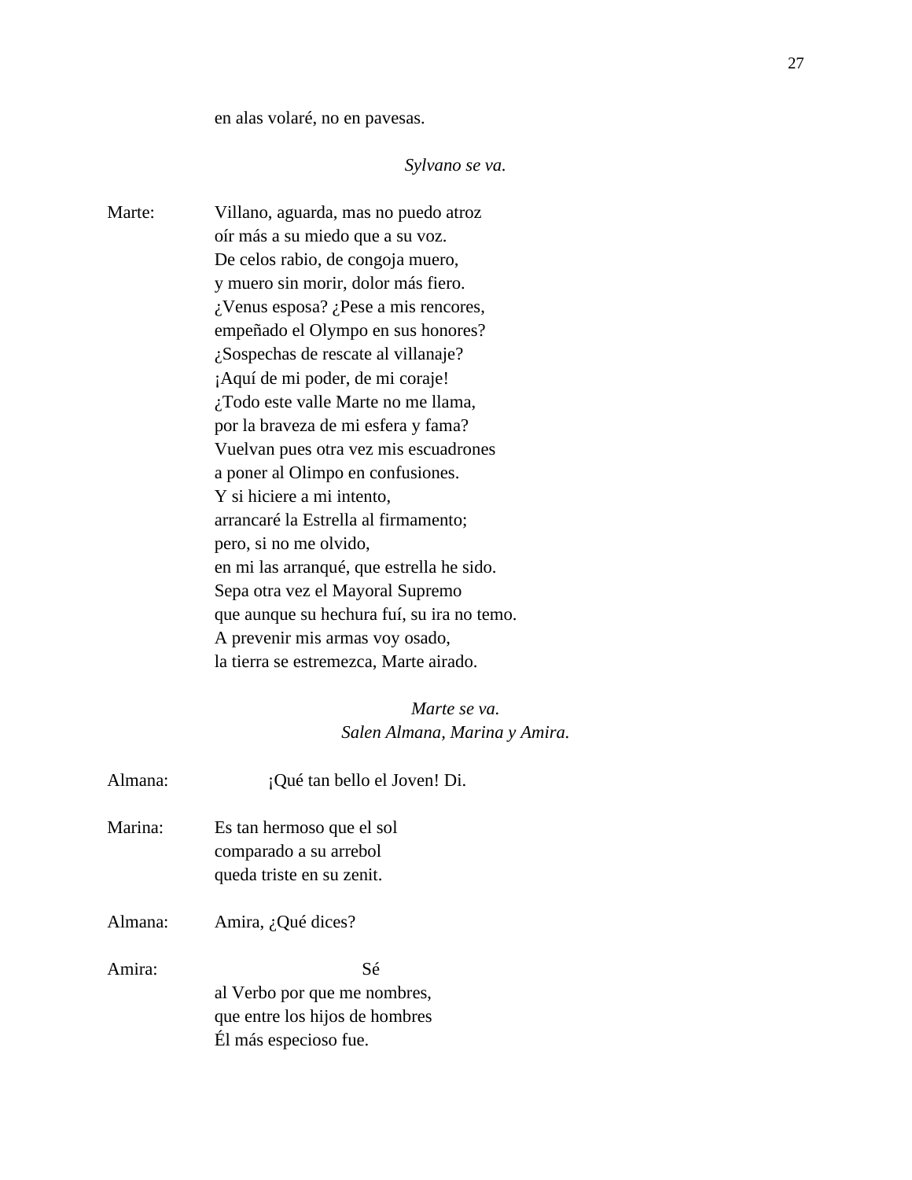en alas volaré, no en pavesas.

*Sylvano se va.*

Marte: Villano, aguarda, mas no puedo atroz
oír más a su miedo que a su voz.
De celos rabio, de congoja muero,
y muero sin morir, dolor más fiero.
¿Venus esposa? ¿Pese a mis rencores,
empeñado el Olympo en sus honores?
¿Sospechas de rescate al villanaje?
¡Aquí de mi poder, de mi coraje!
¿Todo este valle Marte no me llama,
por la braveza de mi esfera y fama?
Vuelvan pues otra vez mis escuadrones
a poner al Olimpo en confusiones.
Y si hiciere a mi intento,
arrancaré la Estrella al firmamento;
pero, si no me olvido,
en mi las arranqué, que estrella he sido.
Sepa otra vez el Mayoral Supremo
que aunque su hechura fuí, su ira no temo.
A prevenir mis armas voy osado,
la tierra se estremezca, Marte airado.

*Marte se va.*
*Salen Almana, Marina y Amira.*

Almana: ¡Qué tan bello el Joven! Di.

Marina: Es tan hermoso que el sol
comparado a su arrebol
queda triste en su zenit.

Almana: Amira, ¿Qué dices?

Amira: Sé
al Verbo por que me nombres,
que entre los hijos de hombres
Él más especioso fue.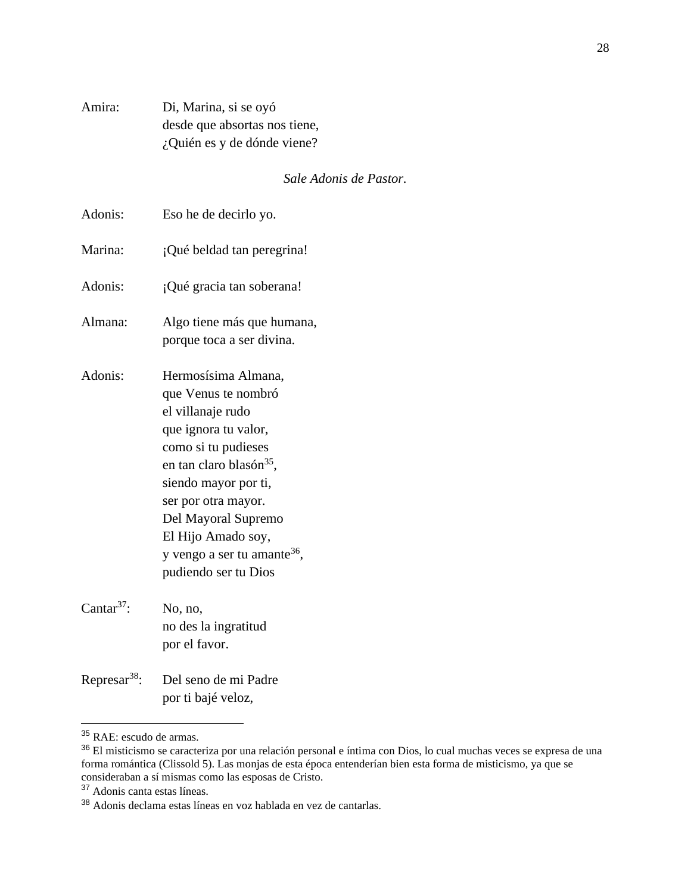Amira: Di, Marina, si se oyó
desde que absortas nos tiene,
¿Quién es y de dónde viene?

*Sale Adonis de Pastor.*

Adonis: Eso he de decirlo yo.

Marina: ¡Qué beldad tan peregrina!

Adonis: ¡Qué gracia tan soberana!

Almana: Algo tiene más que humana,
porque toca a ser divina.

Adonis: Hermosísima Almana,
que Venus te nombró
el villanaje rudo
que ignora tu valor,
como si tu pudieses
en tan claro blasón[35],
siendo mayor por ti,
ser por otra mayor.
Del Mayoral Supremo
El Hijo Amado soy,
y vengo a ser tu amante[36],
pudiendo ser tu Dios

Cantar[37]: No, no,
no des la ingratitud
por el favor.

Represar[38]: Del seno de mi Padre
por ti bajé veloz,

---

[35] RAE: escudo de armas.

[36] El misticismo se caracteriza por una relación personal e íntima con Dios, lo cual muchas veces se expresa de una forma romántica (Clissold 5). Las monjas de esta época entenderían bien esta forma de misticismo, ya que se consideraban a sí mismas como las esposas de Cristo.

[37] Adonis canta estas líneas.

[38] Adonis declama estas líneas en voz hablada en vez de cantarlas.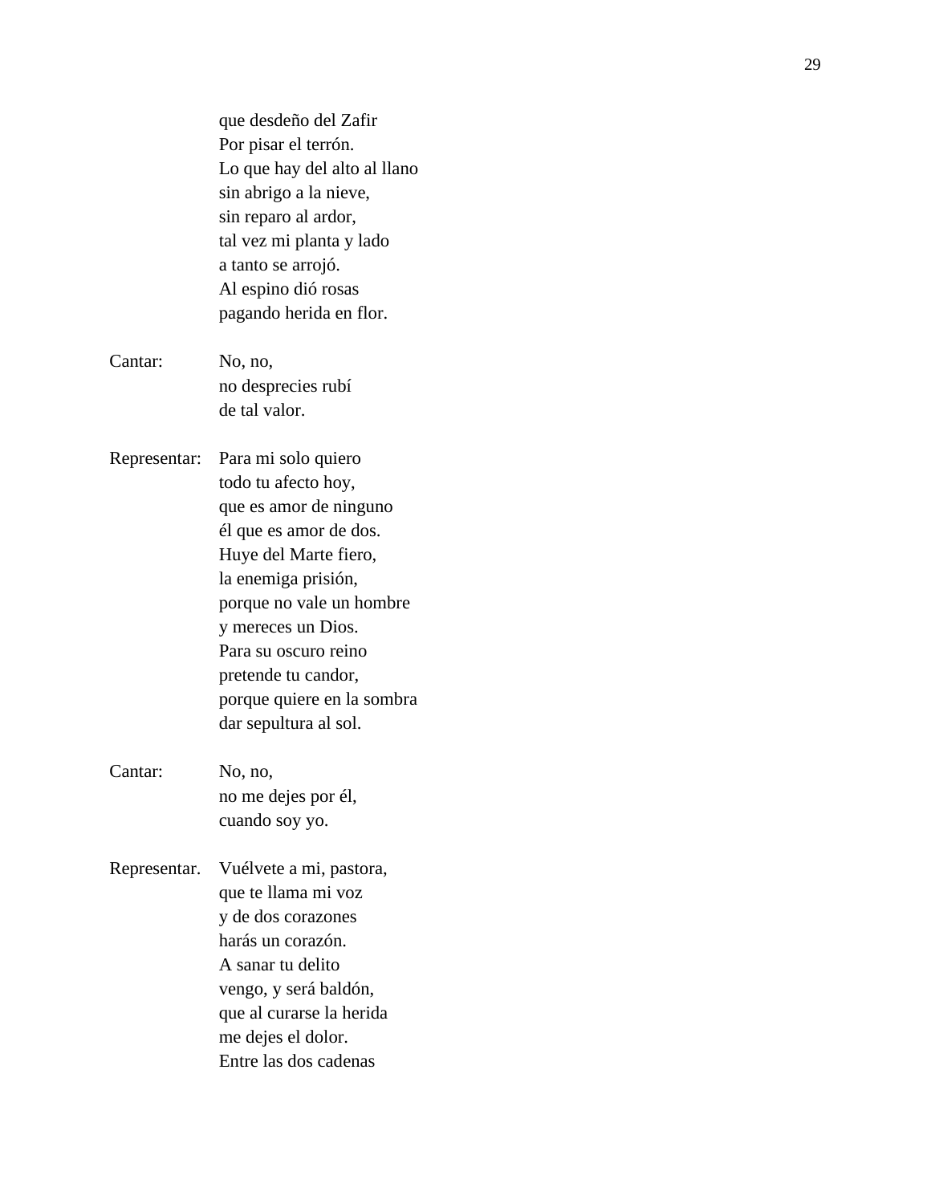que desdeño del Zafir  
Por pisar el terrón.  
Lo que hay del alto al llano  
sin abrigo a la nieve,  
sin reparo al ardor,  
tal vez mi planta y lado  
a tanto se arrojó.  
Al espino dió rosas  
pagando herida en flor.

Cantar: No, no,  
no desprecies rubí  
de tal valor.

Representar: Para mi solo quiero  
todo tu afecto hoy,  
que es amor de ninguno  
él que es amor de dos.  
Huye del Marte fiero,  
la enemiga prisión,  
porque no vale un hombre  
y mereces un Dios.  
Para su oscuro reino  
pretende tu candor,  
porque quiere en la sombra  
dar sepultura al sol.

Cantar: No, no,  
no me dejes por él,  
cuando soy yo.

Representar. Vuélvete a mi, pastora,  
que te llama mi voz  
y de dos corazones  
harás un corazón.  
A sanar tu delito  
vengo, y será baldón,  
que al curarse la herida  
me dejes el dolor.  
Entre las dos cadenas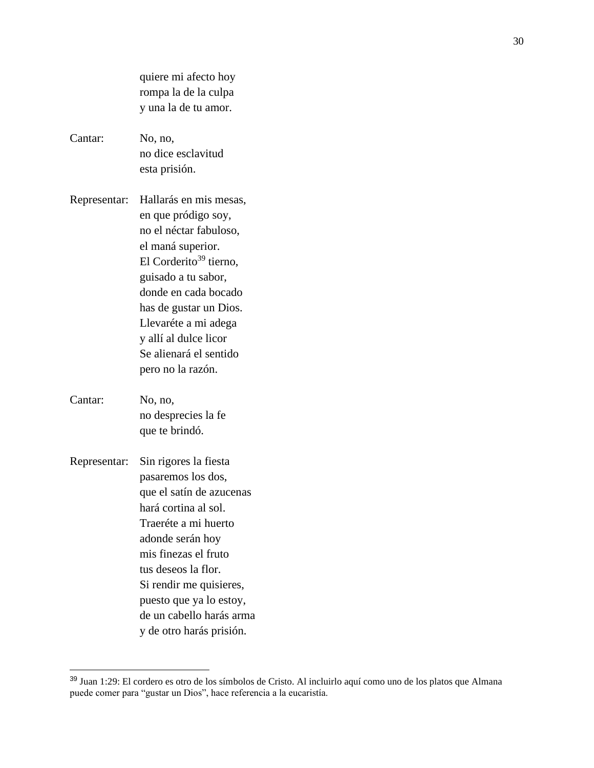quiere mi afecto hoy  
rompa la de la culpa  
y una la de tu amor.

Cantar: No, no,  
no dice esclavitud  
esta prisión.

Representar: Hallarás en mis mesas,  
en que pródigo soy,  
no el néctar fabuloso,  
el maná superior.  
El Corderito[39] tierno,  
guisado a tu sabor,  
donde en cada bocado  
has de gustar un Dios.  
Llevaréte a mi adega  
y allí al dulce licor  
Se alienará el sentido  
pero no la razón.

Cantar: No, no,  
no desprecies la fe  
que te brindó.

Representar: Sin rigores la fiesta  
pasaremos los dos,  
que el satín de azucenas  
hará cortina al sol.  
Traeréte a mi huerto  
adonde serán hoy  
mis finezas el fruto  
tus deseos la flor.  
Si rendir me quisieres,  
puesto que ya lo estoy,  
de un cabello harás arma  
y de otro harás prisión.

---

[39] Juan 1:29: El cordero es otro de los símbolos de Cristo. Al incluirlo aquí como uno de los platos que Almana puede comer para "gustar un Dios", hace referencia a la eucaristía.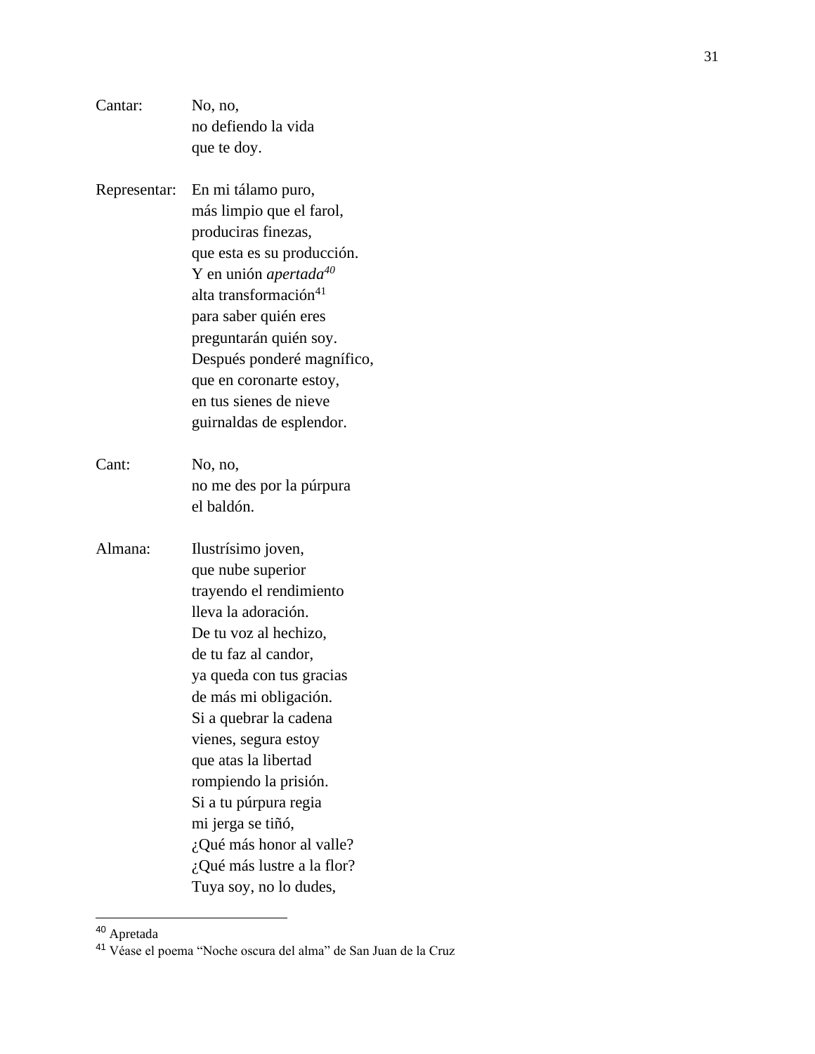Cantar: No, no,
no defiendo la vida
que te doy.

Representar: En mi tálamo puro,
más limpio que el farol,
produciras finezas,
que esta es su producción.
Y en unión *apertada*[40]
alta transformación[41]
para saber quién eres
preguntarán quién soy.
Después ponderé magnífico,
que en coronarte estoy,
en tus sienes de nieve
guirnaldas de esplendor.

Cant: No, no,
no me des por la púrpura
el baldón.

Almana: Ilustrísimo joven,
que nube superior
trayendo el rendimiento
lleva la adoración.
De tu voz al hechizo,
de tu faz al candor,
ya queda con tus gracias
de más mi obligación.
Si a quebrar la cadena
vienes, segura estoy
que atas la libertad
rompiendo la prisión.
Si a tu púrpura regia
mi jerga se tiñó,
¿Qué más honor al valle?
¿Qué más lustre a la flor?
Tuya soy, no lo dudes,

---

[40] Apretada

[41] Véase el poema "Noche oscura del alma" de San Juan de la Cruz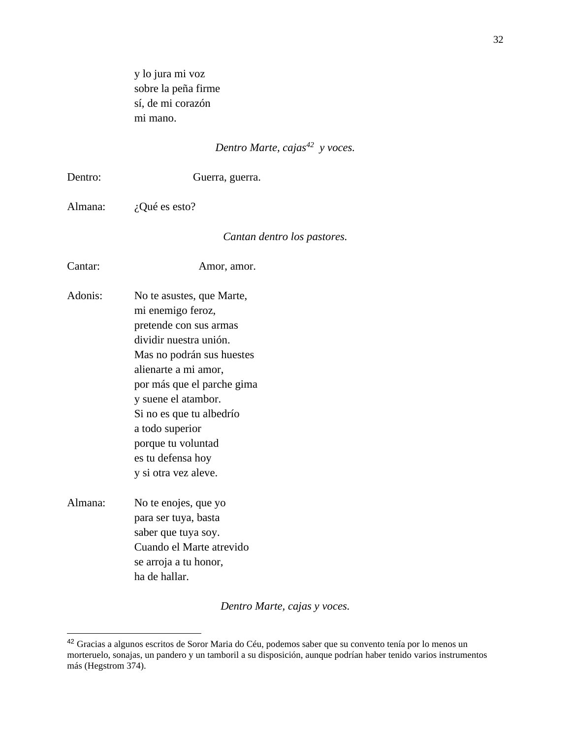y lo jura mi voz  
sobre la peña firme  
sí, de mi corazón  
mi mano.

*Dentro Marte, cajas*[42] *y voces.*

Dentro: Guerra, guerra.

Almana: ¿Qué es esto?

*Cantan dentro los pastores.*

Cantar: Amor, amor.

Adonis: No te asustes, que Marte,  
mi enemigo feroz,  
pretende con sus armas  
dividir nuestra unión.  
Mas no podrán sus huestes  
alienarte a mi amor,  
por más que el parche gima  
y suene el atambor.  
Si no es que tu albedrío  
a todo superior  
porque tu voluntad  
es tu defensa hoy  
y si otra vez aleve.

Almana: No te enojes, que yo  
para ser tuya, basta  
saber que tuya soy.  
Cuando el Marte atrevido  
se arroja a tu honor,  
ha de hallar.

*Dentro Marte, cajas y voces.*

---

[42] Gracias a algunos escritos de Soror Maria do Céu, podemos saber que su convento tenía por lo menos un morteruelo, sonajas, un pandero y un tamboril a su disposición, aunque podrían haber tenido varios instrumentos más (Hegstrom 374).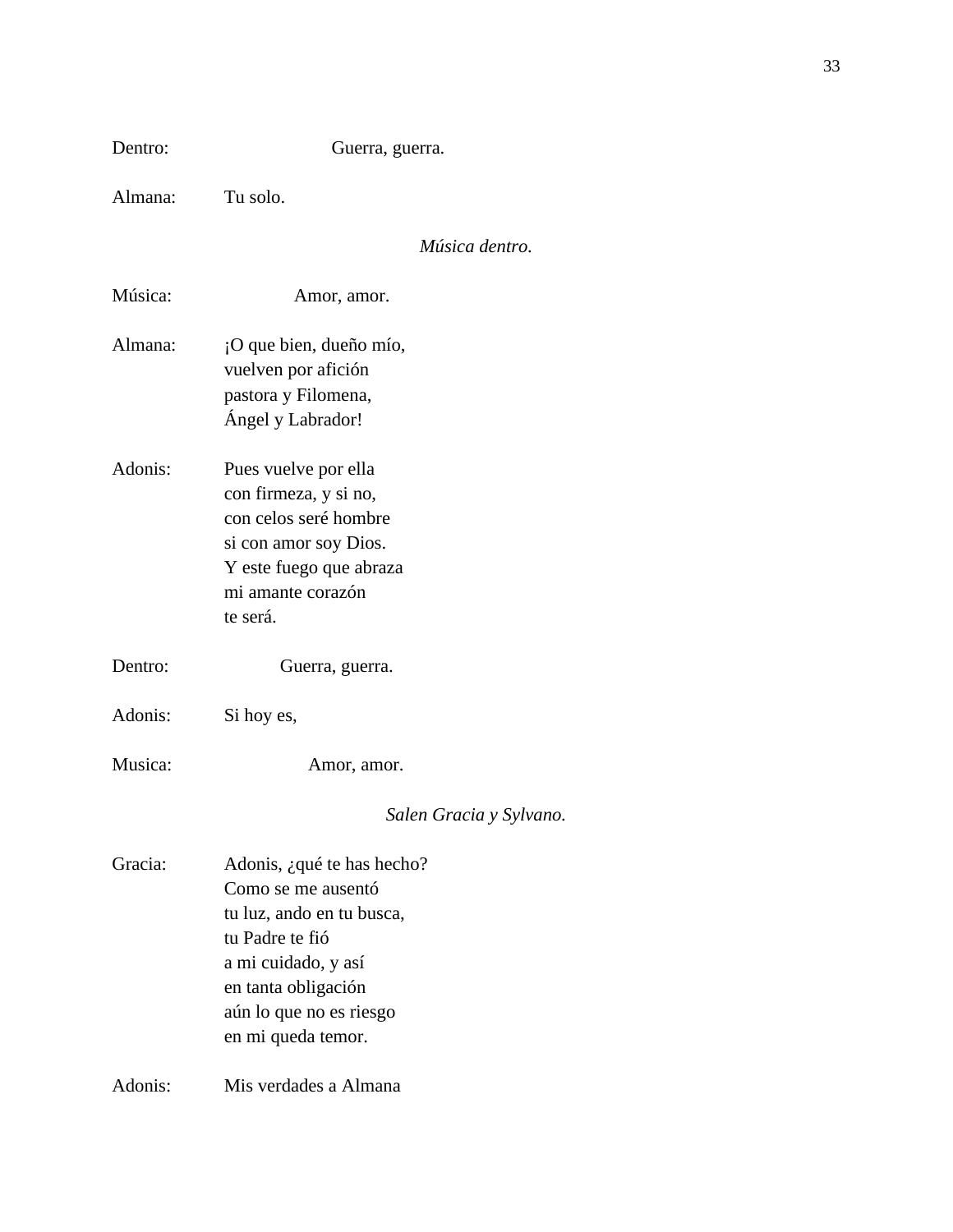Dentro: Guerra, guerra.

Almana: Tu solo.

*Música dentro.*

Música: Amor, amor.

Almana: ¡O que bien, dueño mío,  
vuelven por afición  
pastora y Filomena,  
Ángel y Labrador!

Adonis: Pues vuelve por ella  
con firmeza, y si no,  
con celos seré hombre  
si con amor soy Dios.  
Y este fuego que abraza  
mi amante corazón  
te será.

Dentro: Guerra, guerra.

Adonis: Si hoy es,

Musica: Amor, amor.

*Salen Gracia y Sylvano.*

Gracia: Adonis, ¿qué te has hecho?  
Como se me ausentó  
tu luz, ando en tu busca,  
tu Padre te fió  
a mi cuidado, y así  
en tanta obligación  
aún lo que no es riesgo  
en mi queda temor.

Adonis: Mis verdades a Almana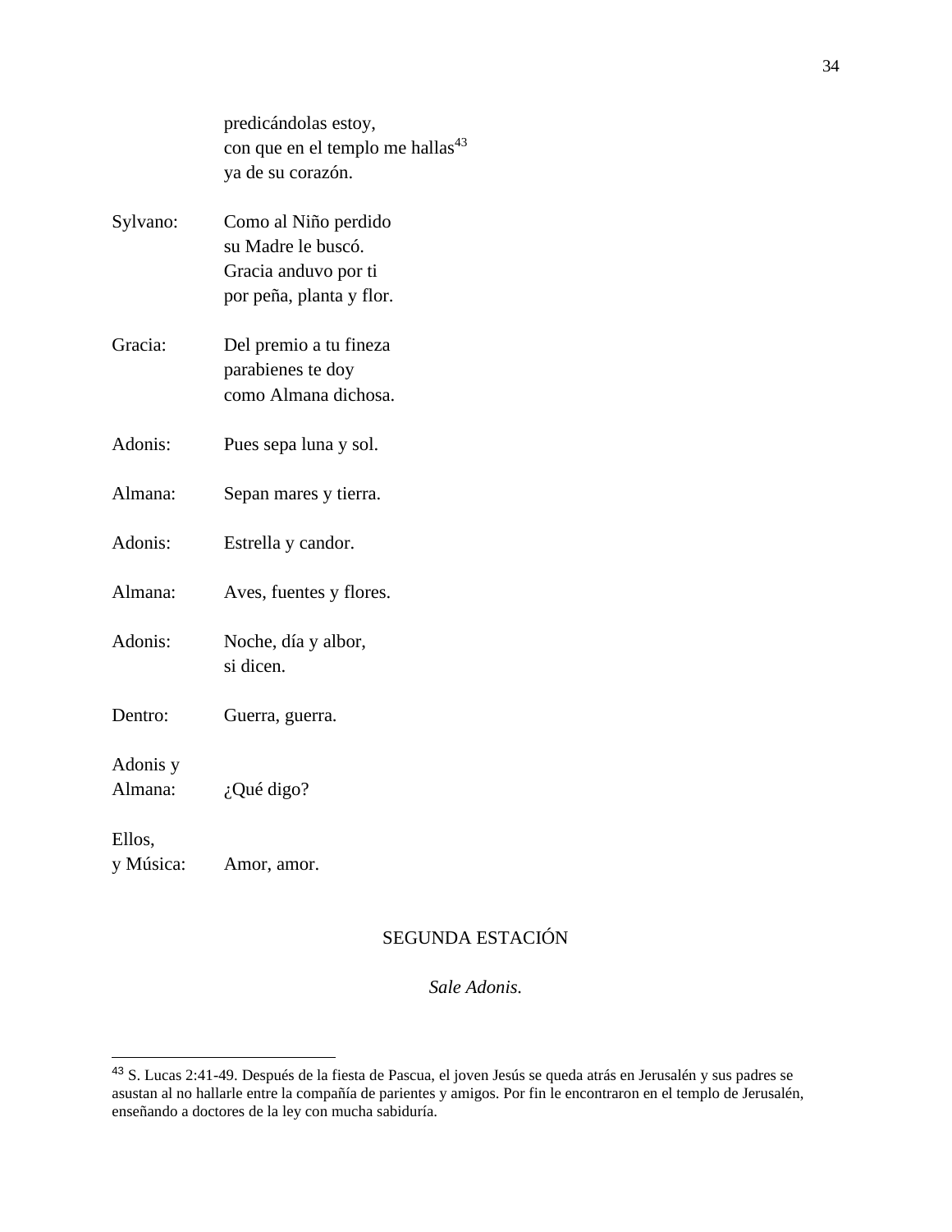predicándolas estoy,
con que en el templo me hallas[43]
ya de su corazón.

Sylvano: Como al Niño perdido
su Madre le buscó.
Gracia anduvo por ti
por peña, planta y flor.

Gracia: Del premio a tu fineza
parabienes te doy
como Almana dichosa.

Adonis: Pues sepa luna y sol.

Almana: Sepan mares y tierra.

Adonis: Estrella y candor.

Almana: Aves, fuentes y flores.

Adonis: Noche, día y albor,
si dicen.

Dentro: Guerra, guerra.

Adonis y
Almana: ¿Qué digo?

Ellos,
y Música: Amor, amor.

## SEGUNDA ESTACIÓN

*Sale Adonis.*

[43] S. Lucas 2:41-49. Después de la fiesta de Pascua, el joven Jesús se queda atrás en Jerusalén y sus padres se asustan al no hallarle entre la compañía de parientes y amigos. Por fin le encontraron en el templo de Jerusalén, enseñando a doctores de la ley con mucha sabiduría.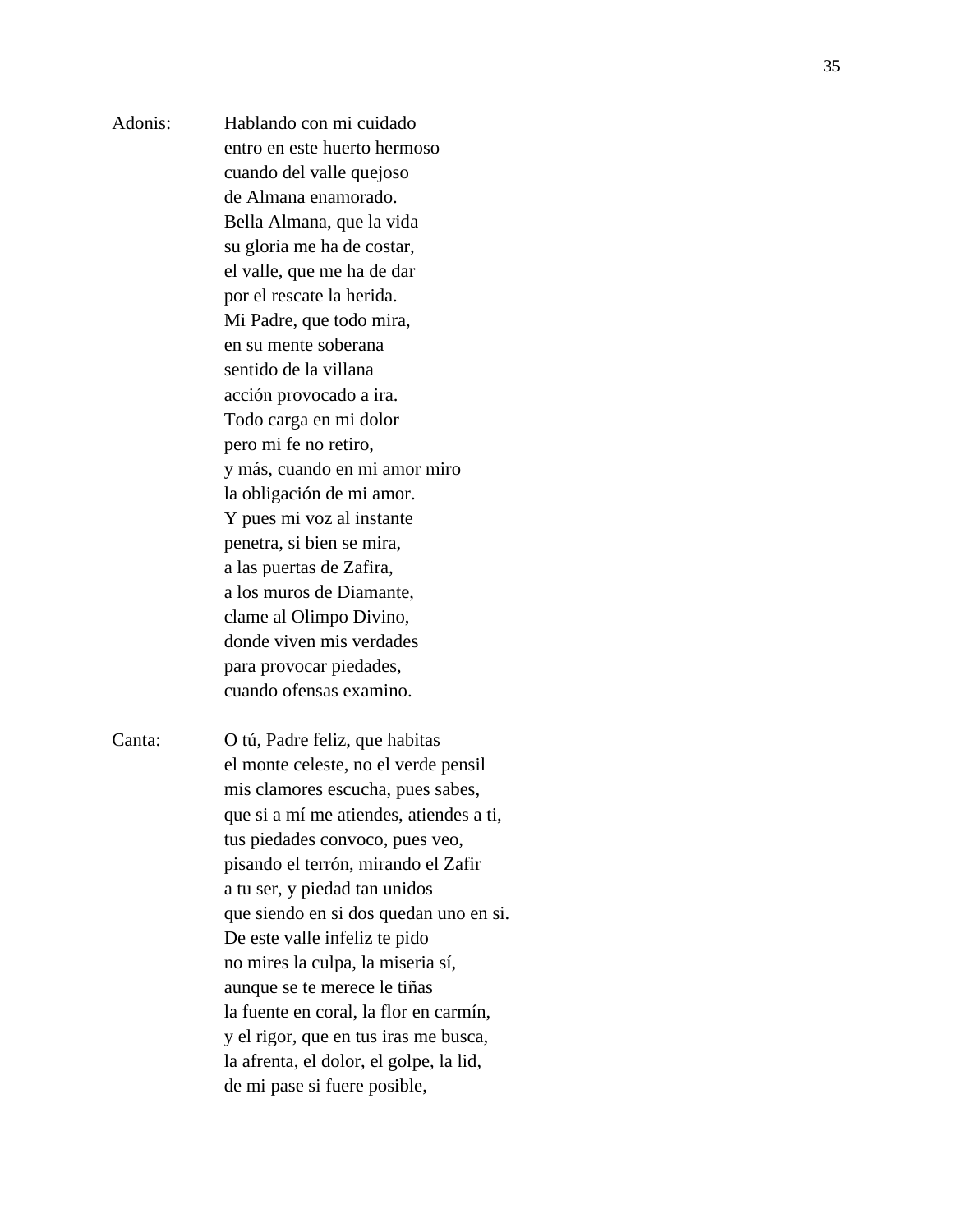Adonis: Hablando con mi cuidado
entro en este huerto hermoso
cuando del valle quejoso
de Almana enamorado.
Bella Almana, que la vida
su gloria me ha de costar,
el valle, que me ha de dar
por el rescate la herida.
Mi Padre, que todo mira,
en su mente soberana
sentido de la villana
acción provocado a ira.
Todo carga en mi dolor
pero mi fe no retiro,
y más, cuando en mi amor miro
la obligación de mi amor.
Y pues mi voz al instante
penetra, si bien se mira,
a las puertas de Zafira,
a los muros de Diamante,
clame al Olimpo Divino,
donde viven mis verdades
para provocar piedades,
cuando ofensas examino.

Canta: O tú, Padre feliz, que habitas
el monte celeste, no el verde pensil
mis clamores escucha, pues sabes,
que si a mí me atiendes, atiendes a ti,
tus piedades convoco, pues veo,
pisando el terrón, mirando el Zafir
a tu ser, y piedad tan unidos
que siendo en si dos quedan uno en si.
De este valle infeliz te pido
no mires la culpa, la miseria sí,
aunque se te merece le tiñas
la fuente en coral, la flor en carmín,
y el rigor, que en tus iras me busca,
la afrenta, el dolor, el golpe, la lid,
de mi pase si fuere posible,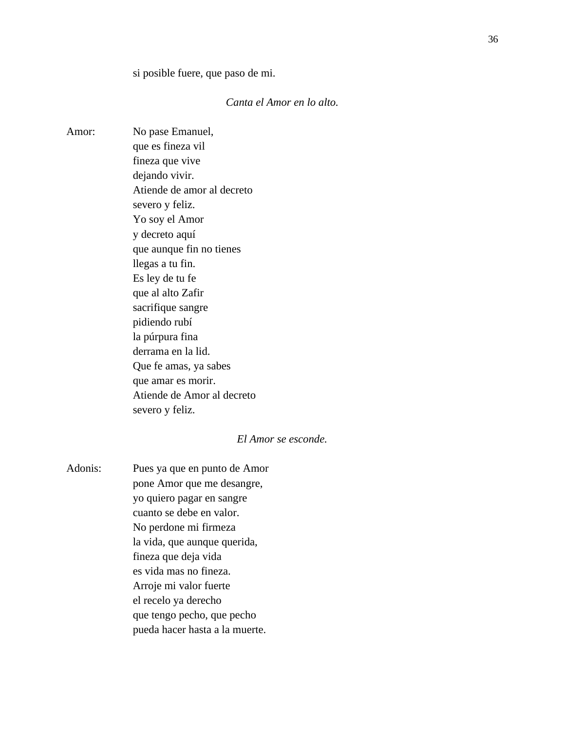si posible fuere, que paso de mi.

*Canta el Amor en lo alto.*

Amor: No pase Emanuel,
que es fineza vil
fineza que vive
dejando vivir.
Atiende de amor al decreto
severo y feliz.
Yo soy el Amor
y decreto aquí
que aunque fin no tienes
llegas a tu fin.
Es ley de tu fe
que al alto Zafir
sacrifique sangre
pidiendo rubí
la púrpura fina
derrama en la lid.
Que fe amas, ya sabes
que amar es morir.
Atiende de Amor al decreto
severo y feliz.

*El Amor se esconde.*

Adonis: Pues ya que en punto de Amor
pone Amor que me desangre,
yo quiero pagar en sangre
cuanto se debe en valor.
No perdone mi firmeza
la vida, que aunque querida,
fineza que deja vida
es vida mas no fineza.
Arroje mi valor fuerte
el recelo ya derecho
que tengo pecho, que pecho
pueda hacer hasta a la muerte.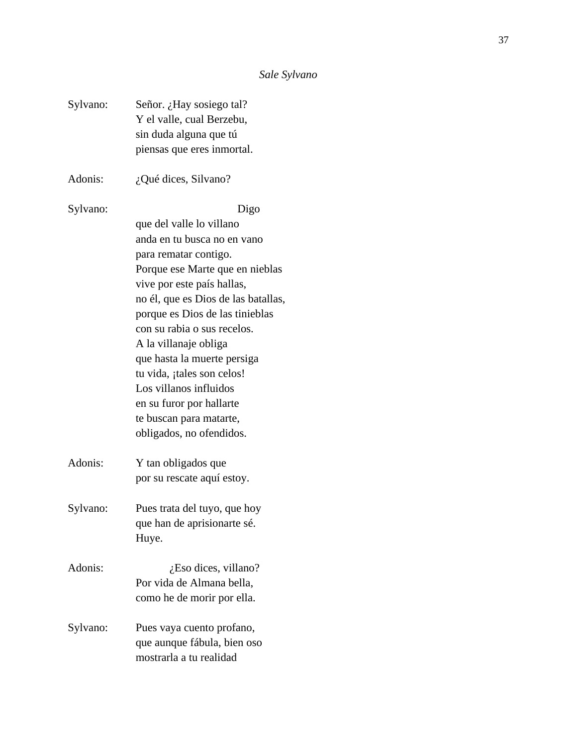*Sale Sylvano*

Sylvano: Señor. ¿Hay sosiego tal?
Y el valle, cual Berzebu,
sin duda alguna que tú
piensas que eres inmortal.

Adonis: ¿Qué dices, Silvano?

Sylvano: Digo
que del valle lo villano
anda en tu busca no en vano
para rematar contigo.
Porque ese Marte que en nieblas
vive por este país hallas,
no él, que es Dios de las batallas,
porque es Dios de las tinieblas
con su rabia o sus recelos.
A la villanaje obliga
que hasta la muerte persiga
tu vida, ¡tales son celos!
Los villanos influidos
en su furor por hallarte
te buscan para matarte,
obligados, no ofendidos.

Adonis: Y tan obligados que
por su rescate aquí estoy.

Sylvano: Pues trata del tuyo, que hoy
que han de aprisionarte sé.
Huye.

Adonis: ¿Eso dices, villano?
Por vida de Almana bella,
como he de morir por ella.

Sylvano: Pues vaya cuento profano,
que aunque fábula, bien oso
mostrarla a tu realidad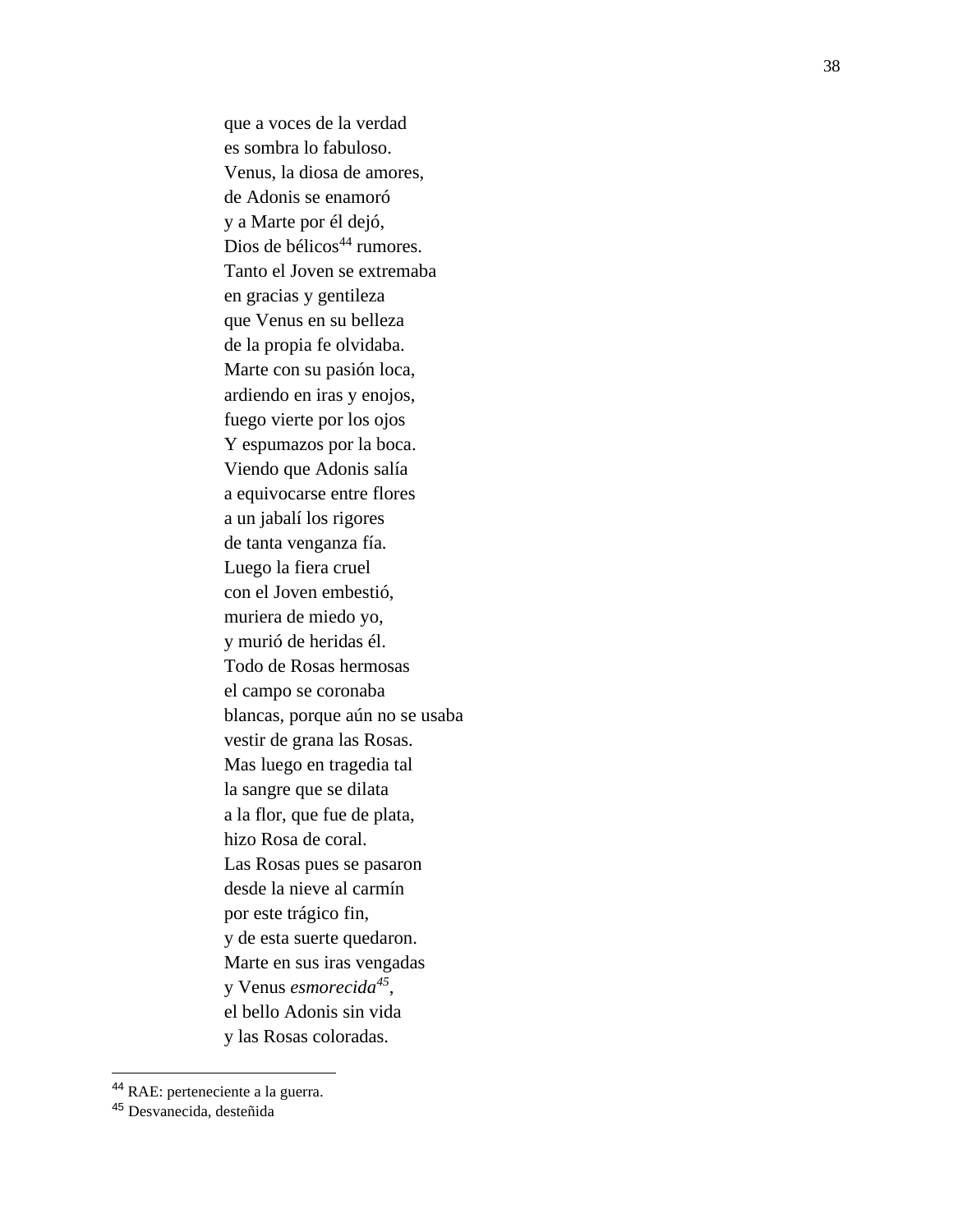que a voces de la verdad  
es sombra lo fabuloso.  
Venus, la diosa de amores,  
de Adonis se enamoró  
y a Marte por él dejó,  
Dios de bélicos[44] rumores.  
Tanto el Joven se extremaba  
en gracias y gentileza  
que Venus en su belleza  
de la propia fe olvidaba.  
Marte con su pasión loca,  
ardiendo en iras y enojos,  
fuego vierte por los ojos  
Y espumazos por la boca.  
Viendo que Adonis salía  
a equivocarse entre flores  
a un jabalí los rigores  
de tanta venganza fía.  
Luego la fiera cruel  
con el Joven embestió,  
muriera de miedo yo,  
y murió de heridas él.  
Todo de Rosas hermosas  
el campo se coronaba  
blancas, porque aún no se usaba  
vestir de grana las Rosas.  
Mas luego en tragedia tal  
la sangre que se dilata  
a la flor, que fue de plata,  
hizo Rosa de coral.  
Las Rosas pues se pasaron  
desde la nieve al carmín  
por este trágico fin,  
y de esta suerte quedaron.  
Marte en sus iras vengadas  
y Venus *esmorecida*[45],  
el bello Adonis sin vida  
y las Rosas coloradas.

---

[44] RAE: perteneciente a la guerra.  
[45] Desvanecida, desteñida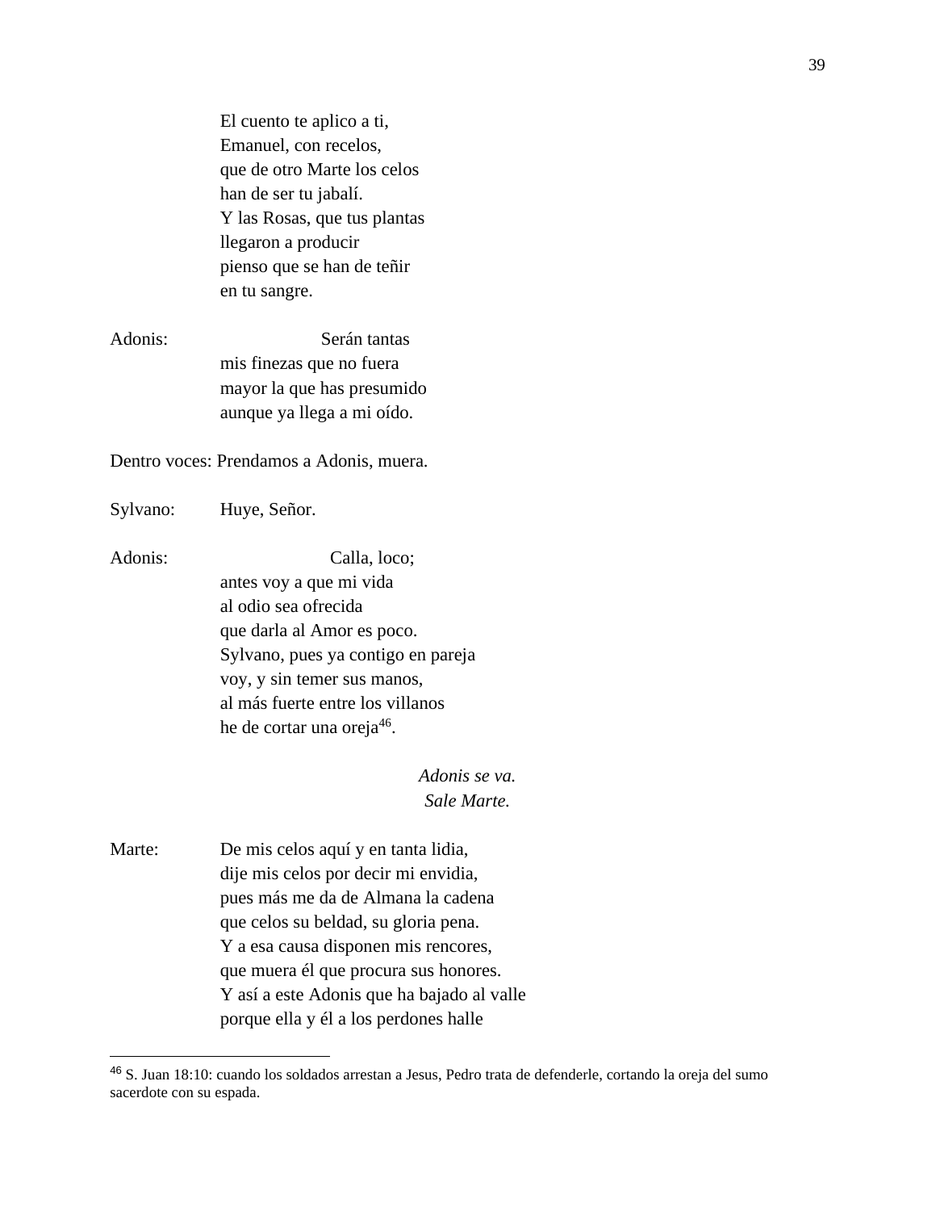El cuento te aplico a ti,
Emanuel, con recelos,
que de otro Marte los celos
han de ser tu jabalí.
Y las Rosas, que tus plantas
llegaron a producir
pienso que se han de teñir
en tu sangre.

Adonis: Serán tantas
mis finezas que no fuera
mayor la que has presumido
aunque ya llega a mi oído.

Dentro voces: Prendamos a Adonis, muera.

Sylvano: Huye, Señor.

Adonis: Calla, loco;
antes voy a que mi vida
al odio sea ofrecida
que darla al Amor es poco.
Sylvano, pues ya contigo en pareja
voy, y sin temer sus manos,
al más fuerte entre los villanos
he de cortar una oreja[46].

*Adonis se va.*
*Sale Marte.*

Marte: De mis celos aquí y en tanta lidia,
dije mis celos por decir mi envidia,
pues más me da de Almana la cadena
que celos su beldad, su gloria pena.
Y a esa causa disponen mis rencores,
que muera él que procura sus honores.
Y así a este Adonis que ha bajado al valle
porque ella y él a los perdones halle

---

[46] S. Juan 18:10: cuando los soldados arrestan a Jesus, Pedro trata de defenderle, cortando la oreja del sumo sacerdote con su espada.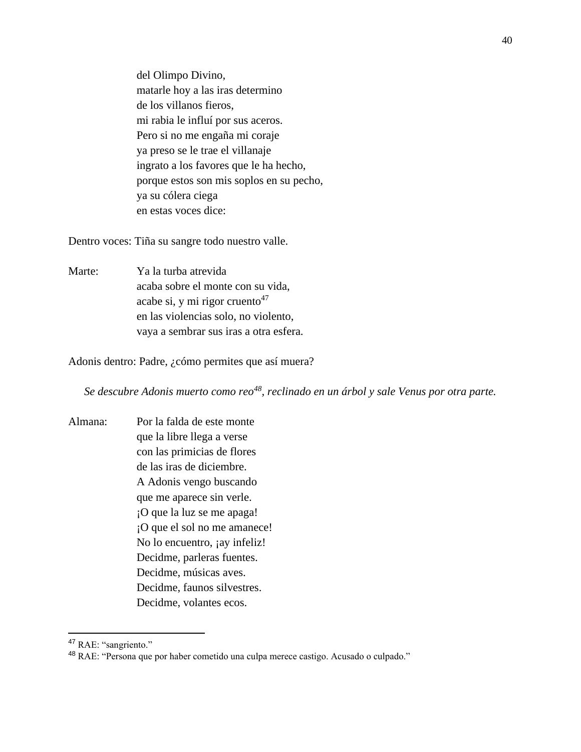del Olimpo Divino,  
matarle hoy a las iras determino  
de los villanos fieros,  
mi rabia le influí por sus aceros.  
Pero si no me engaña mi coraje  
ya preso se le trae el villanaje  
ingrato a los favores que le ha hecho,  
porque estos son mis soplos en su pecho,  
ya su cólera ciega  
en estas voces dice:

Dentro voces: Tiña su sangre todo nuestro valle.

Marte: Ya la turba atrevida  
acaba sobre el monte con su vida,  
acabe si, y mi rigor cruento[47]  
en las violencias solo, no violento,  
vaya a sembrar sus iras a otra esfera.

Adonis dentro: Padre, ¿cómo permites que así muera?

*Se descubre Adonis muerto como reo[48], reclinado en un árbol y sale Venus por otra parte.*

Almana: Por la falda de este monte  
que la libre llega a verse  
con las primicias de flores  
de las iras de diciembre.  
A Adonis vengo buscando  
que me aparece sin verle.  
¡O que la luz se me apaga!  
¡O que el sol no me amanece!  
No lo encuentro, ¡ay infeliz!  
Decidme, parleras fuentes.  
Decidme, músicas aves.  
Decidme, faunos silvestres.  
Decidme, volantes ecos.

---

[47] RAE: "sangriento."

[48] RAE: "Persona que por haber cometido una culpa merece castigo. Acusado o culpado."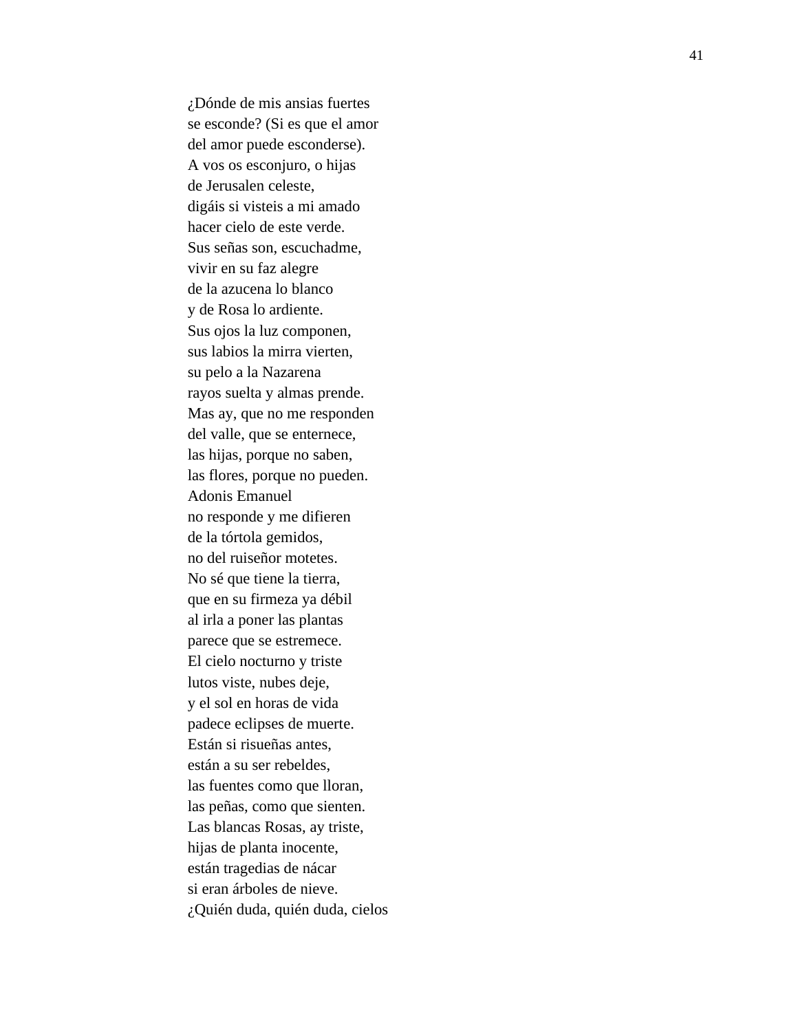¿Dónde de mis ansias fuertes  
se esconde? (Si es que el amor  
del amor puede esconderse).  
A vos os esconjuro, o hijas  
de Jerusalen celeste,  
digáis si visteis a mi amado  
hacer cielo de este verde.  
Sus señas son, escuchadme,  
vivir en su faz alegre  
de la azucena lo blanco  
y de Rosa lo ardiente.  
Sus ojos la luz componen,  
sus labios la mirra vierten,  
su pelo a la Nazarena  
rayos suelta y almas prende.  
Mas ay, que no me responden  
del valle, que se enternece,  
las hijas, porque no saben,  
las flores, porque no pueden.  
Adonis Emanuel  
no responde y me difieren  
de la tórtola gemidos,  
no del ruiseñor motetes.  
No sé que tiene la tierra,  
que en su firmeza ya débil  
al irla a poner las plantas  
parece que se estremece.  
El cielo nocturno y triste  
lutos viste, nubes deje,  
y el sol en horas de vida  
padece eclipses de muerte.  
Están si risueñas antes,  
están a su ser rebeldes,  
las fuentes como que lloran,  
las peñas, como que sienten.  
Las blancas Rosas, ay triste,  
hijas de planta inocente,  
están tragedias de nácar  
si eran árboles de nieve.  
¿Quién duda, quién duda, cielos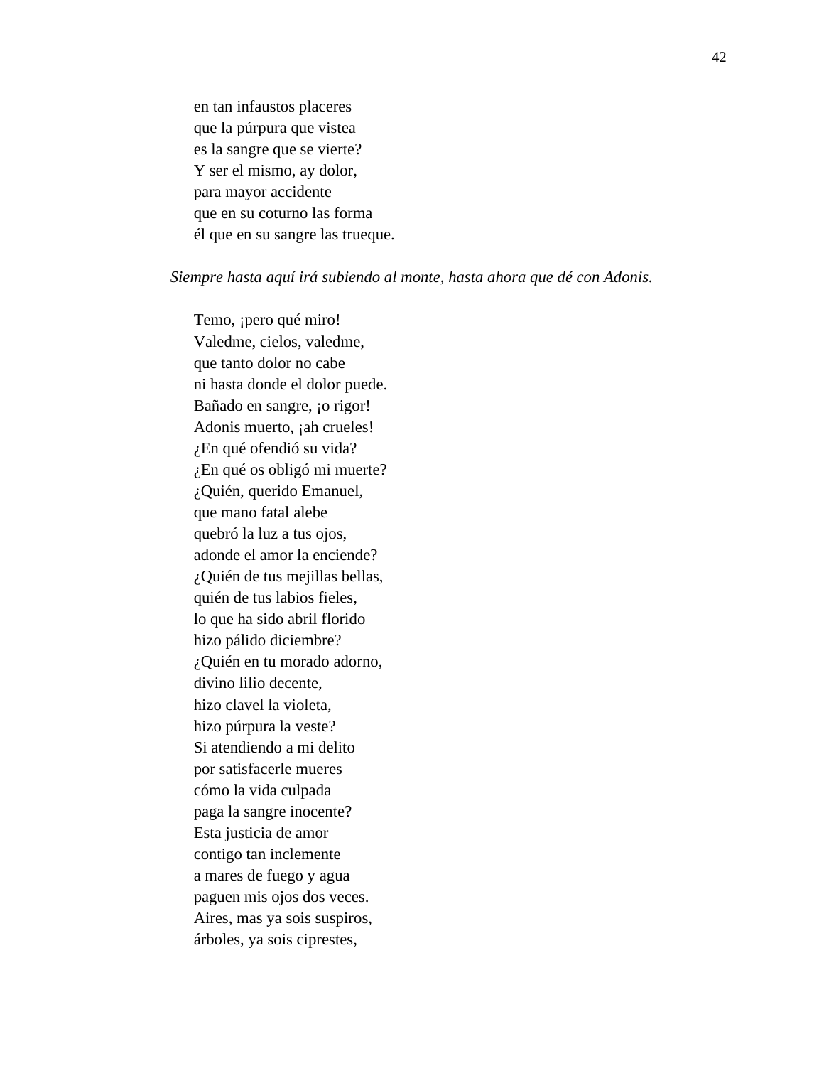en tan infaustos placeres  
que la púrpura que vistea  
es la sangre que se vierte?  
Y ser el mismo, ay dolor,  
para mayor accidente  
que en su coturno las forma  
él que en su sangre las trueque.

*Siempre hasta aquí irá subiendo al monte, hasta ahora que dé con Adonis.*

Temo, ¡pero qué miro!  
Valedme, cielos, valedme,  
que tanto dolor no cabe  
ni hasta donde el dolor puede.  
Bañado en sangre, ¡o rigor!  
Adonis muerto, ¡ah crueles!  
¿En qué ofendió su vida?  
¿En qué os obligó mi muerte?  
¿Quién, querido Emanuel,  
que mano fatal alebe  
quebró la luz a tus ojos,  
adonde el amor la enciende?  
¿Quién de tus mejillas bellas,  
quién de tus labios fieles,  
lo que ha sido abril florido  
hizo pálido diciembre?  
¿Quién en tu morado adorno,  
divino lilio decente,  
hizo clavel la violeta,  
hizo púrpura la veste?  
Si atendiendo a mi delito  
por satisfacerle mueres  
cómo la vida culpada  
paga la sangre inocente?  
Esta justicia de amor  
contigo tan inclemente  
a mares de fuego y agua  
paguen mis ojos dos veces.  
Aires, mas ya sois suspiros,  
árboles, ya sois ciprestes,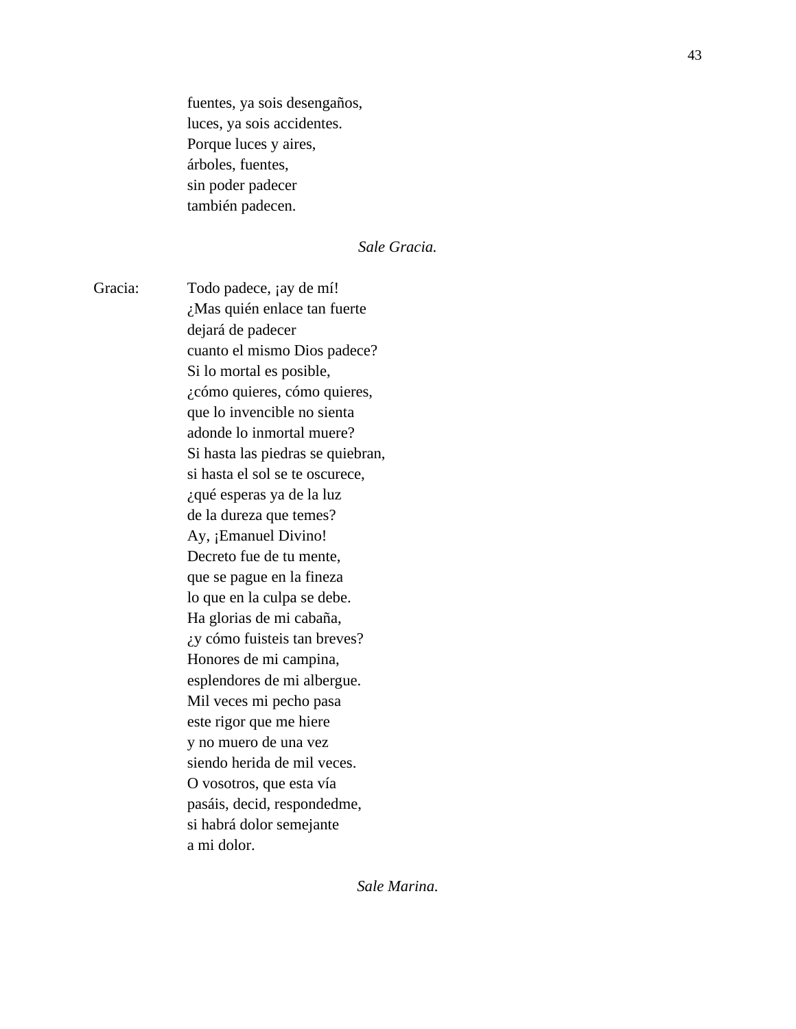fuentes, ya sois desengaños,
luces, ya sois accidentes.
Porque luces y aires,
árboles, fuentes,
sin poder padecer
también padecen.

*Sale Gracia.*

Gracia: Todo padece, ¡ay de mí!
¿Mas quién enlace tan fuerte
dejará de padecer
cuanto el mismo Dios padece?
Si lo mortal es posible,
¿cómo quieres, cómo quieres,
que lo invencible no sienta
adonde lo inmortal muere?
Si hasta las piedras se quiebran,
si hasta el sol se te oscurece,
¿qué esperas ya de la luz
de la dureza que temes?
Ay, ¡Emanuel Divino!
Decreto fue de tu mente,
que se pague en la fineza
lo que en la culpa se debe.
Ha glorias de mi cabaña,
¿y cómo fuisteis tan breves?
Honores de mi campina,
esplendores de mi albergue.
Mil veces mi pecho pasa
este rigor que me hiere
y no muero de una vez
siendo herida de mil veces.
O vosotros, que esta vía
pasáis, decid, respondedme,
si habrá dolor semejante
a mi dolor.

*Sale Marina.*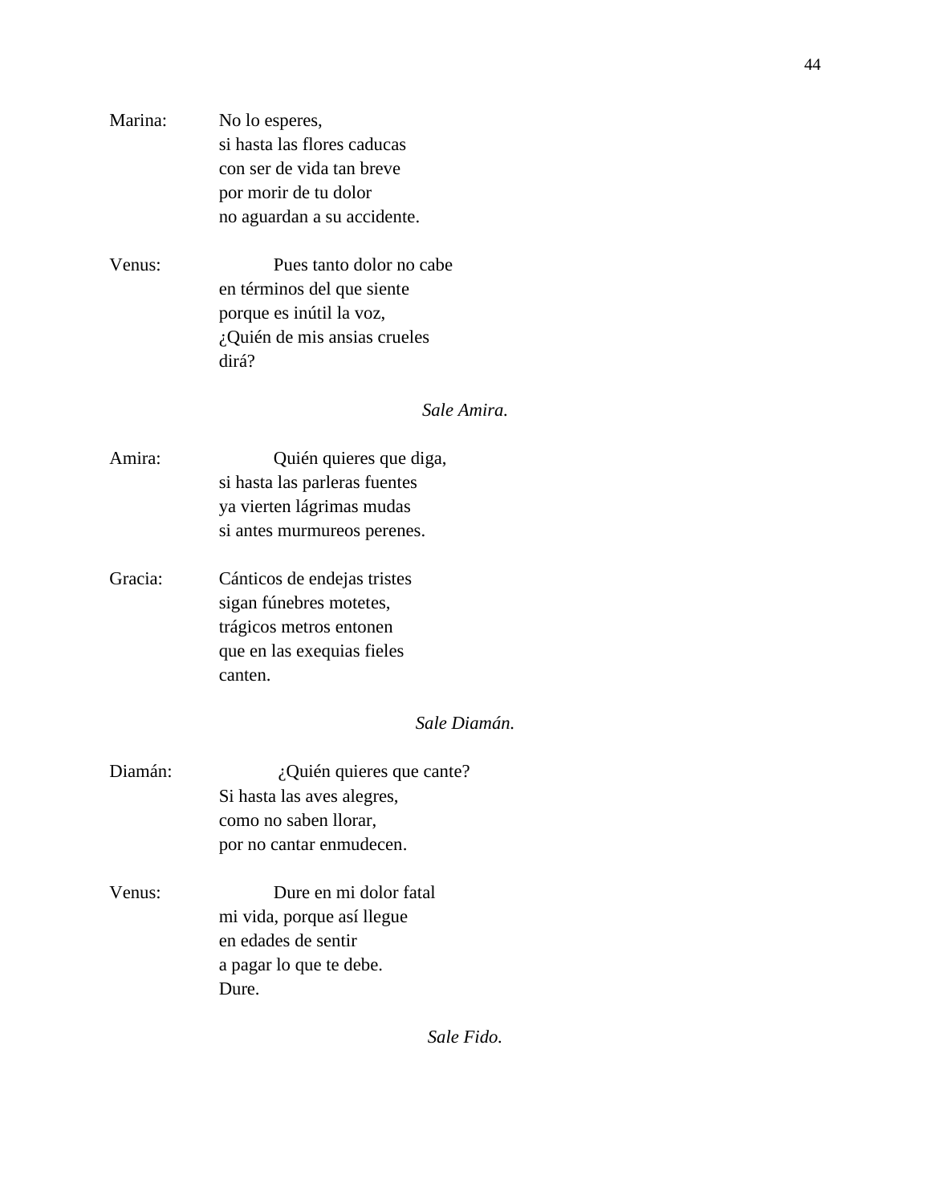Marina: No lo esperes,
si hasta las flores caducas
con ser de vida tan breve
por morir de tu dolor
no aguardan a su accidente.

Venus: Pues tanto dolor no cabe
en términos del que siente
porque es inútil la voz,
¿Quién de mis ansias crueles
dirá?

*Sale Amira.*

Amira: Quién quieres que diga,
si hasta las parleras fuentes
ya vierten lágrimas mudas
si antes murmureos perenes.

Gracia: Cánticos de endejas tristes
sigan fúnebres motetes,
trágicos metros entonen
que en las exequias fieles
canten.

*Sale Diamán.*

Diamán: ¿Quién quieres que cante?
Si hasta las aves alegres,
como no saben llorar,
por no cantar enmudecen.

Venus: Dure en mi dolor fatal
mi vida, porque así llegue
en edades de sentir
a pagar lo que te debe.
Dure.

*Sale Fido.*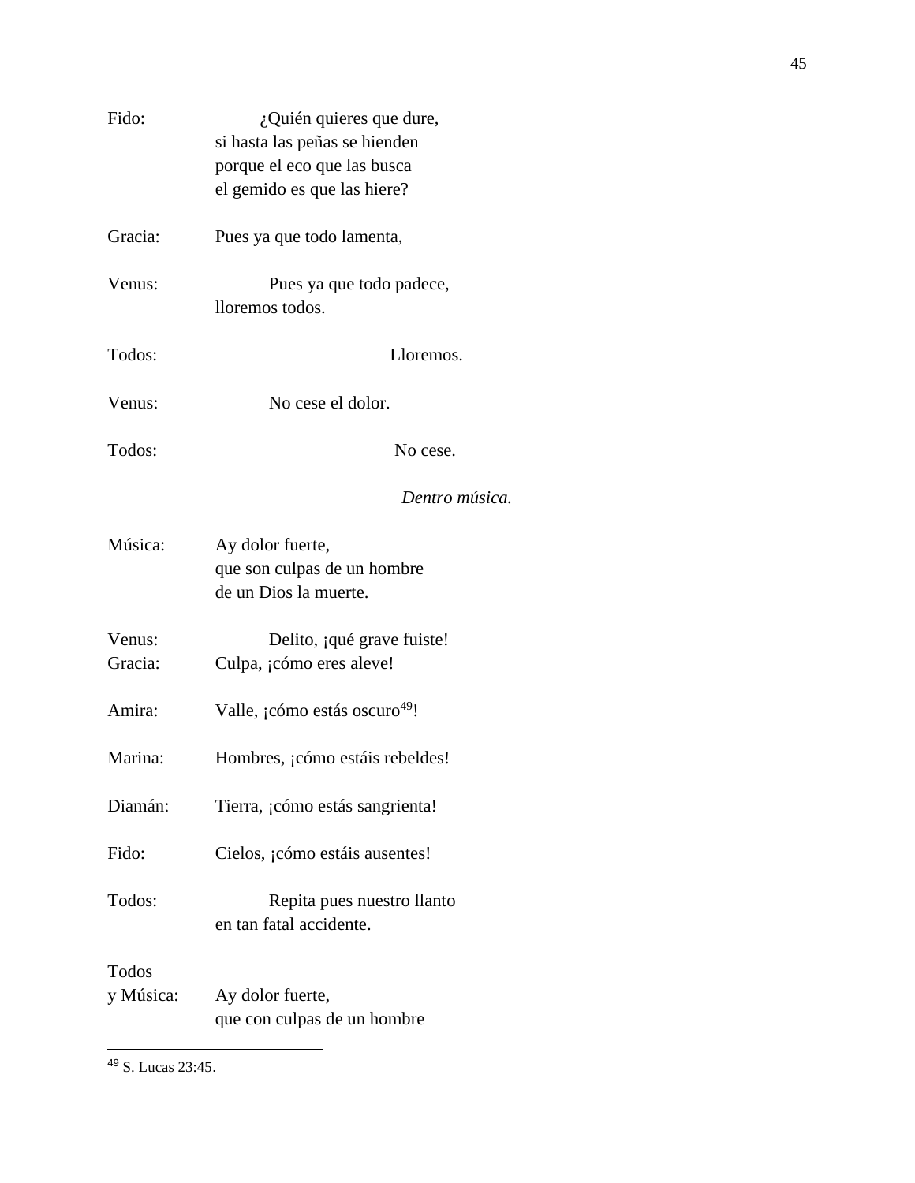Fido: ¿Quién quieres que dure,
si hasta las peñas se hienden
porque el eco que las busca
el gemido es que las hiere?

Gracia: Pues ya que todo lamenta,

Venus: Pues ya que todo padece,
lloremos todos.

Todos: Lloremos.

Venus: No cese el dolor.

Todos: No cese.

*Dentro música.*

Música: Ay dolor fuerte,
que son culpas de un hombre
de un Dios la muerte.

Venus: Delito, ¡qué grave fuiste!
Gracia: Culpa, ¡cómo eres aleve!

Amira: Valle, ¡cómo estás oscuro[49]!

Marina: Hombres, ¡cómo estáis rebeldes!

Diamán: Tierra, ¡cómo estás sangrienta!

Fido: Cielos, ¡cómo estáis ausentes!

Todos: Repita pues nuestro llanto
en tan fatal accidente.

Todos
y Música: Ay dolor fuerte,
que con culpas de un hombre

---

[49] S. Lucas 23:45.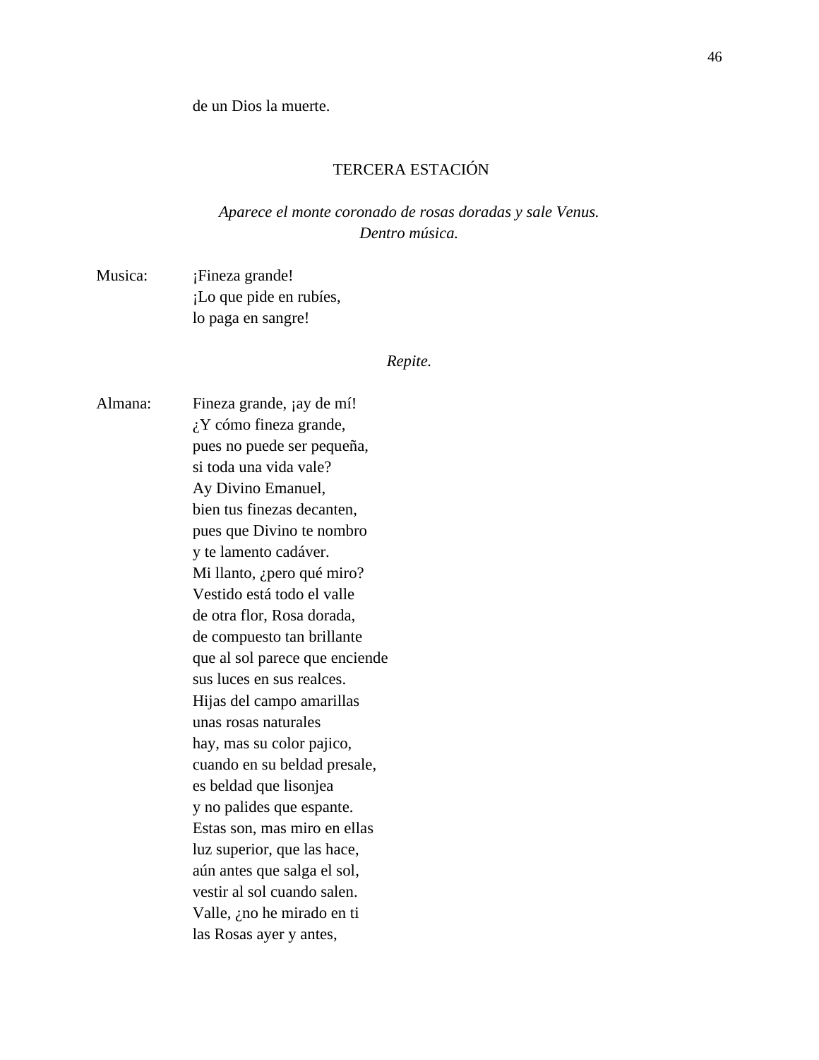de un Dios la muerte.

TERCERA ESTACIÓN

*Aparece el monte coronado de rosas doradas y sale Venus.*
*Dentro música.*

Musica: ¡Fineza grande!
¡Lo que pide en rubíes,
lo paga en sangre!

*Repite.*

Almana: Fineza grande, ¡ay de mí!
¿Y cómo fineza grande,
pues no puede ser pequeña,
si toda una vida vale?
Ay Divino Emanuel,
bien tus finezas decanten,
pues que Divino te nombro
y te lamento cadáver.
Mi llanto, ¿pero qué miro?
Vestido está todo el valle
de otra flor, Rosa dorada,
de compuesto tan brillante
que al sol parece que enciende
sus luces en sus realces.
Hijas del campo amarillas
unas rosas naturales
hay, mas su color pajico,
cuando en su beldad presale,
es beldad que lisonjea
y no palides que espante.
Estas son, mas miro en ellas
luz superior, que las hace,
aún antes que salga el sol,
vestir al sol cuando salen.
Valle, ¿no he mirado en ti
las Rosas ayer y antes,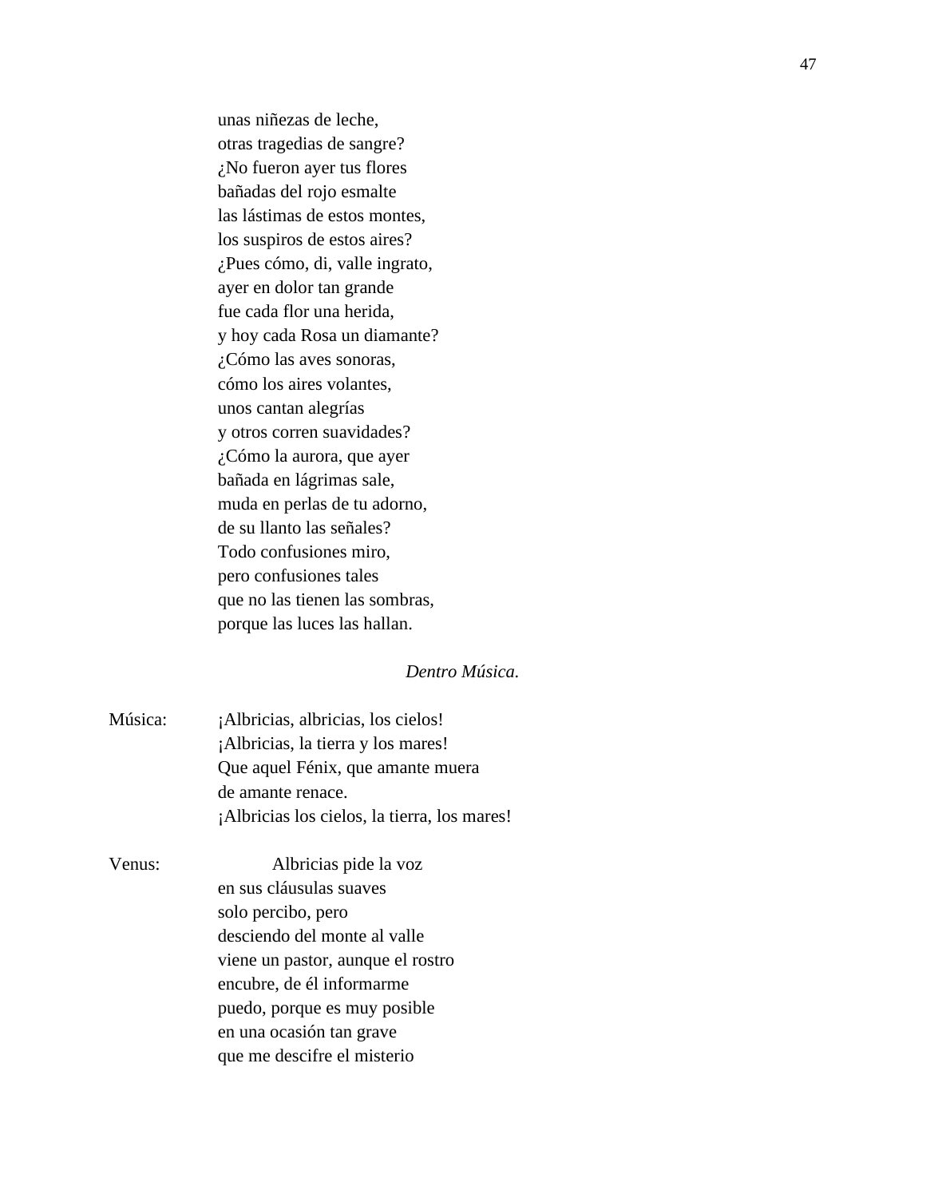unas niñezas de leche,  
otras tragedias de sangre?  
¿No fueron ayer tus flores  
bañadas del rojo esmalte  
las lástimas de estos montes,  
los suspiros de estos aires?  
¿Pues cómo, di, valle ingrato,  
ayer en dolor tan grande  
fue cada flor una herida,  
y hoy cada Rosa un diamante?  
¿Cómo las aves sonoras,  
cómo los aires volantes,  
unos cantan alegrías  
y otros corren suavidades?  
¿Cómo la aurora, que ayer  
bañada en lágrimas sale,  
muda en perlas de tu adorno,  
de su llanto las señales?  
Todo confusiones miro,  
pero confusiones tales  
que no las tienen las sombras,  
porque las luces las hallan.

*Dentro Música.*

Música: ¡Albricias, albricias, los cielos!  
¡Albricias, la tierra y los mares!  
Que aquel Fénix, que amante muera  
de amante renace.  
¡Albricias los cielos, la tierra, los mares!

Venus: Albricias pide la voz  
en sus cláusulas suaves  
solo percibo, pero  
desciendo del monte al valle  
viene un pastor, aunque el rostro  
encubre, de él informarme  
puedo, porque es muy posible  
en una ocasión tan grave  
que me descifre el misterio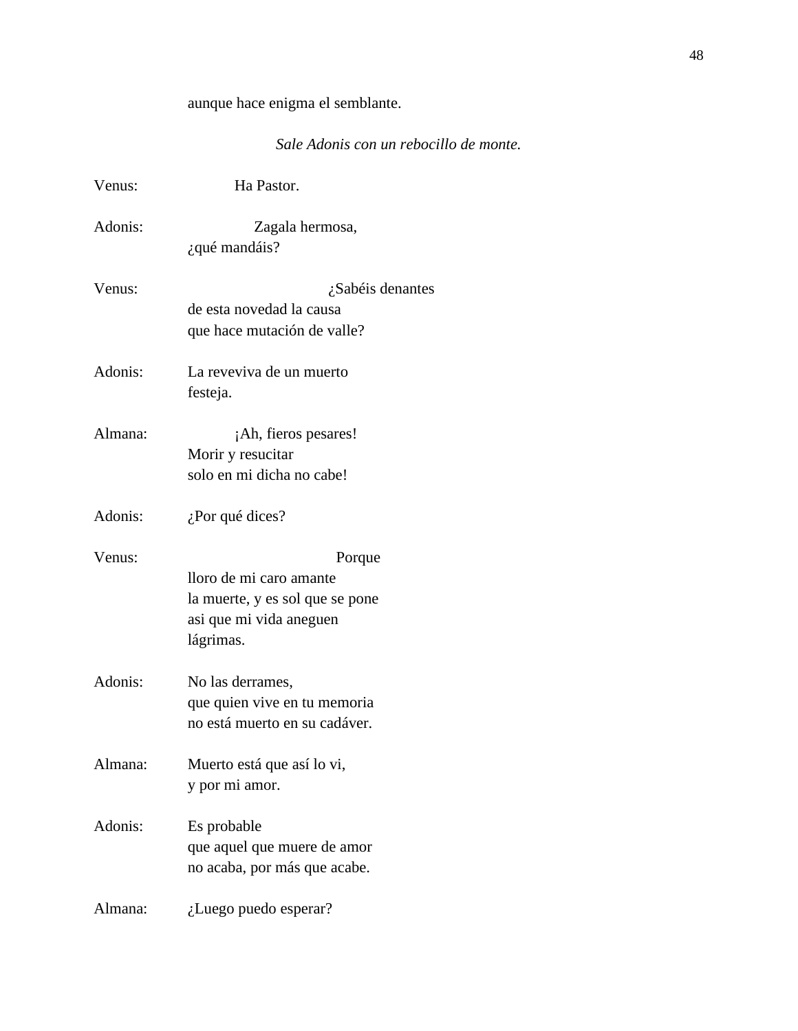aunque hace enigma el semblante.

*Sale Adonis con un rebocillo de monte.*

Venus: Ha Pastor.

Adonis: Zagala hermosa,
¿qué mandáis?

Venus: ¿Sabéis denantes
de esta novedad la causa
que hace mutación de valle?

Adonis: La reveviva de un muerto
festeja.

Almana: ¡Ah, fieros pesares!
Morir y resucitar
solo en mi dicha no cabe!

Adonis: ¿Por qué dices?

Venus: Porque
lloro de mi caro amante
la muerte, y es sol que se pone
asi que mi vida aneguen
lágrimas.

Adonis: No las derrames,
que quien vive en tu memoria
no está muerto en su cadáver.

Almana: Muerto está que así lo vi,
y por mi amor.

Adonis: Es probable
que aquel que muere de amor
no acaba, por más que acabe.

Almana: ¿Luego puedo esperar?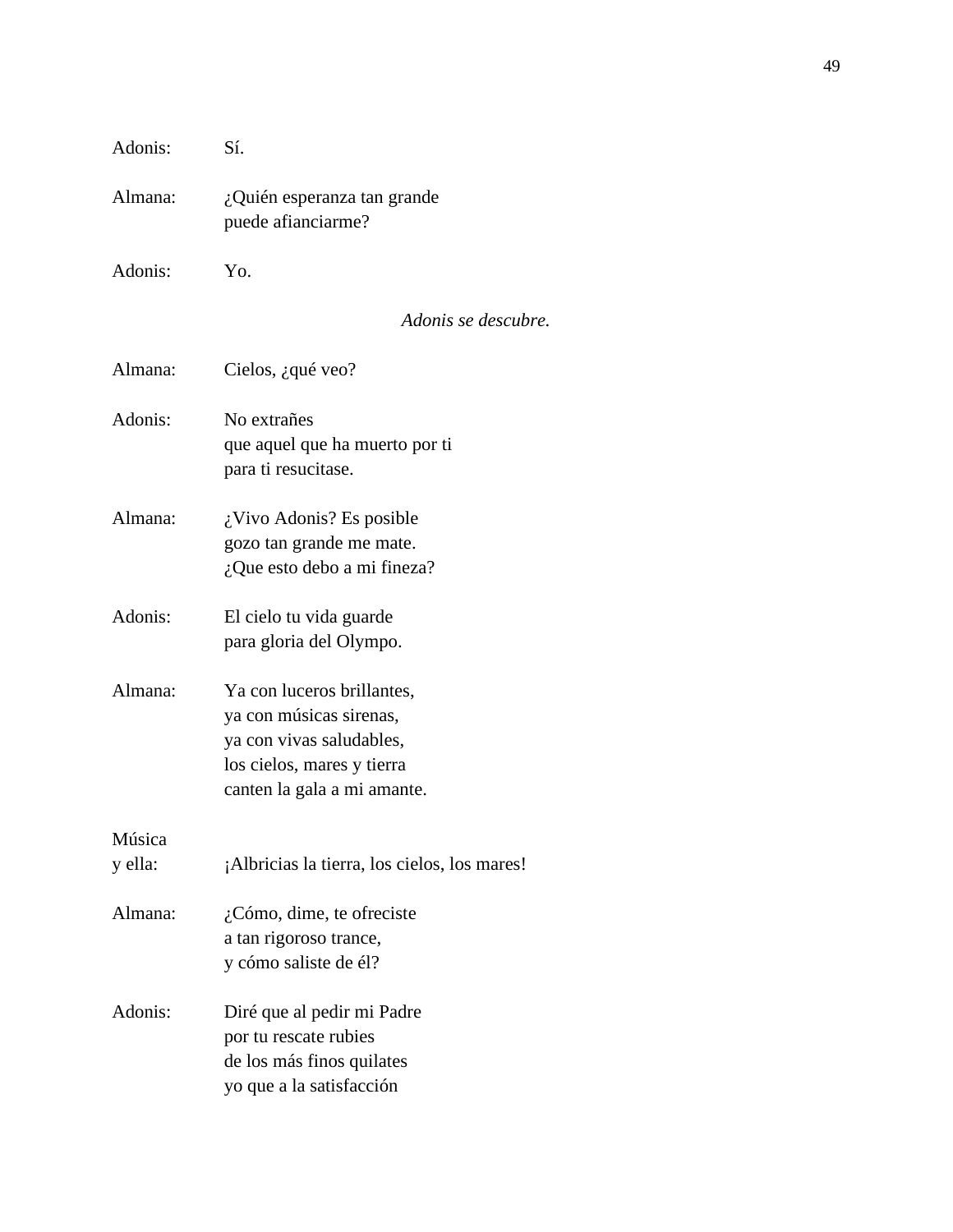Adonis: Sí.

Almana: ¿Quién esperanza tan grande
puede afianciarme?

Adonis: Yo.

*Adonis se descubre.*

Almana: Cielos, ¿qué veo?

Adonis: No extrañes
que aquel que ha muerto por ti
para ti resucitase.

Almana: ¿Vivo Adonis? Es posible
gozo tan grande me mate.
¿Que esto debo a mi fineza?

Adonis: El cielo tu vida guarde
para gloria del Olympo.

Almana: Ya con luceros brillantes,
ya con músicas sirenas,
ya con vivas saludables,
los cielos, mares y tierra
canten la gala a mi amante.

Música
y ella: ¡Albricias la tierra, los cielos, los mares!

Almana: ¿Cómo, dime, te ofreciste
a tan rigoroso trance,
y cómo saliste de él?

Adonis: Diré que al pedir mi Padre
por tu rescate rubíes
de los más finos quilates
yo que a la satisfacción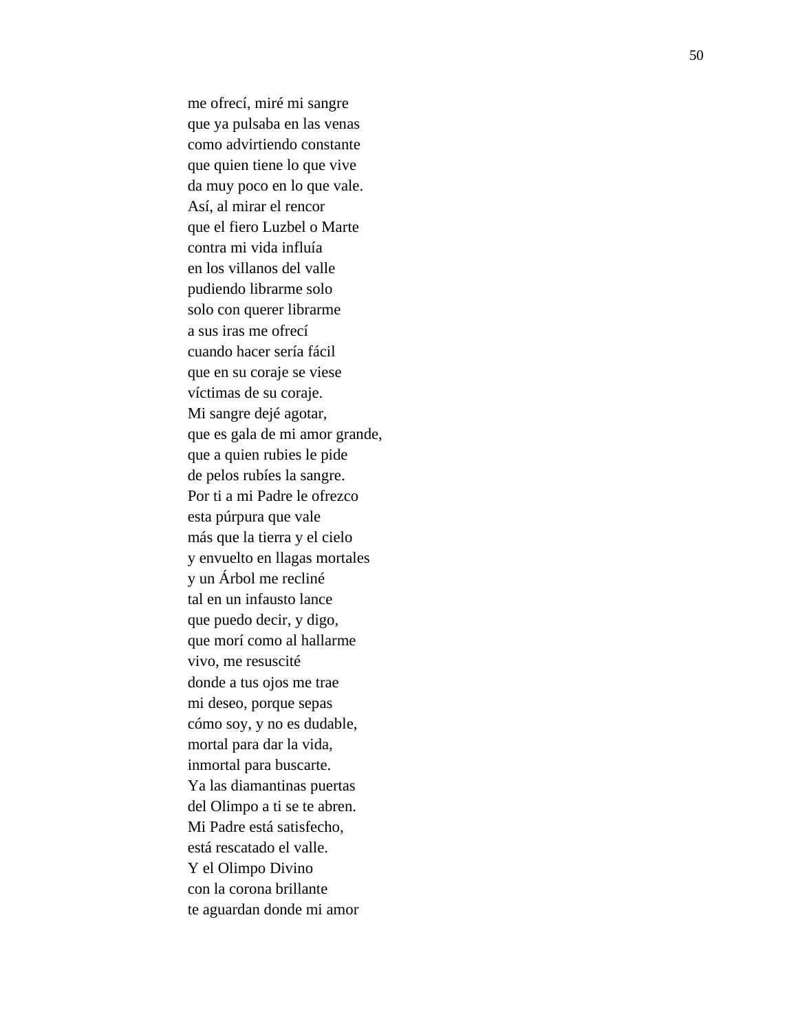me ofrecí, miré mi sangre
que ya pulsaba en las venas
como advirtiendo constante
que quien tiene lo que vive
da muy poco en lo que vale.
Así, al mirar el rencor
que el fiero Luzbel o Marte
contra mi vida influía
en los villanos del valle
pudiendo librarme solo
solo con querer librarme
a sus iras me ofrecí
cuando hacer sería fácil
que en su coraje se viese
víctimas de su coraje.
Mi sangre dejé agotar,
que es gala de mi amor grande,
que a quien rubies le pide
de pelos rubíes la sangre.
Por ti a mi Padre le ofrezco
esta púrpura que vale
más que la tierra y el cielo
y envuelto en llagas mortales
y un Árbol me recliné
tal en un infausto lance
que puedo decir, y digo,
que morí como al hallarme
vivo, me resuscité
donde a tus ojos me trae
mi deseo, porque sepas
cómo soy, y no es dudable,
mortal para dar la vida,
inmortal para buscarte.
Ya las diamantinas puertas
del Olimpo a ti se te abren.
Mi Padre está satisfecho,
está rescatado el valle.
Y el Olimpo Divino
con la corona brillante
te aguardan donde mi amor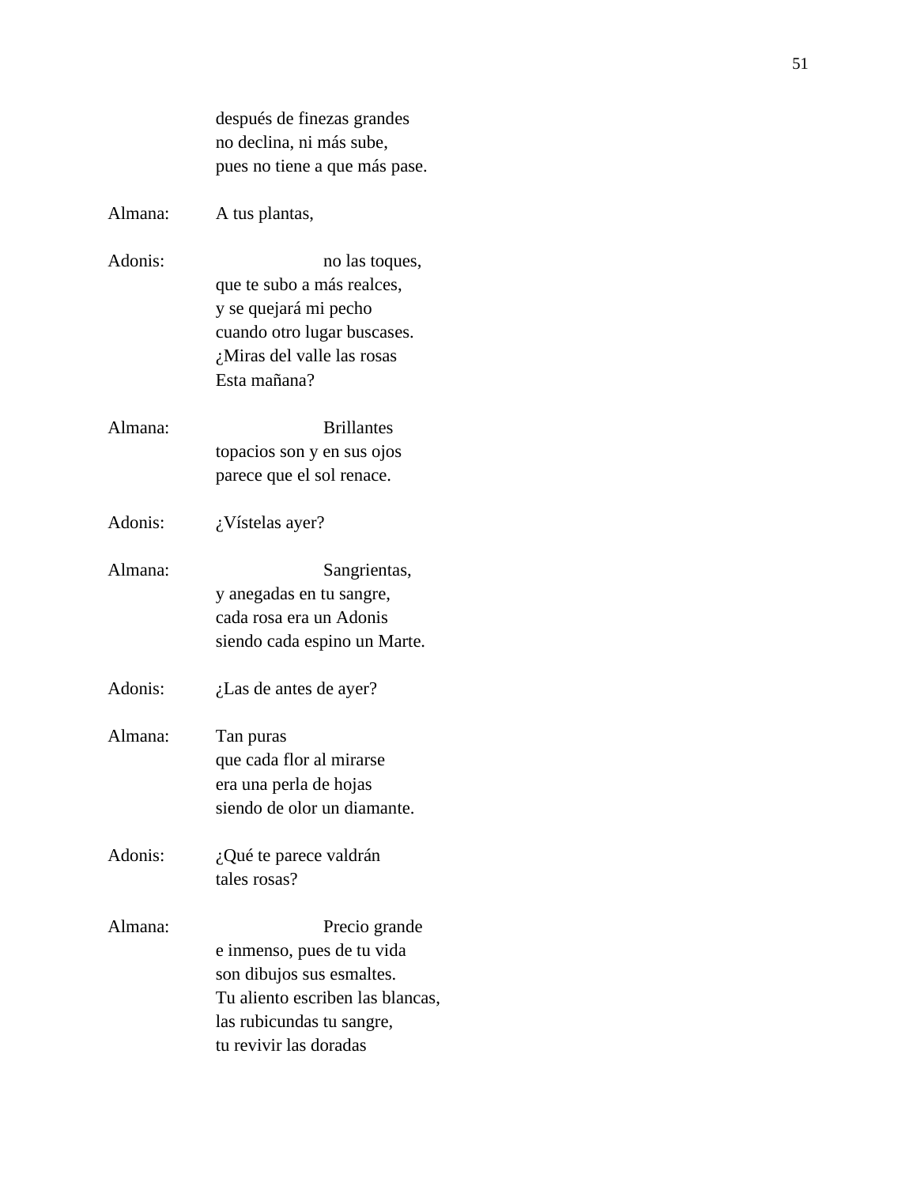después de finezas grandes
no declina, ni más sube,
pues no tiene a que más pase.

Almana: A tus plantas,

Adonis: no las toques,
que te subo a más realces,
y se quejará mi pecho
cuando otro lugar buscases.
¿Miras del valle las rosas
Esta mañana?

Almana: Brillantes
topacios son y en sus ojos
parece que el sol renace.

Adonis: ¿Vístelas ayer?

Almana: Sangrientas,
y anegadas en tu sangre,
cada rosa era un Adonis
siendo cada espino un Marte.

Adonis: ¿Las de antes de ayer?

Almana: Tan puras
que cada flor al mirarse
era una perla de hojas
siendo de olor un diamante.

Adonis: ¿Qué te parece valdrán
tales rosas?

Almana: Precio grande
e inmenso, pues de tu vida
son dibujos sus esmaltes.
Tu aliento escriben las blancas,
las rubicundas tu sangre,
tu revivir las doradas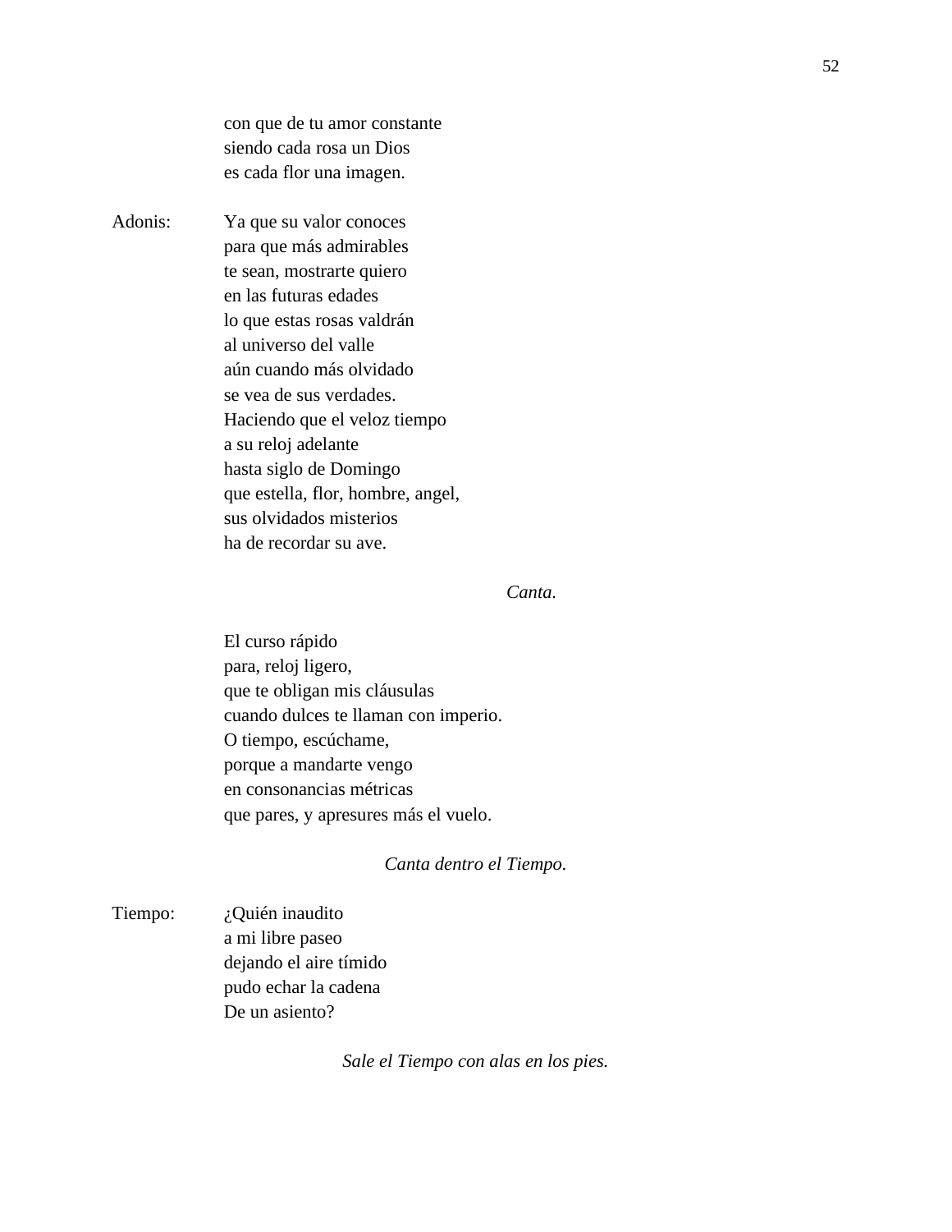con que de tu amor constante
siendo cada rosa un Dios
es cada flor una imagen.

Adonis: Ya que su valor conoces
para que más admirables
te sean, mostrarte quiero
en las futuras edades
lo que estas rosas valdrán
al universo del valle
aún cuando más olvidado
se vea de sus verdades.
Haciendo que el veloz tiempo
a su reloj adelante
hasta siglo de Domingo
que estella, flor, hombre, angel,
sus olvidados misterios
ha de recordar su ave.

*Canta.*

El curso rápido
para, reloj ligero,
que te obligan mis cláusulas
cuando dulces te llaman con imperio.
O tiempo, escúchame,
porque a mandarte vengo
en consonancias métricas
que pares, y apresures más el vuelo.

*Canta dentro el Tiempo.*

Tiempo: ¿Quién inaudito
a mi libre paseo
dejando el aire tímido
pudo echar la cadena
De un asiento?

*Sale el Tiempo con alas en los pies.*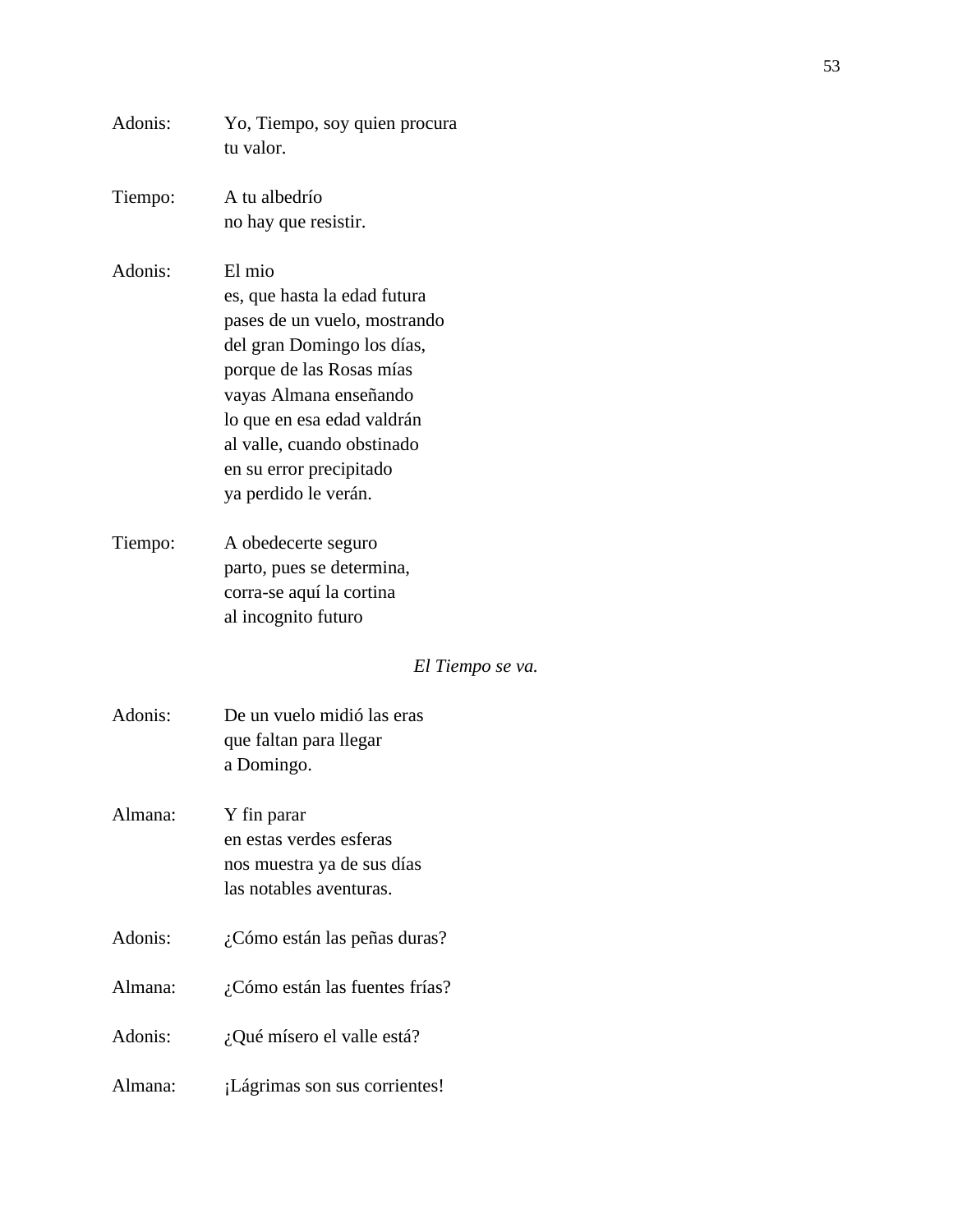Adonis: Yo, Tiempo, soy quien procura
tu valor.

Tiempo: A tu albedrío
no hay que resistir.

Adonis: El mio
es, que hasta la edad futura
pases de un vuelo, mostrando
del gran Domingo los días,
porque de las Rosas mías
vayas Almana enseñando
lo que en esa edad valdrán
al valle, cuando obstinado
en su error precipitado
ya perdido le verán.

Tiempo: A obedecerte seguro
parto, pues se determina,
corra-se aquí la cortina
al incognito futuro

*El Tiempo se va.*

Adonis: De un vuelo midió las eras
que faltan para llegar
a Domingo.

Almana: Y fin parar
en estas verdes esferas
nos muestra ya de sus días
las notables aventuras.

Adonis: ¿Cómo están las peñas duras?

Almana: ¿Cómo están las fuentes frías?

Adonis: ¿Qué mísero el valle está?

Almana: ¡Lágrimas son sus corrientes!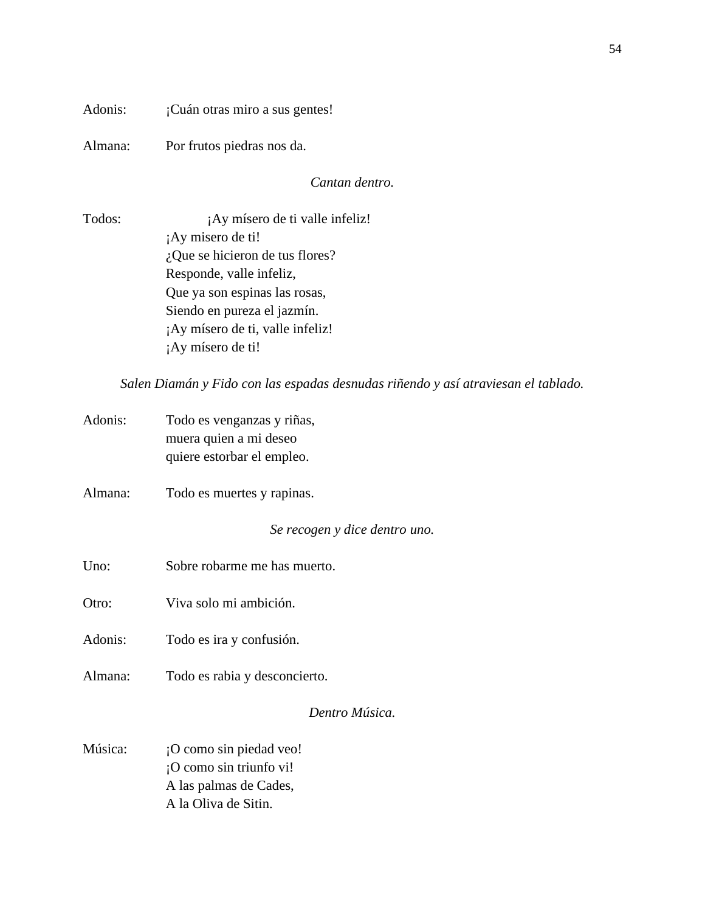Adonis: ¡Cuán otras miro a sus gentes!

Almana: Por frutos piedras nos da.

*Cantan dentro.*

Todos: ¡Ay mísero de ti valle infeliz!
¡Ay misero de ti!
¿Que se hicieron de tus flores?
Responde, valle infeliz,
Que ya son espinas las rosas,
Siendo en pureza el jazmín.
¡Ay mísero de ti, valle infeliz!
¡Ay mísero de ti!

*Salen Diamán y Fido con las espadas desnudas riñendo y así atraviesan el tablado.*

Adonis: Todo es venganzas y riñas,
muera quien a mi deseo
quiere estorbar el empleo.

Almana: Todo es muertes y rapinas.

*Se recogen y dice dentro uno.*

Uno: Sobre robarme me has muerto.

Otro: Viva solo mi ambición.

Adonis: Todo es ira y confusión.

Almana: Todo es rabia y desconcierto.

*Dentro Música.*

Música: ¡O como sin piedad veo!
¡O como sin triunfo vi!
A las palmas de Cades,
A la Oliva de Sitin.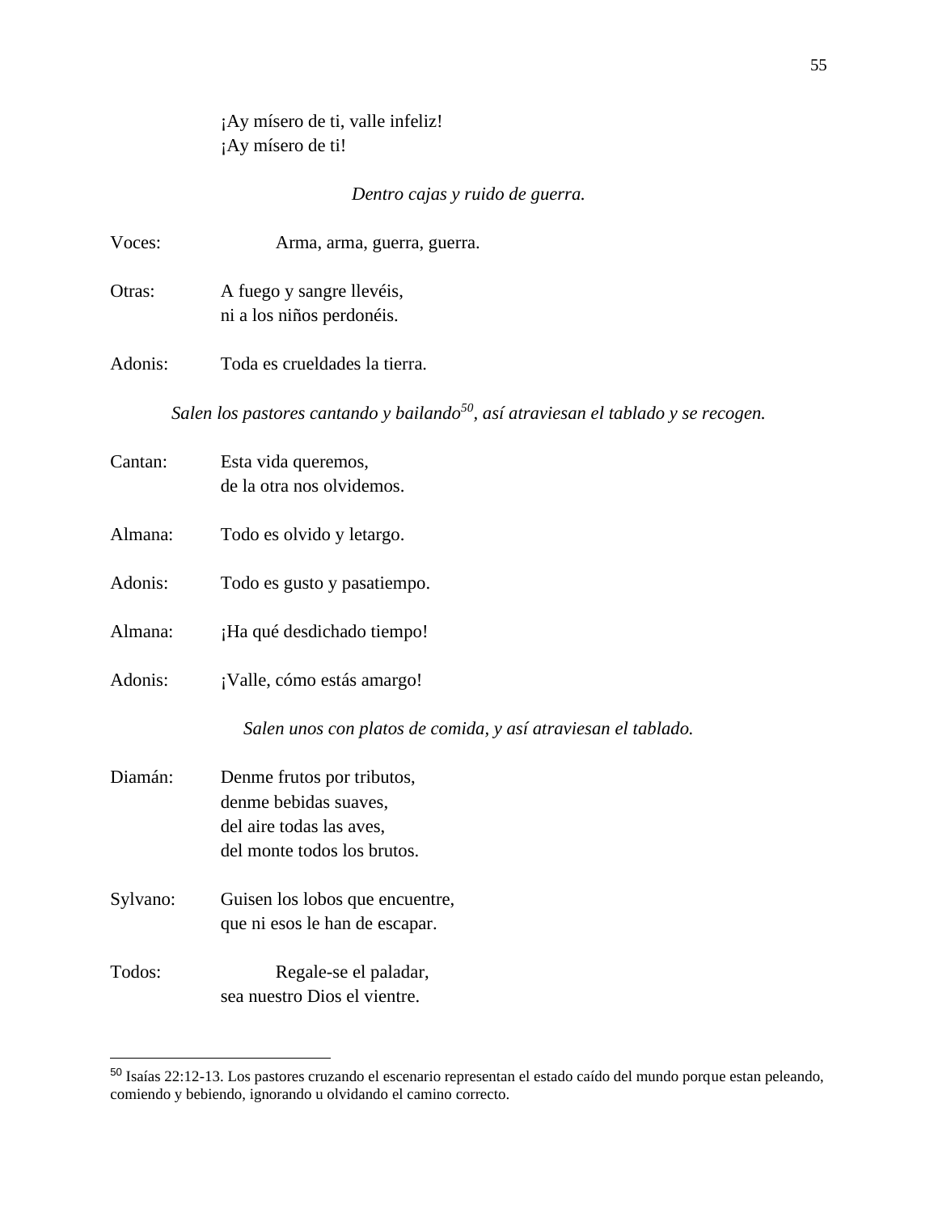¡Ay mísero de ti, valle infeliz!  
¡Ay mísero de ti!

*Dentro cajas y ruido de guerra.*

Voces: Arma, arma, guerra, guerra.

Otras: A fuego y sangre llevéis,  
ni a los niños perdonéis.

Adonis: Toda es crueldades la tierra.

*Salen los pastores cantando y bailando[50], así atraviesan el tablado y se recogen.*

Cantan: Esta vida queremos,  
de la otra nos olvidemos.

Almana: Todo es olvido y letargo.

Adonis: Todo es gusto y pasatiempo.

Almana: ¡Ha qué desdichado tiempo!

Adonis: ¡Valle, cómo estás amargo!

*Salen unos con platos de comida, y así atraviesan el tablado.*

Diamán: Denme frutos por tributos,  
denme bebidas suaves,  
del aire todas las aves,  
del monte todos los brutos.

Sylvano: Guisen los lobos que encuentre,  
que ni esos le han de escapar.

Todos: Regale-se el paladar,  
sea nuestro Dios el vientre.

---

[50] Isaías 22:12-13. Los pastores cruzando el escenario representan el estado caído del mundo porque estan peleando, comiendo y bebiendo, ignorando u olvidando el camino correcto.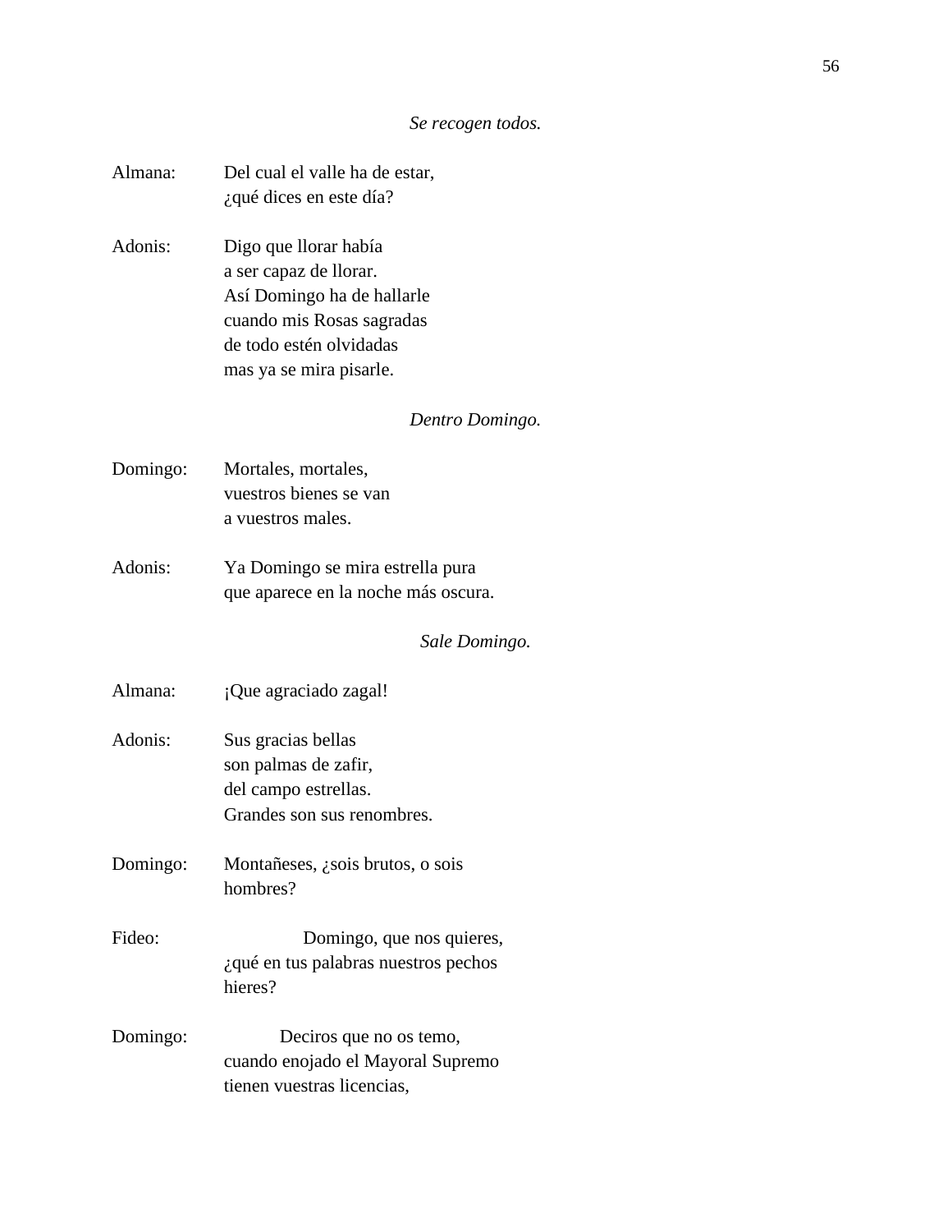*Se recogen todos.*

Almana: Del cual el valle ha de estar,
¿qué dices en este día?

Adonis: Digo que llorar había
a ser capaz de llorar.
Así Domingo ha de hallarle
cuando mis Rosas sagradas
de todo estén olvidadas
mas ya se mira pisarle.

*Dentro Domingo.*

Domingo: Mortales, mortales,
vuestros bienes se van
a vuestros males.

Adonis: Ya Domingo se mira estrella pura
que aparece en la noche más oscura.

*Sale Domingo.*

Almana: ¡Que agraciado zagal!

Adonis: Sus gracias bellas
son palmas de zafir,
del campo estrellas.
Grandes son sus renombres.

Domingo: Montañeses, ¿sois brutos, o sois
hombres?

Fideo: Domingo, que nos quieres,
¿qué en tus palabras nuestros pechos
hieres?

Domingo: Deciros que no os temo,
cuando enojado el Mayoral Supremo
tienen vuestras licencias,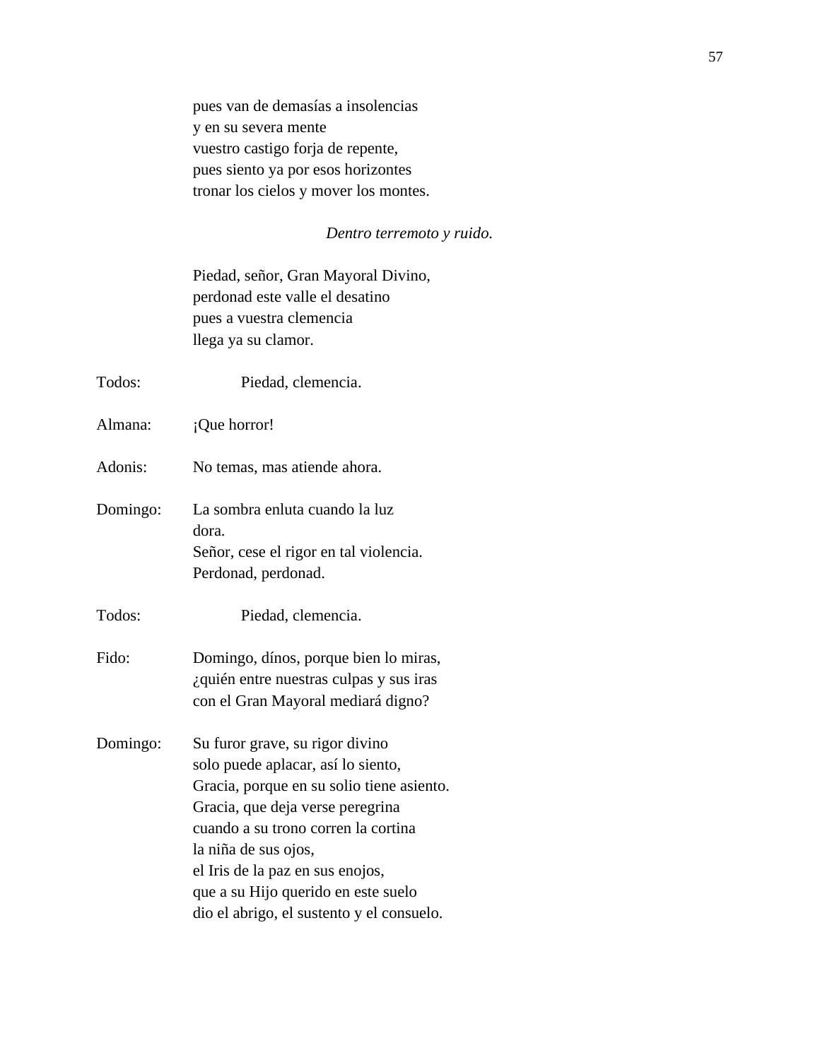pues van de demasías a insolencias
y en su severa mente
vuestro castigo forja de repente,
pues siento ya por esos horizontes
tronar los cielos y mover los montes.

*Dentro terremoto y ruido.*

Piedad, señor, Gran Mayoral Divino,
perdonad este valle el desatino
pues a vuestra clemencia
llega ya su clamor.

Todos: Piedad, clemencia.

Almana: ¡Que horror!

Adonis: No temas, mas atiende ahora.

Domingo: La sombra enluta cuando la luz
dora.
Señor, cese el rigor en tal violencia.
Perdonad, perdonad.

Todos: Piedad, clemencia.

Fido: Domingo, dínos, porque bien lo miras,
¿quién entre nuestras culpas y sus iras
con el Gran Mayoral mediará digno?

Domingo: Su furor grave, su rigor divino
solo puede aplacar, así lo siento,
Gracia, porque en su solio tiene asiento.
Gracia, que deja verse peregrina
cuando a su trono corren la cortina
la niña de sus ojos,
el Iris de la paz en sus enojos,
que a su Hijo querido en este suelo
dio el abrigo, el sustento y el consuelo.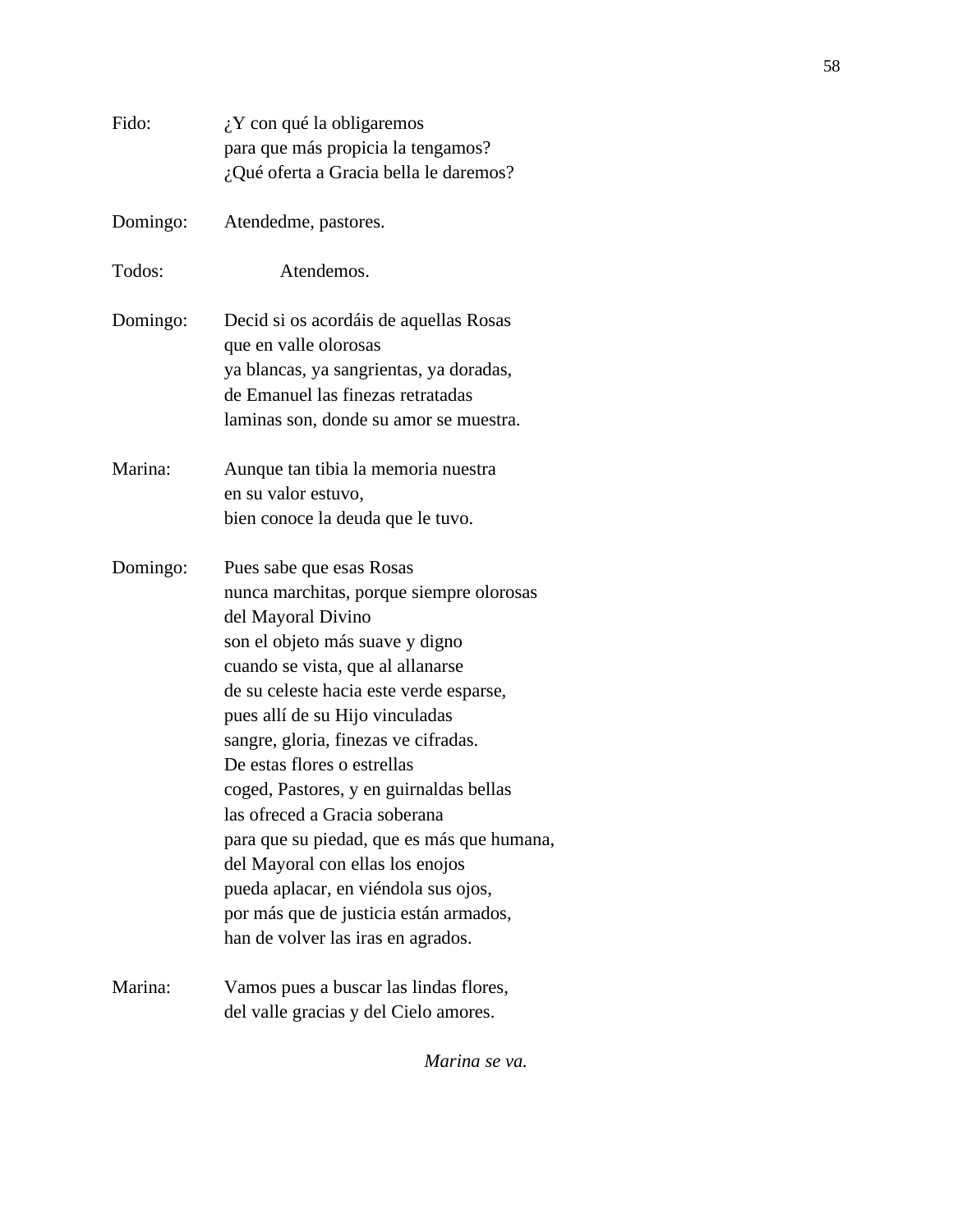Fido: ¿Y con qué la obligaremos
para que más propicia la tengamos?
¿Qué oferta a Gracia bella le daremos?

Domingo: Atendedme, pastores.

Todos: Atendemos.

Domingo: Decid si os acordáis de aquellas Rosas
que en valle olorosas
ya blancas, ya sangrientas, ya doradas,
de Emanuel las finezas retratadas
laminas son, donde su amor se muestra.

Marina: Aunque tan tibia la memoria nuestra
en su valor estuvo,
bien conoce la deuda que le tuvo.

Domingo: Pues sabe que esas Rosas
nunca marchitas, porque siempre olorosas
del Mayoral Divino
son el objeto más suave y digno
cuando se vista, que al allanarse
de su celeste hacia este verde esparse,
pues allí de su Hijo vinculadas
sangre, gloria, finezas ve cifradas.
De estas flores o estrellas
coged, Pastores, y en guirnaldas bellas
las ofreced a Gracia soberana
para que su piedad, que es más que humana,
del Mayoral con ellas los enojos
pueda aplacar, en viéndola sus ojos,
por más que de justicia están armados,
han de volver las iras en agrados.

Marina: Vamos pues a buscar las lindas flores,
del valle gracias y del Cielo amores.

*Marina se va.*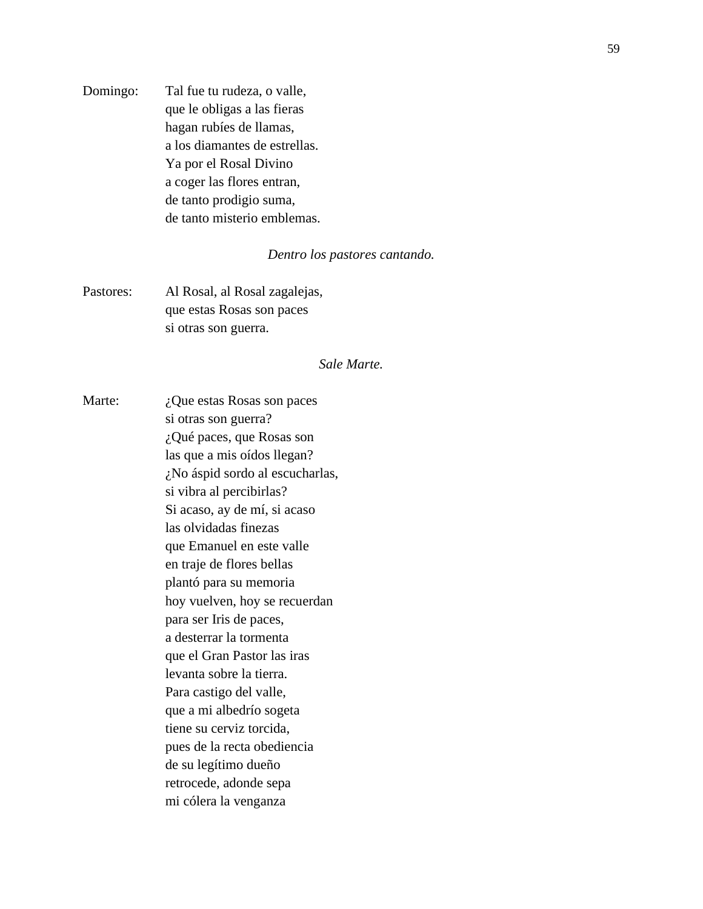Domingo: Tal fue tu rudeza, o valle,
que le obligas a las fieras
hagan rubíes de llamas,
a los diamantes de estrellas.
Ya por el Rosal Divino
a coger las flores entran,
de tanto prodigio suma,
de tanto misterio emblemas.

*Dentro los pastores cantando.*

Pastores: Al Rosal, al Rosal zagalejas,
que estas Rosas son paces
si otras son guerra.

*Sale Marte.*

Marte: ¿Que estas Rosas son paces
si otras son guerra?
¿Qué paces, que Rosas son
las que a mis oídos llegan?
¿No áspid sordo al escucharlas,
si vibra al percibirlas?
Si acaso, ay de mí, si acaso
las olvidadas finezas
que Emanuel en este valle
en traje de flores bellas
plantó para su memoria
hoy vuelven, hoy se recuerdan
para ser Iris de paces,
a desterrar la tormenta
que el Gran Pastor las iras
levanta sobre la tierra.
Para castigo del valle,
que a mi albedrío sogeta
tiene su cerviz torcida,
pues de la recta obediencia
de su legítimo dueño
retrocede, adonde sepa
mi cólera la venganza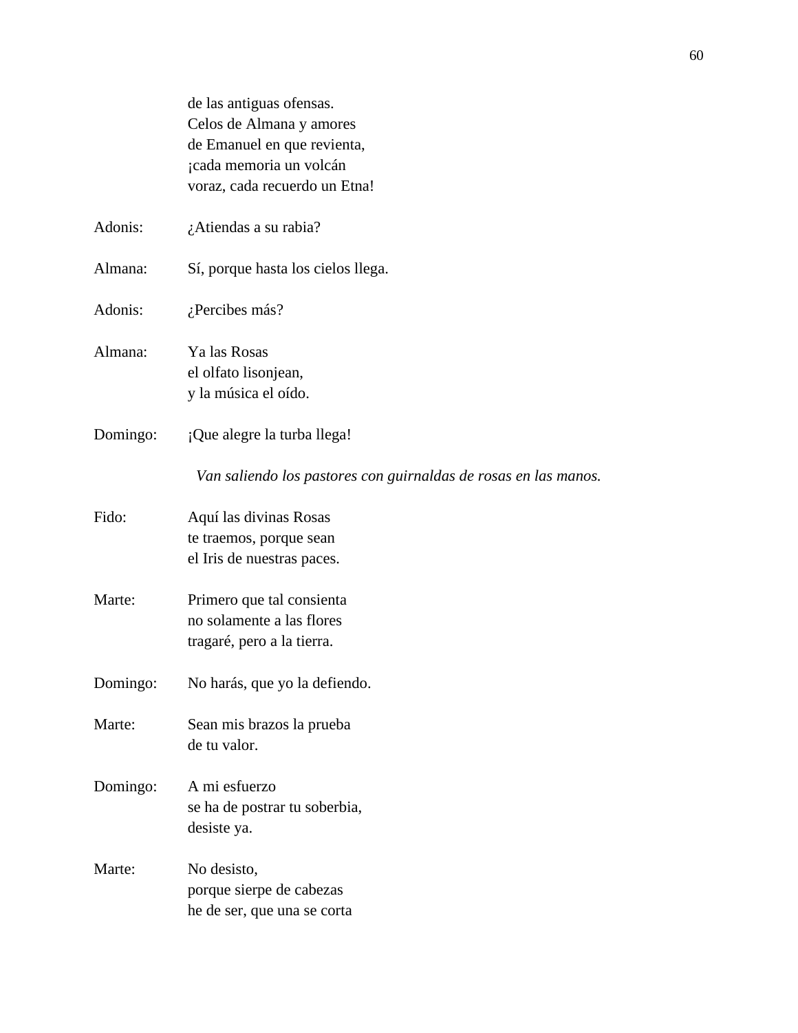de las antiguas ofensas.  
Celos de Almana y amores  
de Emanuel en que revienta,  
¡cada memoria un volcán  
voraz, cada recuerdo un Etna!

Adonis: ¿Atiendas a su rabia?

Almana: Sí, porque hasta los cielos llega.

Adonis: ¿Percibes más?

Almana: Ya las Rosas  
el olfato lisonjean,  
y la música el oído.

Domingo: ¡Que alegre la turba llega!

*Van saliendo los pastores con guirnaldas de rosas en las manos.*

Fido: Aquí las divinas Rosas  
te traemos, porque sean  
el Iris de nuestras paces.

Marte: Primero que tal consienta  
no solamente a las flores  
tragaré, pero a la tierra.

Domingo: No harás, que yo la defiendo.

Marte: Sean mis brazos la prueba  
de tu valor.

Domingo: A mi esfuerzo  
se ha de postrar tu soberbia,  
desiste ya.

Marte: No desisto,  
porque sierpe de cabezas  
he de ser, que una se corta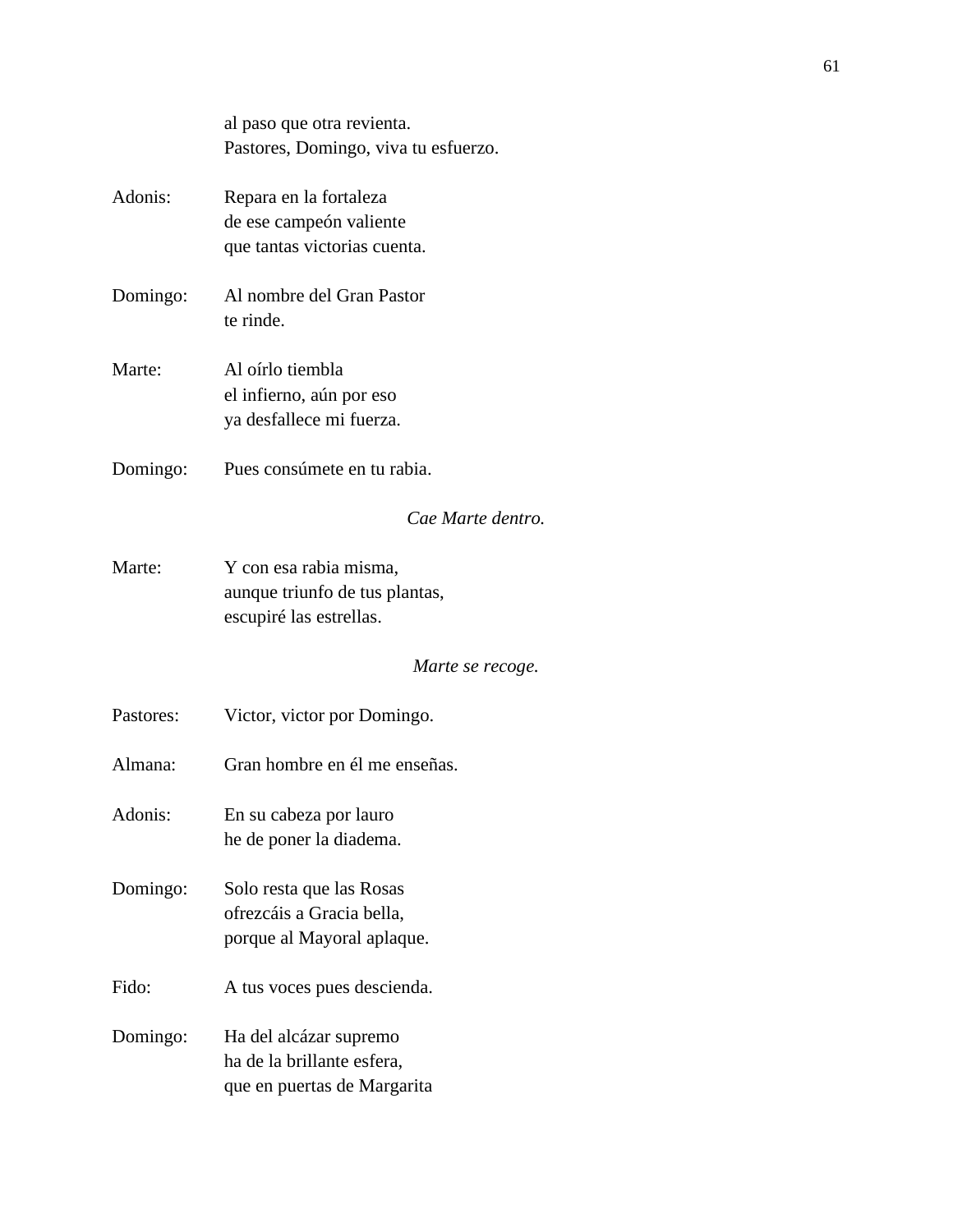al paso que otra revienta.
Pastores, Domingo, viva tu esfuerzo.

Adonis: Repara en la fortaleza
de ese campeón valiente
que tantas victorias cuenta.

Domingo: Al nombre del Gran Pastor
te rinde.

Marte: Al oírlo tiembla
el infierno, aún por eso
ya desfallece mi fuerza.

Domingo: Pues consúmete en tu rabia.

*Cae Marte dentro.*

Marte: Y con esa rabia misma,
aunque triunfo de tus plantas,
escupiré las estrellas.

*Marte se recoge.*

Pastores: Victor, victor por Domingo.

Almana: Gran hombre en él me enseñas.

Adonis: En su cabeza por lauro
he de poner la diadema.

Domingo: Solo resta que las Rosas
ofrezcáis a Gracia bella,
porque al Mayoral aplaque.

Fido: A tus voces pues descienda.

Domingo: Ha del alcázar supremo
ha de la brillante esfera,
que en puertas de Margarita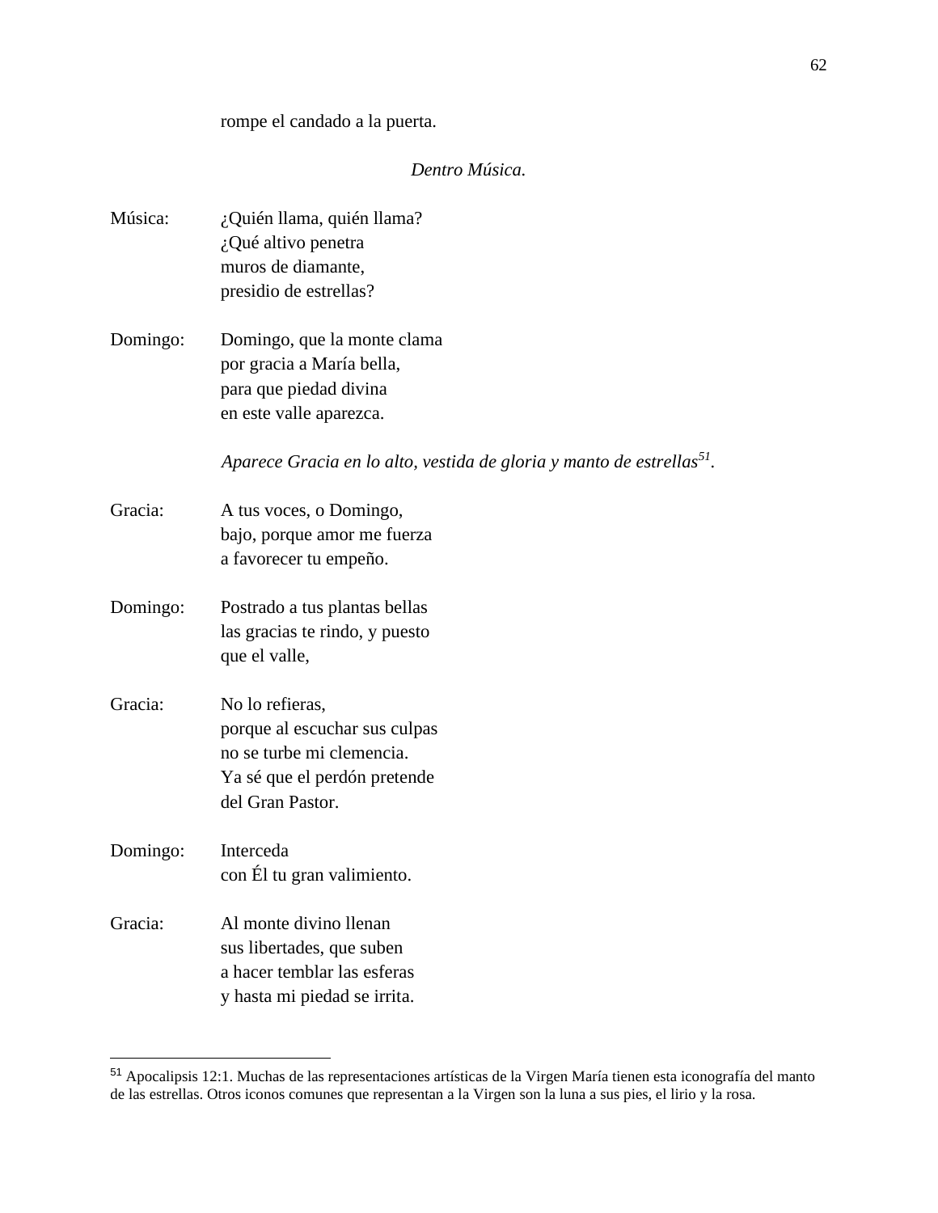rompe el candado a la puerta.

*Dentro Música.*

Música: ¿Quién llama, quién llama?
¿Qué altivo penetra
muros de diamante,
presidio de estrellas?

Domingo: Domingo, que la monte clama
por gracia a María bella,
para que piedad divina
en este valle aparezca.

*Aparece Gracia en lo alto, vestida de gloria y manto de estrellas*[51].

Gracia: A tus voces, o Domingo,
bajo, porque amor me fuerza
a favorecer tu empeño.

Domingo: Postrado a tus plantas bellas
las gracias te rindo, y puesto
que el valle,

Gracia: No lo refieras,
porque al escuchar sus culpas
no se turbe mi clemencia.
Ya sé que el perdón pretende
del Gran Pastor.

Domingo: Interceda
con Él tu gran valimiento.

Gracia: Al monte divino llenan
sus libertades, que suben
a hacer temblar las esferas
y hasta mi piedad se irrita.

---

[51] Apocalipsis 12:1. Muchas de las representaciones artísticas de la Virgen María tienen esta iconografía del manto de las estrellas. Otros iconos comunes que representan a la Virgen son la luna a sus pies, el lirio y la rosa.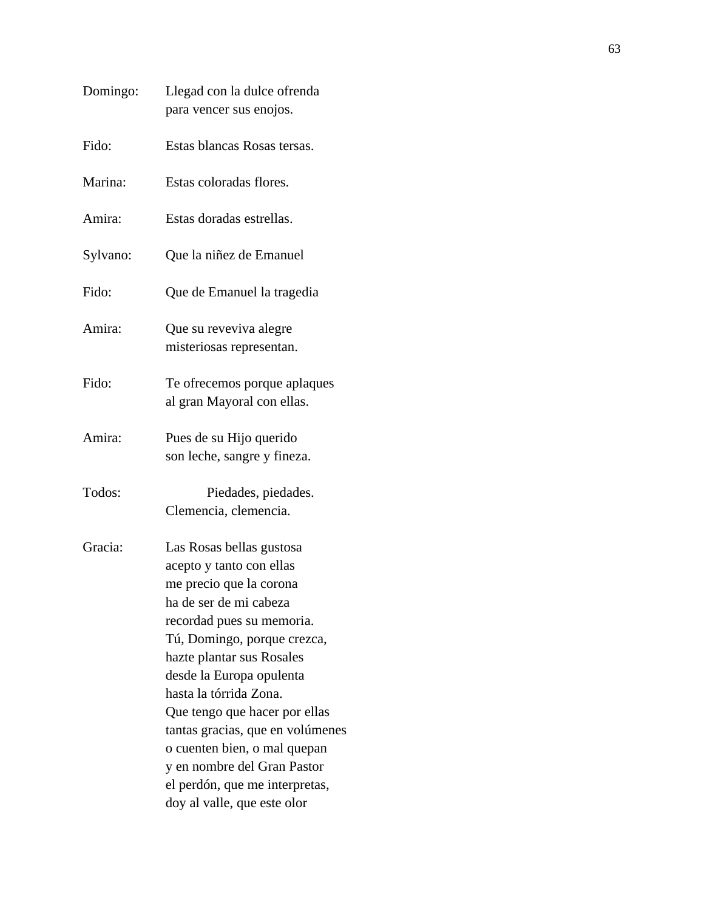Domingo: Llegad con la dulce ofrenda
para vencer sus enojos.

Fido: Estas blancas Rosas tersas.

Marina: Estas coloradas flores.

Amira: Estas doradas estrellas.

Sylvano: Que la niñez de Emanuel

Fido: Que de Emanuel la tragedia

Amira: Que su reveviva alegre
misteriosas representan.

Fido: Te ofrecemos porque aplaques
al gran Mayoral con ellas.

Amira: Pues de su Hijo querido
son leche, sangre y fineza.

Todos: Piedades, piedades.
Clemencia, clemencia.

Gracia: Las Rosas bellas gustosa
acepto y tanto con ellas
me precio que la corona
ha de ser de mi cabeza
recordad pues su memoria.
Tú, Domingo, porque crezca,
hazte plantar sus Rosales
desde la Europa opulenta
hasta la tórrida Zona.
Que tengo que hacer por ellas
tantas gracias, que en volúmenes
o cuenten bien, o mal quepan
y en nombre del Gran Pastor
el perdón, que me interpretas,
doy al valle, que este olor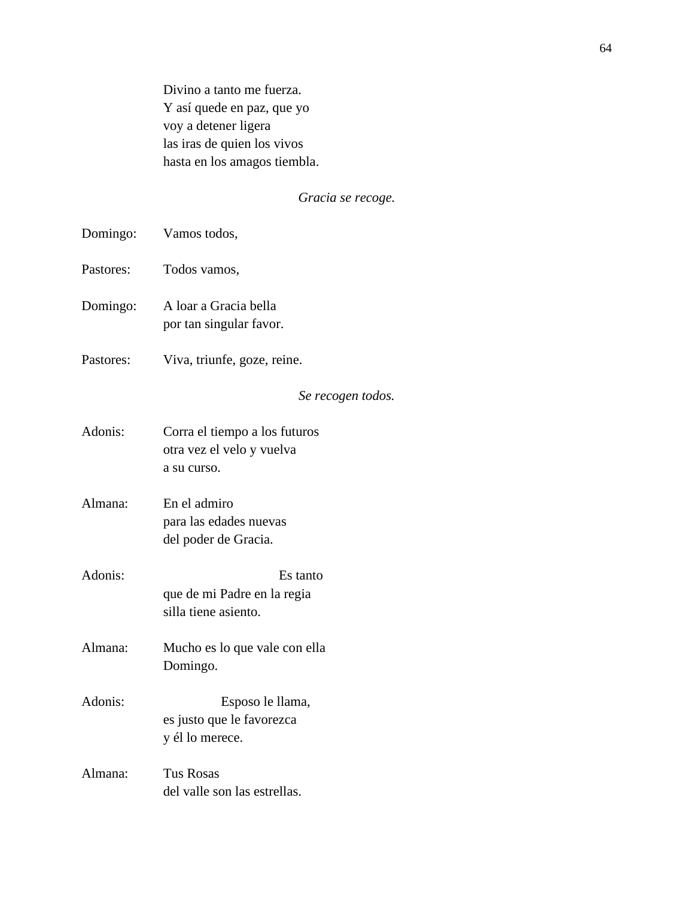Divino a tanto me fuerza.
Y así quede en paz, que yo
voy a detener ligera
las iras de quien los vivos
hasta en los amagos tiembla.

*Gracia se recoge.*

Domingo: Vamos todos,

Pastores: Todos vamos,

Domingo: A loar a Gracia bella
por tan singular favor.

Pastores: Viva, triunfe, goze, reine.

*Se recogen todos.*

Adonis: Corra el tiempo a los futuros
otra vez el velo y vuelva
a su curso.

Almana: En el admiro
para las edades nuevas
del poder de Gracia.

Adonis: Es tanto
que de mi Padre en la regia
silla tiene asiento.

Almana: Mucho es lo que vale con ella
Domingo.

Adonis: Esposo le llama,
es justo que le favorezca
y él lo merece.

Almana: Tus Rosas
del valle son las estrellas.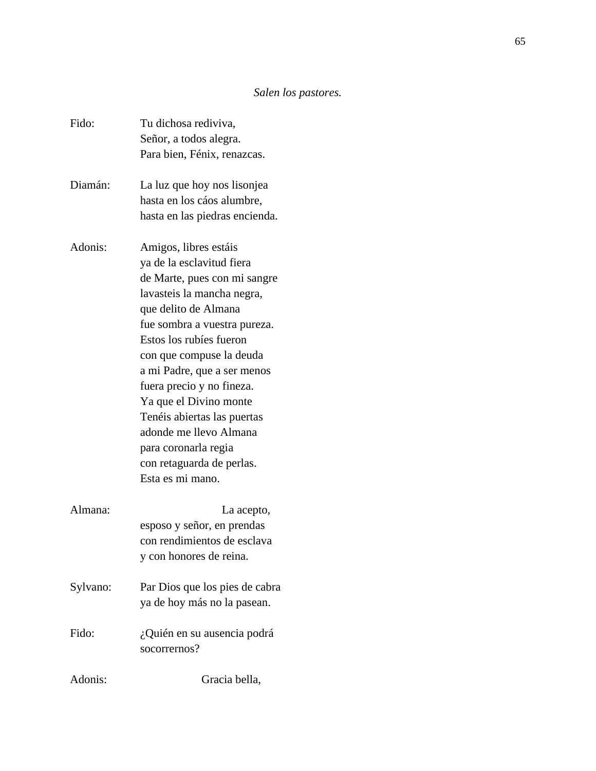*Salen los pastores.*

Fido: Tu dichosa rediviva,
Señor, a todos alegra.
Para bien, Fénix, renazcas.

Diamán: La luz que hoy nos lisonjea
hasta en los cáos alumbre,
hasta en las piedras encienda.

Adonis: Amigos, libres estáis
ya de la esclavitud fiera
de Marte, pues con mi sangre
lavasteis la mancha negra,
que delito de Almana
fue sombra a vuestra pureza.
Estos los rubíes fueron
con que compuse la deuda
a mi Padre, que a ser menos
fuera precio y no fineza.
Ya que el Divino monte
Tenéis abiertas las puertas
adonde me llevo Almana
para coronarla regia
con retaguarda de perlas.
Esta es mi mano.

Almana: La acepto,
esposo y señor, en prendas
con rendimientos de esclava
y con honores de reina.

Sylvano: Par Dios que los pies de cabra
ya de hoy más no la pasean.

Fido: ¿Quién en su ausencia podrá
socorrernos?

Adonis: Gracia bella,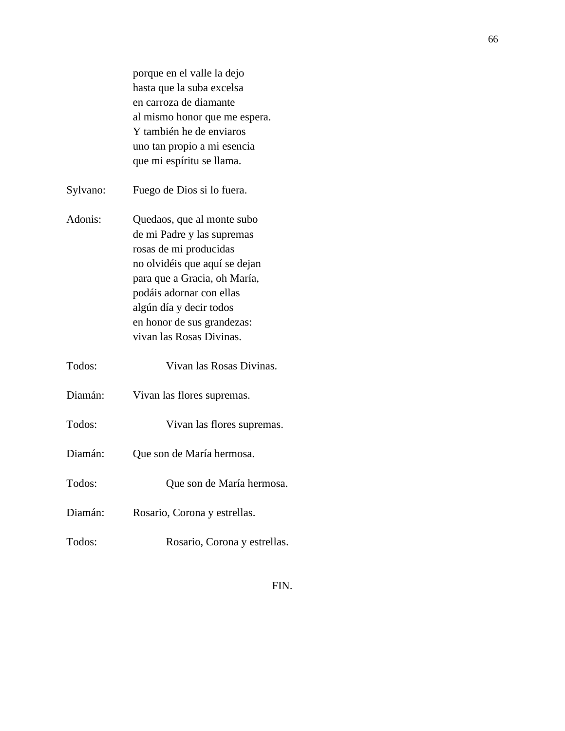porque en el valle la dejo
hasta que la suba excelsa
en carroza de diamante
al mismo honor que me espera.
Y también he de enviaros
uno tan propio a mi esencia
que mi espíritu se llama.

Sylvano: Fuego de Dios si lo fuera.

Adonis: Quedaos, que al monte subo
de mi Padre y las supremas
rosas de mi producidas
no olvidéis que aquí se dejan
para que a Gracia, oh María,
podáis adornar con ellas
algún día y decir todos
en honor de sus grandezas:
vivan las Rosas Divinas.

Todos: Vivan las Rosas Divinas.

Diamán: Vivan las flores supremas.

Todos: Vivan las flores supremas.

Diamán: Que son de María hermosa.

Todos: Que son de María hermosa.

Diamán: Rosario, Corona y estrellas.

Todos: Rosario, Corona y estrellas.

FIN.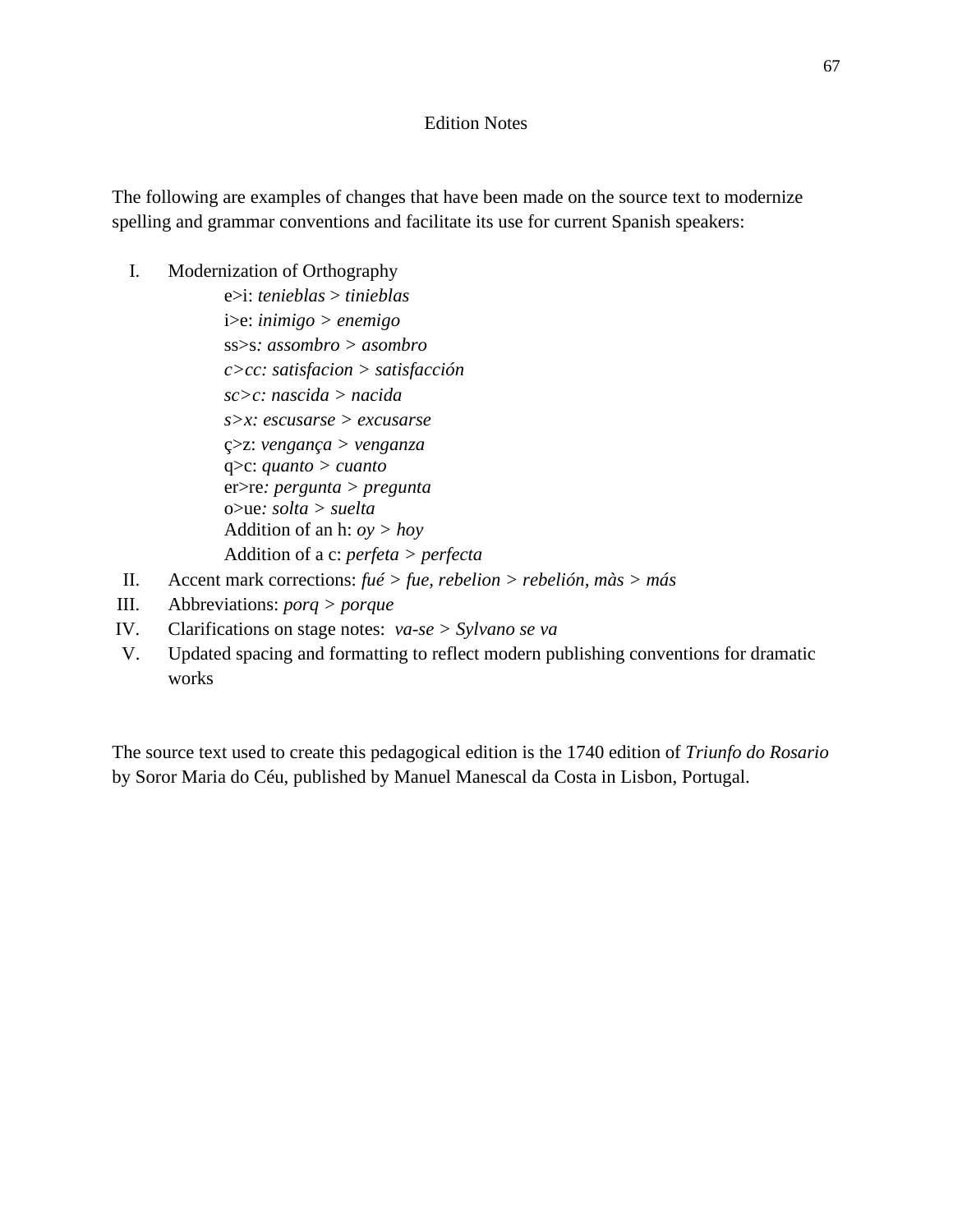## Edition Notes

The following are examples of changes that have been made on the source text to modernize spelling and grammar conventions and facilitate its use for current Spanish speakers:

I. Modernization of Orthography
   - e>i: *tenieblas* > *tinieblas*
   - i>e: *inimigo > enemigo*
   - ss>s*: assombro > asombro*
   - *c>cc: satisfacion > satisfacción*
   - *sc>c: nascida > nacida*
   - *s>x: escusarse > excusarse*
   - ç>z: *vengança > venganza*
   - q>c: *quanto > cuanto*
   - er>re*: pergunta > pregunta*
   - o>ue*: solta > suelta*
   - Addition of an h: *oy > hoy*
   - Addition of a c: *perfeta > perfecta*

II. Accent mark corrections: *fué > fue, rebelion > rebelión, màs > más*

III. Abbreviations: *porq > porque*

IV. Clarifications on stage notes: *va-se > Sylvano se va*

V. Updated spacing and formatting to reflect modern publishing conventions for dramatic works

The source text used to create this pedagogical edition is the 1740 edition of *Triunfo do Rosario* by Soror Maria do Céu, published by Manuel Manescal da Costa in Lisbon, Portugal.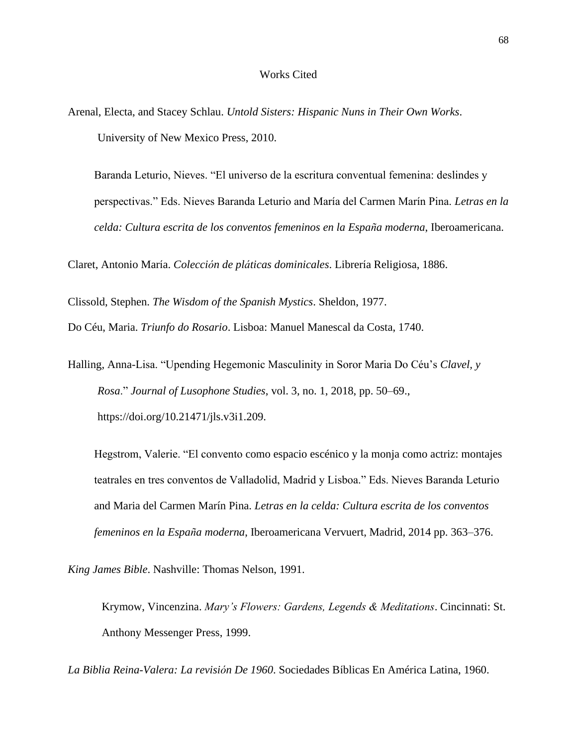# Works Cited

Arenal, Electa, and Stacey Schlau. *Untold Sisters: Hispanic Nuns in Their Own Works*. University of New Mexico Press, 2010.

Baranda Leturio, Nieves. "El universo de la escritura conventual femenina: deslindes y perspectivas." Eds. Nieves Baranda Leturio and María del Carmen Marín Pina. *Letras en la celda: Cultura escrita de los conventos femeninos en la España moderna*, Iberoamericana.

Claret, Antonio María. *Colección de pláticas dominicales*. Librería Religiosa, 1886.

Clissold, Stephen. *The Wisdom of the Spanish Mystics*. Sheldon, 1977.

Do Céu, Maria. *Triunfo do Rosario*. Lisboa: Manuel Manescal da Costa, 1740.

Halling, Anna-Lisa. "Upending Hegemonic Masculinity in Soror Maria Do Céu's *Clavel, y Rosa*." *Journal of Lusophone Studies*, vol. 3, no. 1, 2018, pp. 50–69., https://doi.org/10.21471/jls.v3i1.209.

Hegstrom, Valerie. "El convento como espacio escénico y la monja como actriz: montajes teatrales en tres conventos de Valladolid, Madrid y Lisboa." Eds. Nieves Baranda Leturio and Maria del Carmen Marín Pina. *Letras en la celda: Cultura escrita de los conventos femeninos en la España moderna*, Iberoamericana Vervuert, Madrid, 2014 pp. 363–376.

*King James Bible*. Nashville: Thomas Nelson, 1991.

Krymow, Vincenzina. *Mary's Flowers: Gardens, Legends & Meditations*. Cincinnati: St. Anthony Messenger Press, 1999.

*La Biblia Reina-Valera: La revisión De 1960*. Sociedades Bíblicas En América Latina, 1960.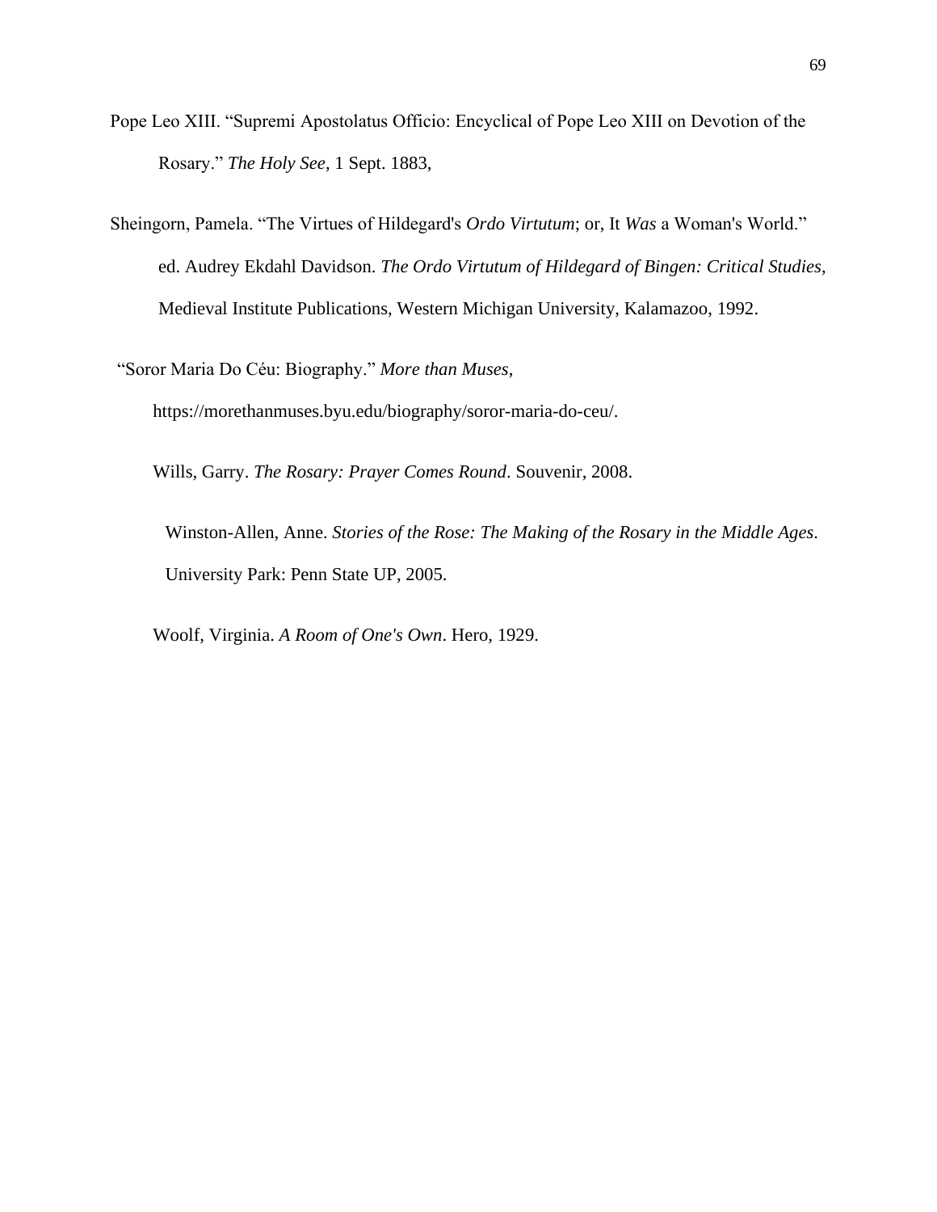Pope Leo XIII. "Supremi Apostolatus Officio: Encyclical of Pope Leo XIII on Devotion of the Rosary." *The Holy See*, 1 Sept. 1883,

Sheingorn, Pamela. "The Virtues of Hildegard's *Ordo Virtutum*; or, It *Was* a Woman's World." ed. Audrey Ekdahl Davidson. *The Ordo Virtutum of Hildegard of Bingen: Critical Studies*, Medieval Institute Publications, Western Michigan University, Kalamazoo, 1992.

"Soror Maria Do Céu: Biography." *More than Muses*, https://morethanmuses.byu.edu/biography/soror-maria-do-ceu/.

Wills, Garry. *The Rosary: Prayer Comes Round*. Souvenir, 2008.

Winston-Allen, Anne. *Stories of the Rose: The Making of the Rosary in the Middle Ages*. University Park: Penn State UP, 2005.

Woolf, Virginia. *A Room of One's Own*. Hero, 1929.